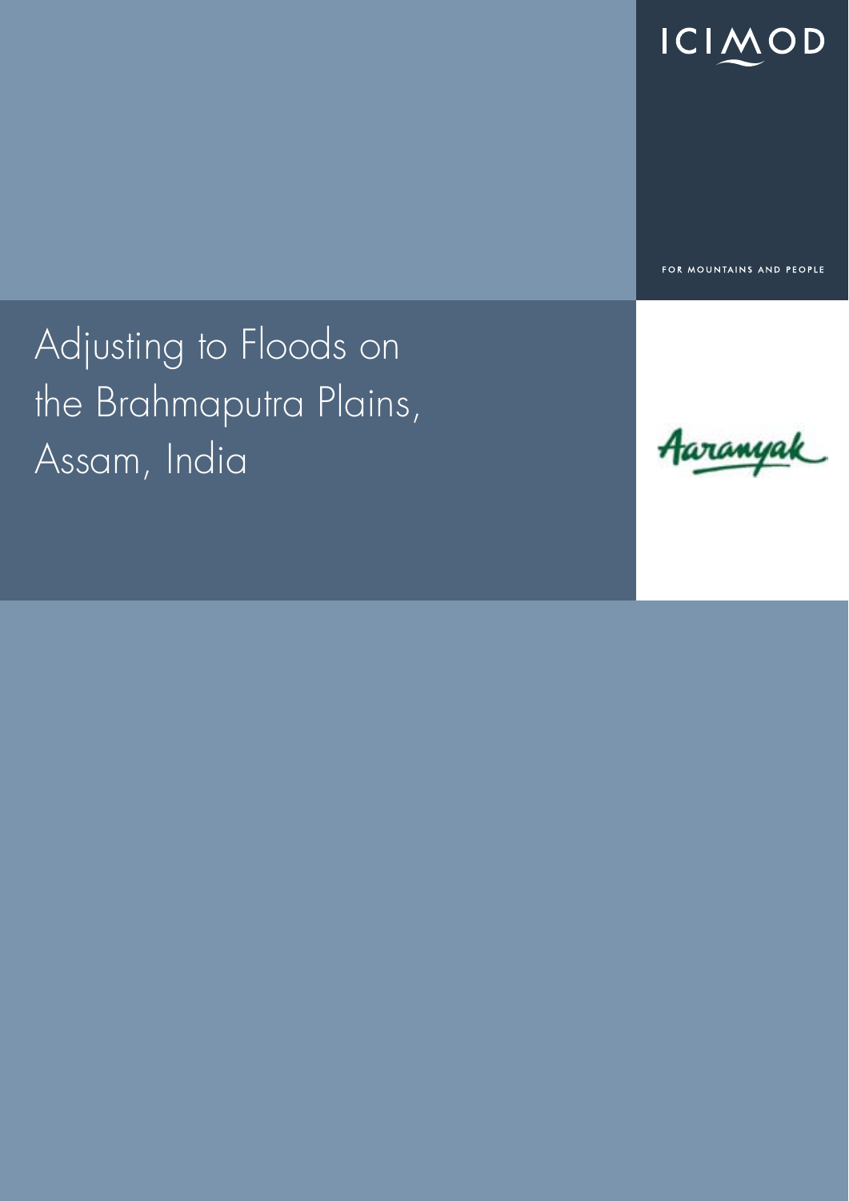ICIMOD

FOR MOUNTAINS AND PEOPLE

# Adjusting to Floods on the Brahmaputra Plains, Assam, India

Aaranyak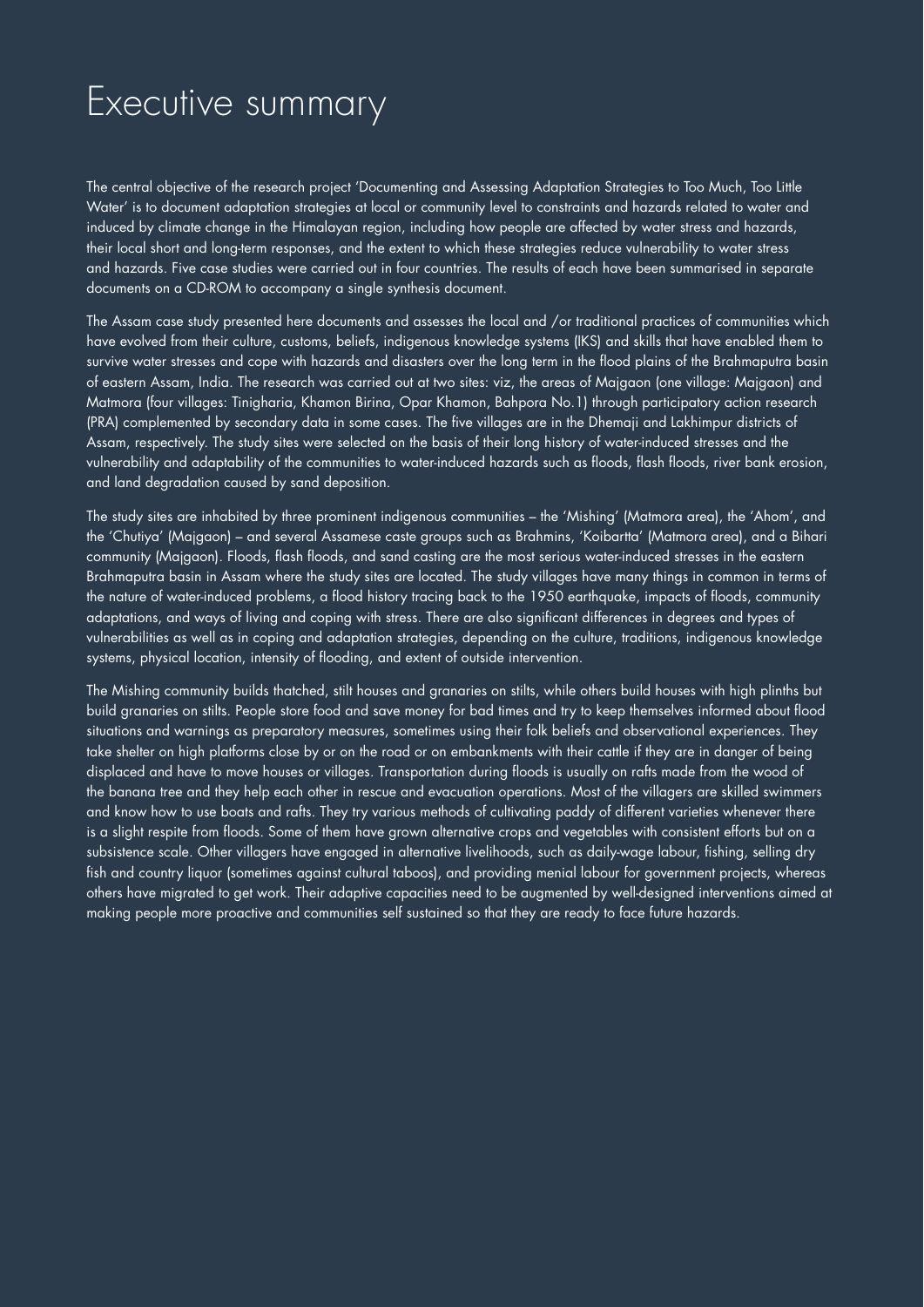# Executive summary

The central objective of the research project 'Documenting and Assessing Adaptation Strategies to Too Much, Too Little Water' is to document adaptation strategies at local or community level to constraints and hazards related to water and induced by climate change in the Himalayan region, including how people are affected by water stress and hazards, their local short and long-term responses, and the extent to which these strategies reduce vulnerability to water stress and hazards. Five case studies were carried out in four countries. The results of each have been summarised in separate documents on a CD-ROM to accompany a single synthesis document.

The Assam case study presented here documents and assesses the local and /or traditional practices of communities which have evolved from their culture, customs, beliefs, indigenous knowledge systems (IKS) and skills that have enabled them to survive water stresses and cope with hazards and disasters over the long term in the flood plains of the Brahmaputra basin of eastern Assam, India. The research was carried out at two sites: viz, the areas of Majgaon (one village: Majgaon) and Matmora (four villages: Tinigharia, Khamon Birina, Opar Khamon, Bahpora No.1) through participatory action research (PRA) complemented by secondary data in some cases. The five villages are in the Dhemaji and Lakhimpur districts of Assam, respectively. The study sites were selected on the basis of their long history of water-induced stresses and the vulnerability and adaptability of the communities to water-induced hazards such as floods, flash floods, river bank erosion, and land degradation caused by sand deposition.

The study sites are inhabited by three prominent indigenous communities – the 'Mishing' (Matmora area), the 'Ahom', and the 'Chutiya' (Majgaon) – and several Assamese caste groups such as Brahmins, 'Koibartta' (Matmora area), and a Bihari community (Majgaon). Floods, flash floods, and sand casting are the most serious water-induced stresses in the eastern Brahmaputra basin in Assam where the study sites are located. The study villages have many things in common in terms of the nature of water-induced problems, a flood history tracing back to the 1950 earthquake, impacts of floods, community adaptations, and ways of living and coping with stress. There are also significant differences in degrees and types of vulnerabilities as well as in coping and adaptation strategies, depending on the culture, traditions, indigenous knowledge systems, physical location, intensity of flooding, and extent of outside intervention.

The Mishing community builds thatched, stilt houses and granaries on stilts, while others build houses with high plinths but build granaries on stilts. People store food and save money for bad times and try to keep themselves informed about flood situations and warnings as preparatory measures, sometimes using their folk beliefs and observational experiences. They take shelter on high platforms close by or on the road or on embankments with their cattle if they are in danger of being displaced and have to move houses or villages. Transportation during floods is usually on rafts made from the wood of the banana tree and they help each other in rescue and evacuation operations. Most of the villagers are skilled swimmers and know how to use boats and rafts. They try various methods of cultivating paddy of different varieties whenever there is a slight respite from floods. Some of them have grown alternative crops and vegetables with consistent efforts but on a subsistence scale. Other villagers have engaged in alternative livelihoods, such as daily-wage labour, fishing, selling dry fish and country liquor (sometimes against cultural taboos), and providing menial labour for government projects, whereas others have migrated to get work. Their adaptive capacities need to be augmented by well-designed interventions aimed at making people more proactive and communities self sustained so that they are ready to face future hazards.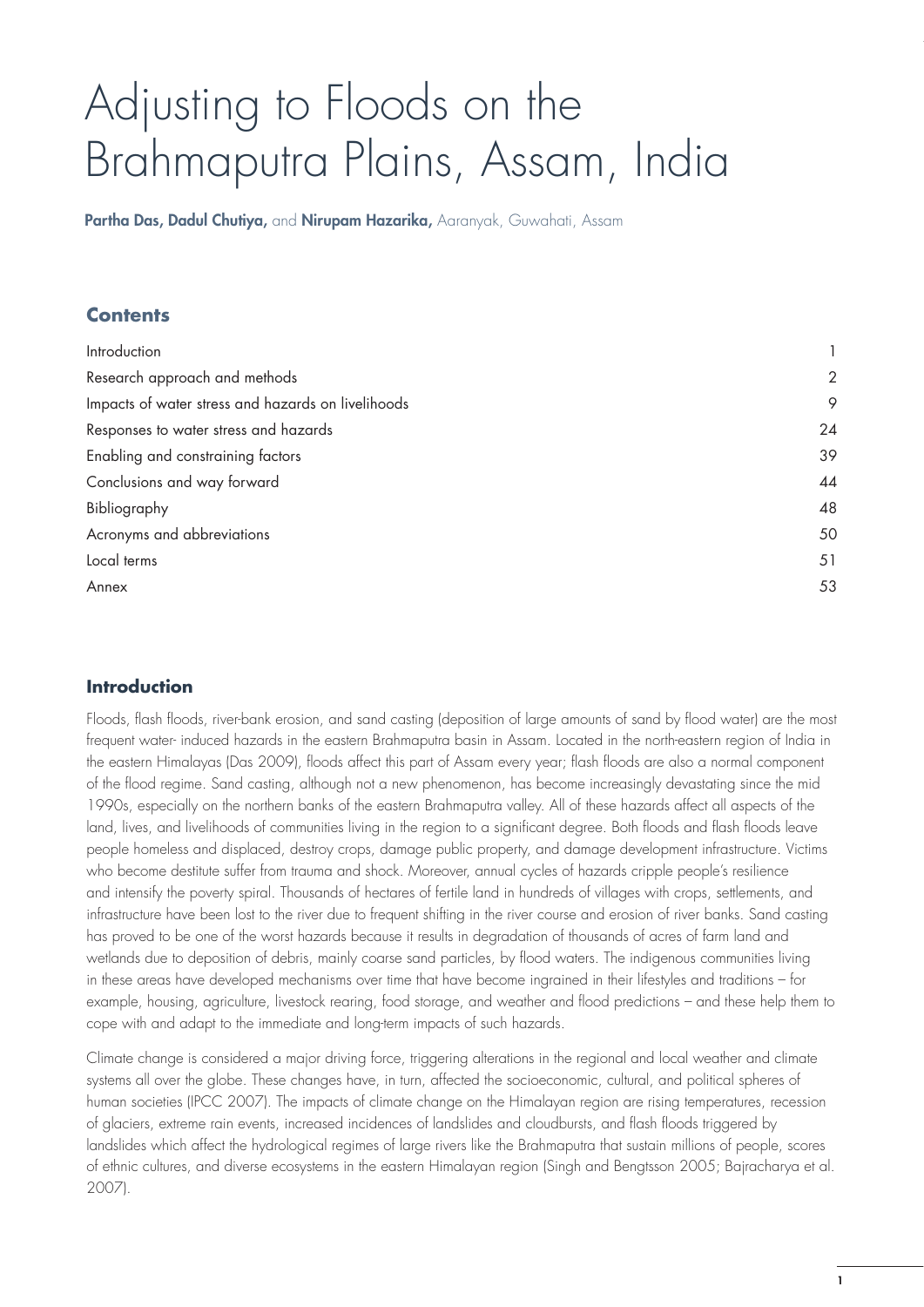# Adjusting to Floods on the Brahmaputra Plains, Assam, India

**Partha Das, Dadul Chutiya,** and **Nirupam Hazarika,** Aaranyak, Guwahati, Assam

## Contents

| | |
|---|---|
| Introduction | 1 |
| Research approach and methods | 2 |
| Impacts of water stress and hazards on livelihoods | 9 |
| Responses to water stress and hazards | 24 |
| Enabling and constraining factors | 39 |
| Conclusions and way forward | 44 |
| Bibliography | 48 |
| Acronyms and abbreviations | 50 |
| Local terms | 51 |
| Annex | 53 |

## Introduction

Floods, flash floods, river-bank erosion, and sand casting (deposition of large amounts of sand by flood water) are the most frequent water- induced hazards in the eastern Brahmaputra basin in Assam. Located in the north-eastern region of India in the eastern Himalayas (Das 2009), floods affect this part of Assam every year; flash floods are also a normal component of the flood regime. Sand casting, although not a new phenomenon, has become increasingly devastating since the mid 1990s, especially on the northern banks of the eastern Brahmaputra valley. All of these hazards affect all aspects of the land, lives, and livelihoods of communities living in the region to a significant degree. Both floods and flash floods leave people homeless and displaced, destroy crops, damage public property, and damage development infrastructure. Victims who become destitute suffer from trauma and shock. Moreover, annual cycles of hazards cripple people's resilience and intensify the poverty spiral. Thousands of hectares of fertile land in hundreds of villages with crops, settlements, and infrastructure have been lost to the river due to frequent shifting in the river course and erosion of river banks. Sand casting has proved to be one of the worst hazards because it results in degradation of thousands of acres of farm land and wetlands due to deposition of debris, mainly coarse sand particles, by flood waters. The indigenous communities living in these areas have developed mechanisms over time that have become ingrained in their lifestyles and traditions – for example, housing, agriculture, livestock rearing, food storage, and weather and flood predictions – and these help them to cope with and adapt to the immediate and long-term impacts of such hazards.

Climate change is considered a major driving force, triggering alterations in the regional and local weather and climate systems all over the globe. These changes have, in turn, affected the socioeconomic, cultural, and political spheres of human societies (IPCC 2007). The impacts of climate change on the Himalayan region are rising temperatures, recession of glaciers, extreme rain events, increased incidences of landslides and cloudbursts, and flash floods triggered by landslides which affect the hydrological regimes of large rivers like the Brahmaputra that sustain millions of people, scores of ethnic cultures, and diverse ecosystems in the eastern Himalayan region (Singh and Bengtsson 2005; Bajracharya et al. 2007).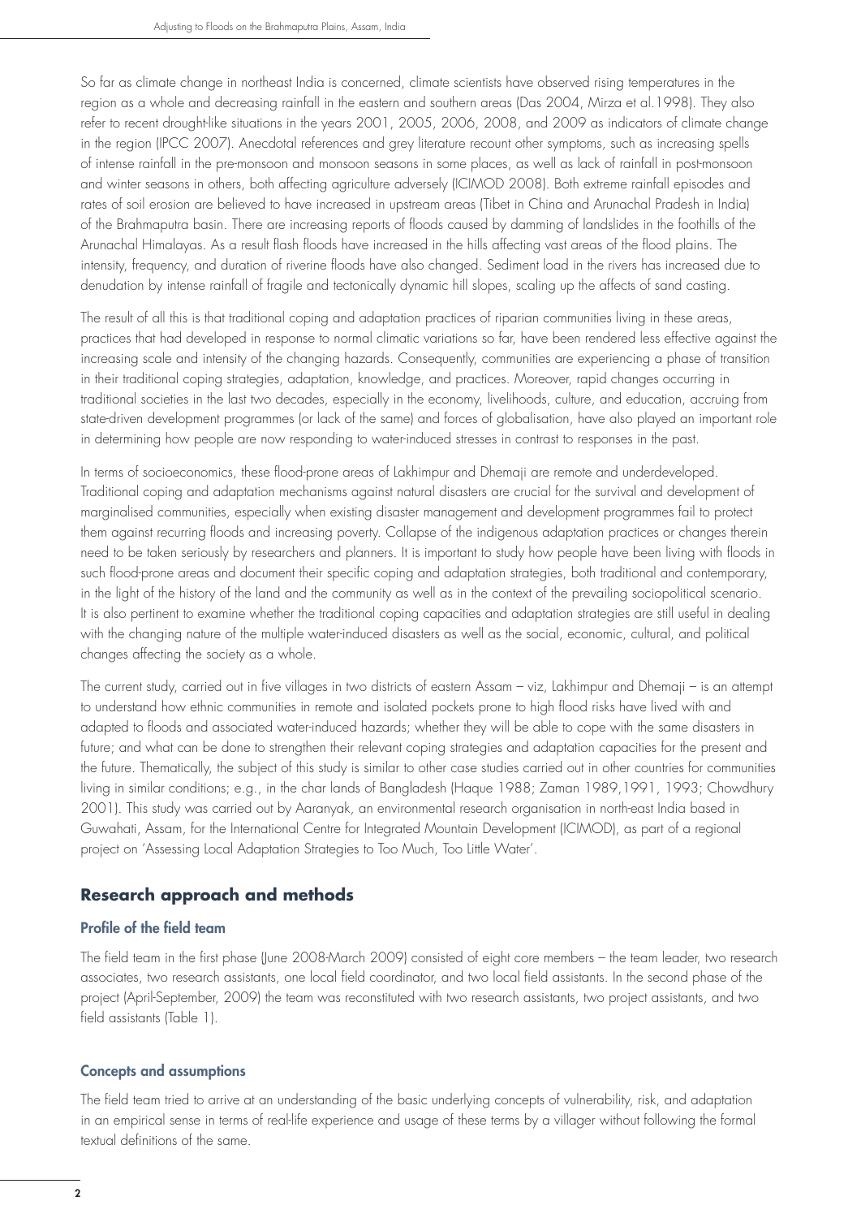So far as climate change in northeast India is concerned, climate scientists have observed rising temperatures in the region as a whole and decreasing rainfall in the eastern and southern areas (Das 2004, Mirza et al.1998). They also refer to recent drought-like situations in the years 2001, 2005, 2006, 2008, and 2009 as indicators of climate change in the region (IPCC 2007). Anecdotal references and grey literature recount other symptoms, such as increasing spells of intense rainfall in the pre-monsoon and monsoon seasons in some places, as well as lack of rainfall in post-monsoon and winter seasons in others, both affecting agriculture adversely (ICIMOD 2008). Both extreme rainfall episodes and rates of soil erosion are believed to have increased in upstream areas (Tibet in China and Arunachal Pradesh in India) of the Brahmaputra basin. There are increasing reports of floods caused by damming of landslides in the foothills of the Arunachal Himalayas. As a result flash floods have increased in the hills affecting vast areas of the flood plains. The intensity, frequency, and duration of riverine floods have also changed. Sediment load in the rivers has increased due to denudation by intense rainfall of fragile and tectonically dynamic hill slopes, scaling up the affects of sand casting.

The result of all this is that traditional coping and adaptation practices of riparian communities living in these areas, practices that had developed in response to normal climatic variations so far, have been rendered less effective against the increasing scale and intensity of the changing hazards. Consequently, communities are experiencing a phase of transition in their traditional coping strategies, adaptation, knowledge, and practices. Moreover, rapid changes occurring in traditional societies in the last two decades, especially in the economy, livelihoods, culture, and education, accruing from state-driven development programmes (or lack of the same) and forces of globalisation, have also played an important role in determining how people are now responding to water-induced stresses in contrast to responses in the past.

In terms of socioeconomics, these flood-prone areas of Lakhimpur and Dhemaji are remote and underdeveloped. Traditional coping and adaptation mechanisms against natural disasters are crucial for the survival and development of marginalised communities, especially when existing disaster management and development programmes fail to protect them against recurring floods and increasing poverty. Collapse of the indigenous adaptation practices or changes therein need to be taken seriously by researchers and planners. It is important to study how people have been living with floods in such flood-prone areas and document their specific coping and adaptation strategies, both traditional and contemporary, in the light of the history of the land and the community as well as in the context of the prevailing sociopolitical scenario. It is also pertinent to examine whether the traditional coping capacities and adaptation strategies are still useful in dealing with the changing nature of the multiple water-induced disasters as well as the social, economic, cultural, and political changes affecting the society as a whole.

The current study, carried out in five villages in two districts of eastern Assam – viz, Lakhimpur and Dhemaji – is an attempt to understand how ethnic communities in remote and isolated pockets prone to high flood risks have lived with and adapted to floods and associated water-induced hazards; whether they will be able to cope with the same disasters in future; and what can be done to strengthen their relevant coping strategies and adaptation capacities for the present and the future. Thematically, the subject of this study is similar to other case studies carried out in other countries for communities living in similar conditions; e.g., in the char lands of Bangladesh (Haque 1988; Zaman 1989,1991, 1993; Chowdhury 2001). This study was carried out by Aaranyak, an environmental research organisation in north-east India based in Guwahati, Assam, for the International Centre for Integrated Mountain Development (ICIMOD), as part of a regional project on 'Assessing Local Adaptation Strategies to Too Much, Too Little Water'.

## Research approach and methods

### Profile of the field team

The field team in the first phase (June 2008-March 2009) consisted of eight core members – the team leader, two research associates, two research assistants, one local field coordinator, and two local field assistants. In the second phase of the project (April-September, 2009) the team was reconstituted with two research assistants, two project assistants, and two field assistants (Table 1).

### Concepts and assumptions

The field team tried to arrive at an understanding of the basic underlying concepts of vulnerability, risk, and adaptation in an empirical sense in terms of real-life experience and usage of these terms by a villager without following the formal textual definitions of the same.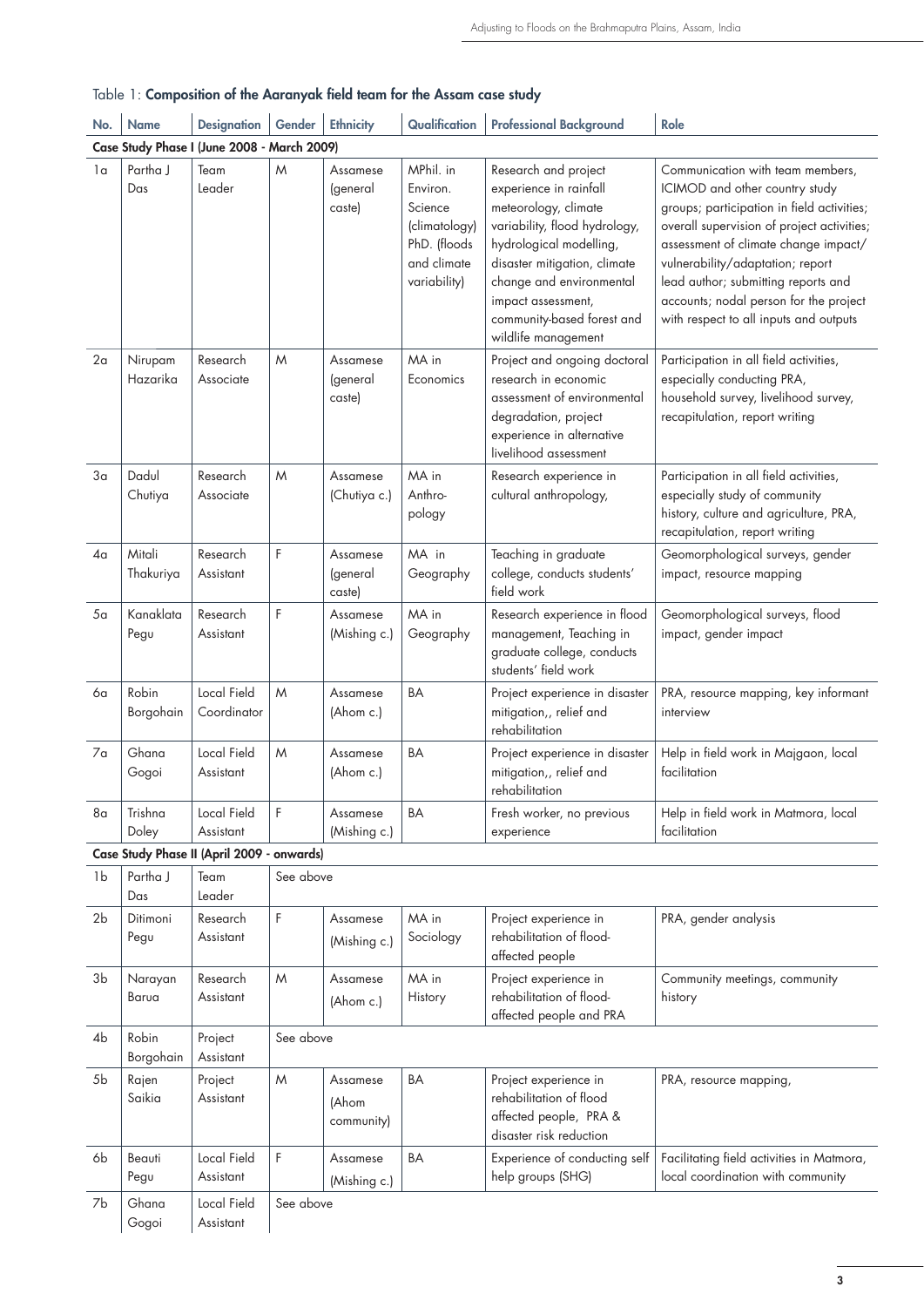Table 1: **Composition of the Aaranyak field team for the Assam case study**

| No. | Name | Designation | Gender | Ethnicity | Qualification | Professional Background | Role |
|---|---|---|---|---|---|---|---|
| **Case Study Phase I (June 2008 - March 2009)** | | | | | | | |
| 1a | Partha J Das | Team Leader | M | Assamese (general caste) | MPhil. in Environ. Science (climatology) PhD. (floods and climate variability) | Research and project experience in rainfall meteorology, climate variability, flood hydrology, hydrological modelling, disaster mitigation, climate change and environmental impact assessment, community-based forest and wildlife management | Communication with team members, ICIMOD and other country study groups; participation in field activities; overall supervision of project activities; assessment of climate change impact/ vulnerability/adaptation; report lead author; submitting reports and accounts; nodal person for the project with respect to all inputs and outputs |
| 2a | Nirupam Hazarika | Research Associate | M | Assamese (general caste) | MA in Economics | Project and ongoing doctoral research in economic assessment of environmental degradation, project experience in alternative livelihood assessment | Participation in all field activities, especially conducting PRA, household survey, livelihood survey, recapitulation, report writing |
| 3a | Dadul Chutiya | Research Associate | M | Assamese (Chutiya c.) | MA in Anthro-pology | Research experience in cultural anthropology, | Participation in all field activities, especially study of community history, culture and agriculture, PRA, recapitulation, report writing |
| 4a | Mitali Thakuriya | Research Assistant | F | Assamese (general caste) | MA in Geography | Teaching in graduate college, conducts students' field work | Geomorphological surveys, gender impact, resource mapping |
| 5a | Kanaklata Pegu | Research Assistant | F | Assamese (Mishing c.) | MA in Geography | Research experience in flood management, Teaching in graduate college, conducts students' field work | Geomorphological surveys, flood impact, gender impact |
| 6a | Robin Borgohain | Local Field Coordinator | M | Assamese (Ahom c.) | BA | Project experience in disaster mitigation,, relief and rehabilitation | PRA, resource mapping, key informant interview |
| 7a | Ghana Gogoi | Local Field Assistant | M | Assamese (Ahom c.) | BA | Project experience in disaster mitigation,, relief and rehabilitation | Help in field work in Majgaon, local facilitation |
| 8a | Trishna Doley | Local Field Assistant | F | Assamese (Mishing c.) | BA | Fresh worker, no previous experience | Help in field work in Matmora, local facilitation |
| **Case Study Phase II (April 2009 - onwards)** | | | | | | | |
| 1b | Partha J Das | Team Leader | See above | | | | |
| 2b | Ditimoni Pegu | Research Assistant | F | Assamese (Mishing c.) | MA in Sociology | Project experience in rehabilitation of flood-affected people | PRA, gender analysis |
| 3b | Narayan Barua | Research Assistant | M | Assamese (Ahom c.) | MA in History | Project experience in rehabilitation of flood-affected people and PRA | Community meetings, community history |
| 4b | Robin Borgohain | Project Assistant | See above | | | | |
| 5b | Rajen Saikia | Project Assistant | M | Assamese (Ahom community) | BA | Project experience in rehabilitation of flood affected people, PRA & disaster risk reduction | PRA, resource mapping, |
| 6b | Beauti Pegu | Local Field Assistant | F | Assamese (Mishing c.) | BA | Experience of conducting self help groups (SHG) | Facilitating field activities in Matmora, local coordination with community |
| 7b | Ghana Gogoi | Local Field Assistant | See above | | | | |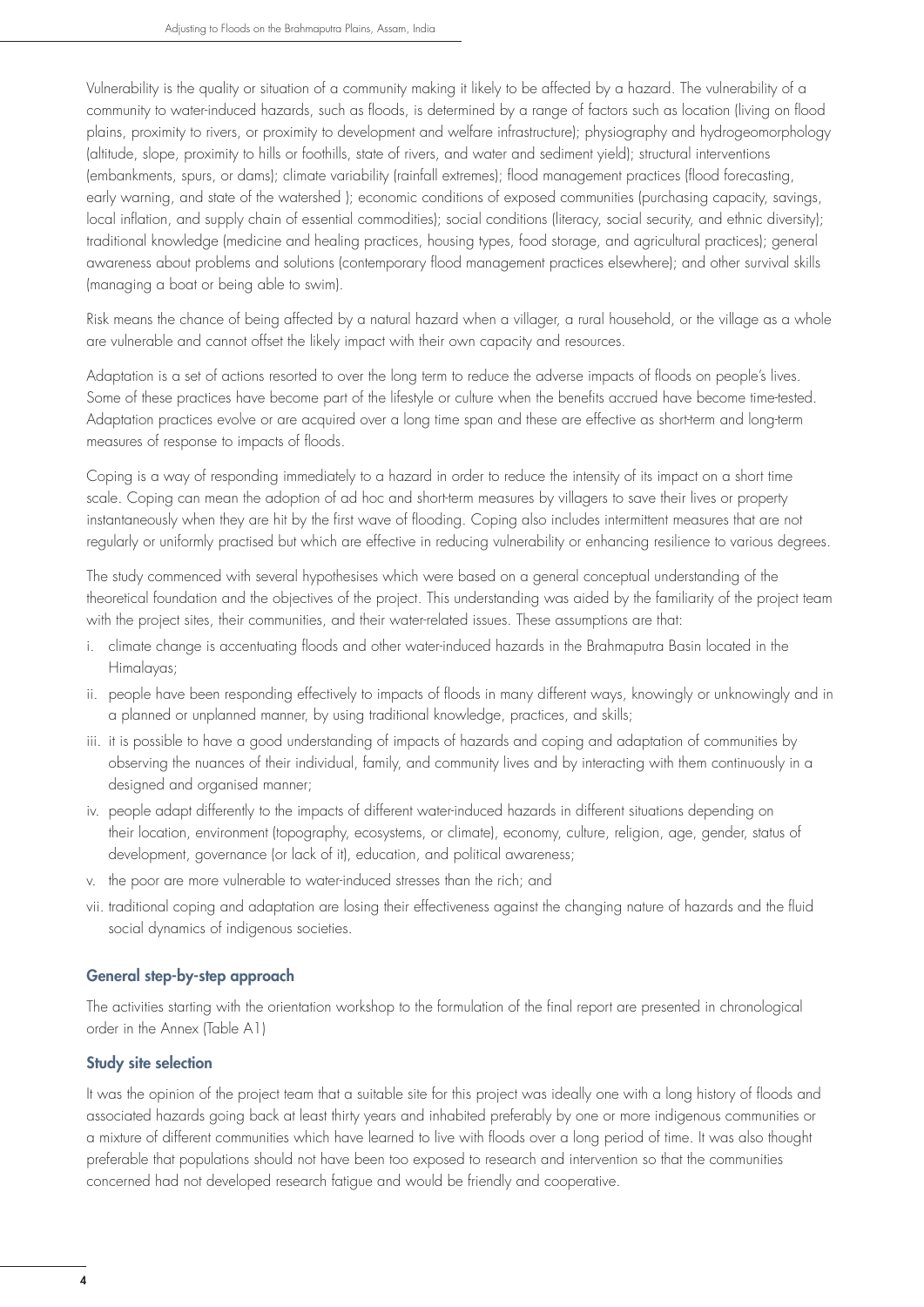Vulnerability is the quality or situation of a community making it likely to be affected by a hazard. The vulnerability of a community to water-induced hazards, such as floods, is determined by a range of factors such as location (living on flood plains, proximity to rivers, or proximity to development and welfare infrastructure); physiography and hydrogeomorphology (altitude, slope, proximity to hills or foothills, state of rivers, and water and sediment yield); structural interventions (embankments, spurs, or dams); climate variability (rainfall extremes); flood management practices (flood forecasting, early warning, and state of the watershed ); economic conditions of exposed communities (purchasing capacity, savings, local inflation, and supply chain of essential commodities); social conditions (literacy, social security, and ethnic diversity); traditional knowledge (medicine and healing practices, housing types, food storage, and agricultural practices); general awareness about problems and solutions (contemporary flood management practices elsewhere); and other survival skills (managing a boat or being able to swim).

Risk means the chance of being affected by a natural hazard when a villager, a rural household, or the village as a whole are vulnerable and cannot offset the likely impact with their own capacity and resources.

Adaptation is a set of actions resorted to over the long term to reduce the adverse impacts of floods on people's lives. Some of these practices have become part of the lifestyle or culture when the benefits accrued have become time-tested. Adaptation practices evolve or are acquired over a long time span and these are effective as short-term and long-term measures of response to impacts of floods.

Coping is a way of responding immediately to a hazard in order to reduce the intensity of its impact on a short time scale. Coping can mean the adoption of ad hoc and short-term measures by villagers to save their lives or property instantaneously when they are hit by the first wave of flooding. Coping also includes intermittent measures that are not regularly or uniformly practised but which are effective in reducing vulnerability or enhancing resilience to various degrees.

The study commenced with several hypothesises which were based on a general conceptual understanding of the theoretical foundation and the objectives of the project. This understanding was aided by the familiarity of the project team with the project sites, their communities, and their water-related issues. These assumptions are that:

i. climate change is accentuating floods and other water-induced hazards in the Brahmaputra Basin located in the Himalayas;
ii. people have been responding effectively to impacts of floods in many different ways, knowingly or unknowingly and in a planned or unplanned manner, by using traditional knowledge, practices, and skills;
iii. it is possible to have a good understanding of impacts of hazards and coping and adaptation of communities by observing the nuances of their individual, family, and community lives and by interacting with them continuously in a designed and organised manner;
iv. people adapt differently to the impacts of different water-induced hazards in different situations depending on their location, environment (topography, ecosystems, or climate), economy, culture, religion, age, gender, status of development, governance (or lack of it), education, and political awareness;
v. the poor are more vulnerable to water-induced stresses than the rich; and
vii. traditional coping and adaptation are losing their effectiveness against the changing nature of hazards and the fluid social dynamics of indigenous societies.

### General step-by-step approach

The activities starting with the orientation workshop to the formulation of the final report are presented in chronological order in the Annex (Table A1)

### Study site selection

It was the opinion of the project team that a suitable site for this project was ideally one with a long history of floods and associated hazards going back at least thirty years and inhabited preferably by one or more indigenous communities or a mixture of different communities which have learned to live with floods over a long period of time. It was also thought preferable that populations should not have been too exposed to research and intervention so that the communities concerned had not developed research fatigue and would be friendly and cooperative.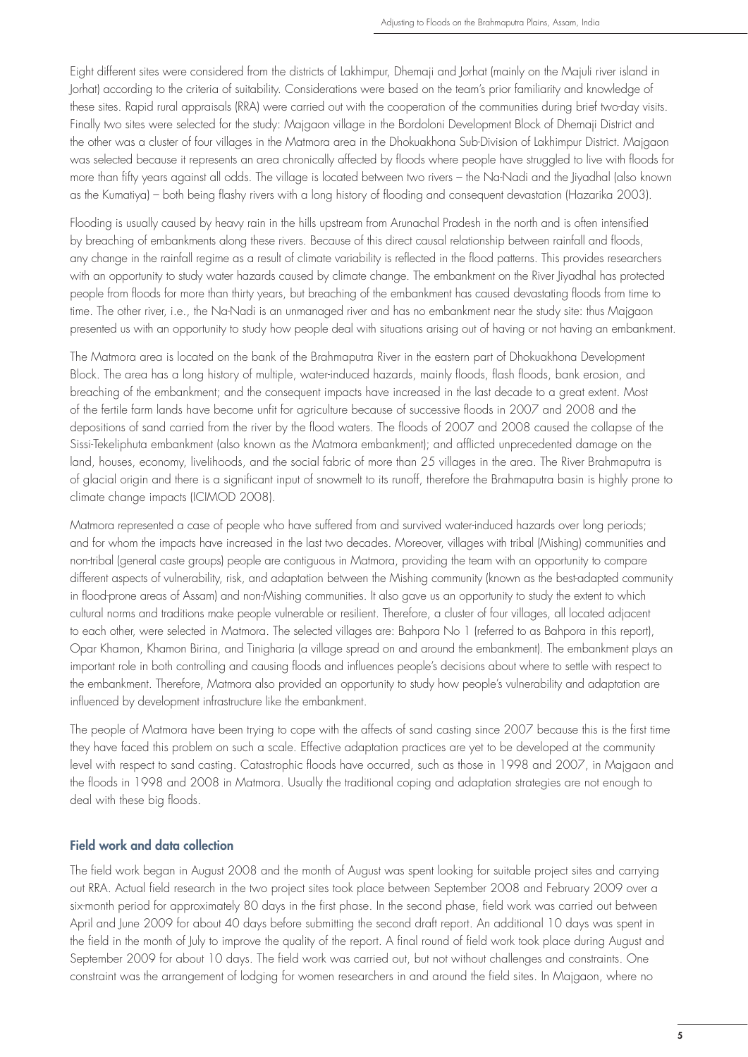Eight different sites were considered from the districts of Lakhimpur, Dhemaji and Jorhat (mainly on the Majuli river island in Jorhat) according to the criteria of suitability. Considerations were based on the team's prior familiarity and knowledge of these sites. Rapid rural appraisals (RRA) were carried out with the cooperation of the communities during brief two-day visits. Finally two sites were selected for the study: Majgaon village in the Bordoloni Development Block of Dhemaji District and the other was a cluster of four villages in the Matmora area in the Dhokuakhona Sub-Division of Lakhimpur District. Majgaon was selected because it represents an area chronically affected by floods where people have struggled to live with floods for more than fifty years against all odds. The village is located between two rivers – the Na-Nadi and the Jiyadhal (also known as the Kumatiya) – both being flashy rivers with a long history of flooding and consequent devastation (Hazarika 2003).

Flooding is usually caused by heavy rain in the hills upstream from Arunachal Pradesh in the north and is often intensified by breaching of embankments along these rivers. Because of this direct causal relationship between rainfall and floods, any change in the rainfall regime as a result of climate variability is reflected in the flood patterns. This provides researchers with an opportunity to study water hazards caused by climate change. The embankment on the River Jiyadhal has protected people from floods for more than thirty years, but breaching of the embankment has caused devastating floods from time to time. The other river, i.e., the Na-Nadi is an unmanaged river and has no embankment near the study site: thus Majgaon presented us with an opportunity to study how people deal with situations arising out of having or not having an embankment.

The Matmora area is located on the bank of the Brahmaputra River in the eastern part of Dhokuakhona Development Block. The area has a long history of multiple, water-induced hazards, mainly floods, flash floods, bank erosion, and breaching of the embankment; and the consequent impacts have increased in the last decade to a great extent. Most of the fertile farm lands have become unfit for agriculture because of successive floods in 2007 and 2008 and the depositions of sand carried from the river by the flood waters. The floods of 2007 and 2008 caused the collapse of the Sissi-Tekeliphuta embankment (also known as the Matmora embankment); and afflicted unprecedented damage on the land, houses, economy, livelihoods, and the social fabric of more than 25 villages in the area. The River Brahmaputra is of glacial origin and there is a significant input of snowmelt to its runoff, therefore the Brahmaputra basin is highly prone to climate change impacts (ICIMOD 2008).

Matmora represented a case of people who have suffered from and survived water-induced hazards over long periods; and for whom the impacts have increased in the last two decades. Moreover, villages with tribal (Mishing) communities and non-tribal (general caste groups) people are contiguous in Matmora, providing the team with an opportunity to compare different aspects of vulnerability, risk, and adaptation between the Mishing community (known as the best-adapted community in flood-prone areas of Assam) and non-Mishing communities. It also gave us an opportunity to study the extent to which cultural norms and traditions make people vulnerable or resilient. Therefore, a cluster of four villages, all located adjacent to each other, were selected in Matmora. The selected villages are: Bahpora No 1 (referred to as Bahpora in this report), Opar Khamon, Khamon Birina, and Tinigharia (a village spread on and around the embankment). The embankment plays an important role in both controlling and causing floods and influences people's decisions about where to settle with respect to the embankment. Therefore, Matmora also provided an opportunity to study how people's vulnerability and adaptation are influenced by development infrastructure like the embankment.

The people of Matmora have been trying to cope with the affects of sand casting since 2007 because this is the first time they have faced this problem on such a scale. Effective adaptation practices are yet to be developed at the community level with respect to sand casting. Catastrophic floods have occurred, such as those in 1998 and 2007, in Majgaon and the floods in 1998 and 2008 in Matmora. Usually the traditional coping and adaptation strategies are not enough to deal with these big floods.

### Field work and data collection

The field work began in August 2008 and the month of August was spent looking for suitable project sites and carrying out RRA. Actual field research in the two project sites took place between September 2008 and February 2009 over a six-month period for approximately 80 days in the first phase. In the second phase, field work was carried out between April and June 2009 for about 40 days before submitting the second draft report. An additional 10 days was spent in the field in the month of July to improve the quality of the report. A final round of field work took place during August and September 2009 for about 10 days. The field work was carried out, but not without challenges and constraints. One constraint was the arrangement of lodging for women researchers in and around the field sites. In Majgaon, where no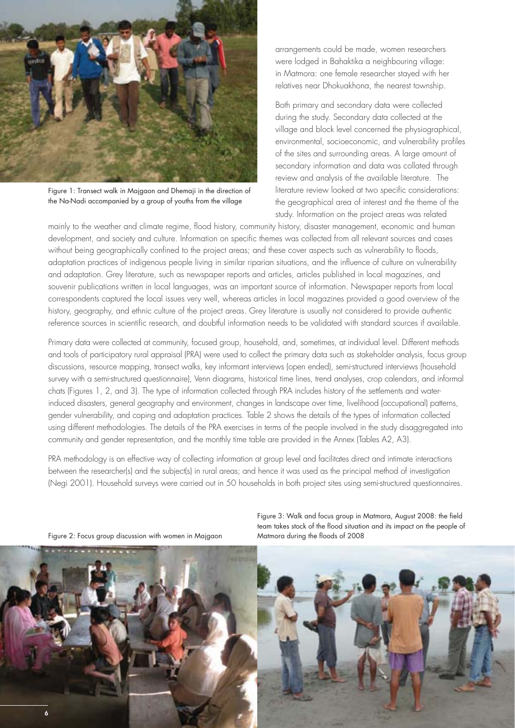Figure 1: Transect walk in Majgaon and Dhemaji in the direction of the Na-Nadi accompanied by a group of youths from the village

arrangements could be made, women researchers were lodged in Bahaktika a neighbouring village: in Matmora: one female researcher stayed with her relatives near Dhokuakhona, the nearest township.

Both primary and secondary data were collected during the study. Secondary data collected at the village and block level concerned the physiographical, environmental, socioeconomic, and vulnerability profiles of the sites and surrounding areas. A large amount of secondary information and data was collated through review and analysis of the available literature. The literature review looked at two specific considerations: the geographical area of interest and the theme of the study. Information on the project areas was related mainly to the weather and climate regime, flood history, community history, disaster management, economic and human development, and society and culture. Information on specific themes was collected from all relevant sources and cases without being geographically confined to the project areas; and these cover aspects such as vulnerability to floods, adaptation practices of indigenous people living in similar riparian situations, and the influence of culture on vulnerability and adaptation. Grey literature, such as newspaper reports and articles, articles published in local magazines, and souvenir publications written in local languages, was an important source of information. Newspaper reports from local correspondents captured the local issues very well, whereas articles in local magazines provided a good overview of the history, geography, and ethnic culture of the project areas. Grey literature is usually not considered to provide authentic reference sources in scientific research, and doubtful information needs to be validated with standard sources if available.

Primary data were collected at community, focused group, household, and, sometimes, at individual level. Different methods and tools of participatory rural appraisal (PRA) were used to collect the primary data such as stakeholder analysis, focus group discussions, resource mapping, transect walks, key informant interviews (open ended), semi-structured interviews (household survey with a semi-structured questionnaire), Venn diagrams, historical time lines, trend analyses, crop calendars, and informal chats (Figures 1, 2, and 3). The type of information collected through PRA includes history of the settlements and water-induced disasters, general geography and environment, changes in landscape over time, livelihood (occupational) patterns, gender vulnerability, and coping and adaptation practices. Table 2 shows the details of the types of information collected using different methodologies. The details of the PRA exercises in terms of the people involved in the study disaggregated into community and gender representation, and the monthly time table are provided in the Annex (Tables A2, A3).

PRA methodology is an effective way of collecting information at group level and facilitates direct and intimate interactions between the researcher(s) and the subject(s) in rural areas; and hence it was used as the principal method of investigation (Negi 2001). Household surveys were carried out in 50 households in both project sites using semi-structured questionnaires.

Figure 2: Focus group discussion with women in Majgaon

Figure 3: Walk and focus group in Matmora, August 2008: the field team takes stock of the flood situation and its impact on the people of Matmora during the floods of 2008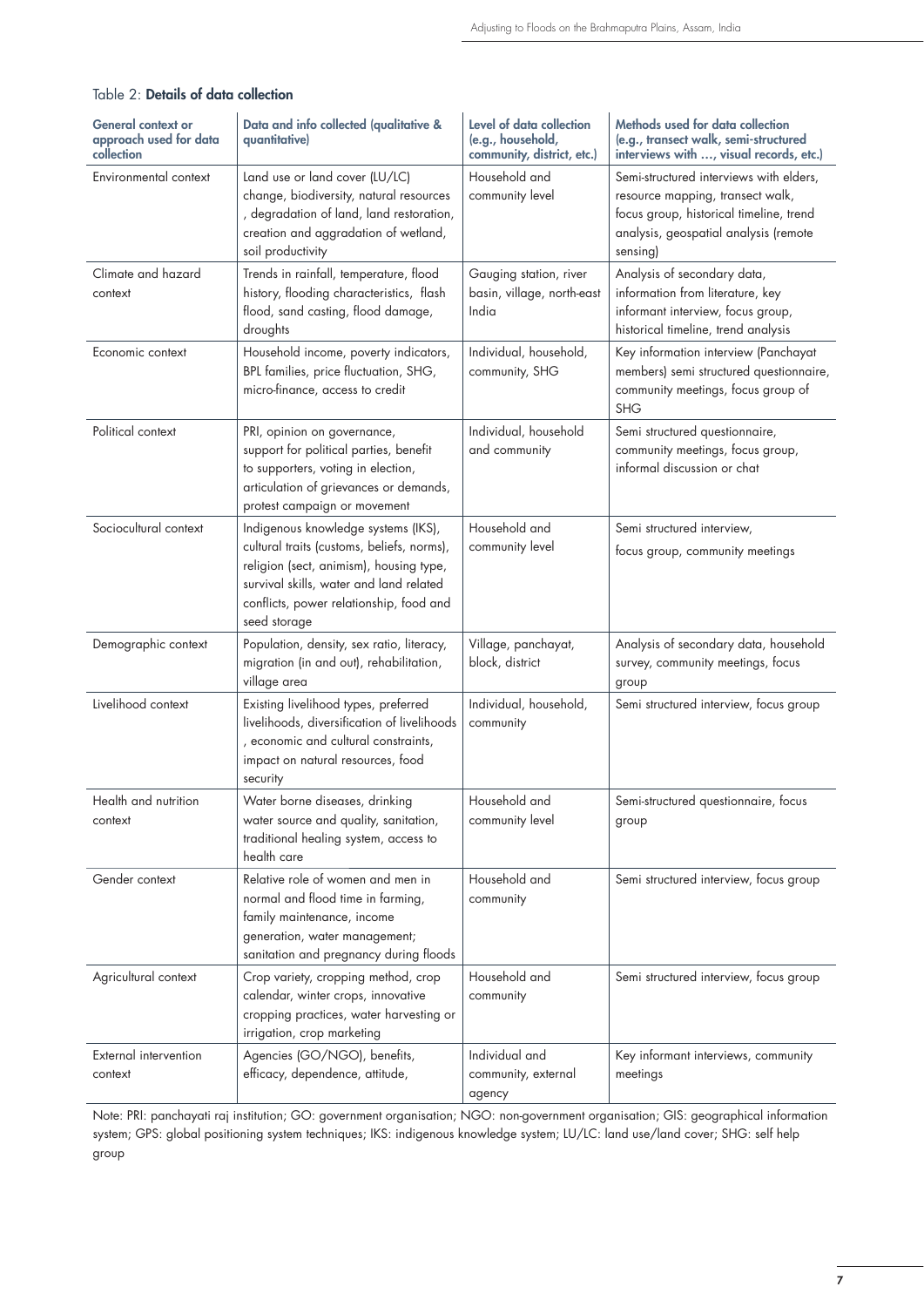Table 2: **Details of data collection**

| General context or approach used for data collection | Data and info collected (qualitative & quantitative) | Level of data collection (e.g., household, community, district, etc.) | Methods used for data collection (e.g., transect walk, semi-structured interviews with …, visual records, etc.) |
|---|---|---|---|
| Environmental context | Land use or land cover (LU/LC) change, biodiversity, natural resources , degradation of land, land restoration, creation and aggradation of wetland, soil productivity | Household and community level | Semi-structured interviews with elders, resource mapping, transect walk, focus group, historical timeline, trend analysis, geospatial analysis (remote sensing) |
| Climate and hazard context | Trends in rainfall, temperature, flood history, flooding characteristics, flash flood, sand casting, flood damage, droughts | Gauging station, river basin, village, north-east India | Analysis of secondary data, information from literature, key informant interview, focus group, historical timeline, trend analysis |
| Economic context | Household income, poverty indicators, BPL families, price fluctuation, SHG, micro-finance, access to credit | Individual, household, community, SHG | Key information interview (Panchayat members) semi structured questionnaire, community meetings, focus group of SHG |
| Political context | PRI, opinion on governance, support for political parties, benefit to supporters, voting in election, articulation of grievances or demands, protest campaign or movement | Individual, household and community | Semi structured questionnaire, community meetings, focus group, informal discussion or chat |
| Sociocultural context | Indigenous knowledge systems (IKS), cultural traits (customs, beliefs, norms), religion (sect, animism), housing type, survival skills, water and land related conflicts, power relationship, food and seed storage | Household and community level | Semi structured interview, focus group, community meetings |
| Demographic context | Population, density, sex ratio, literacy, migration (in and out), rehabilitation, village area | Village, panchayat, block, district | Analysis of secondary data, household survey, community meetings, focus group |
| Livelihood context | Existing livelihood types, preferred livelihoods, diversification of livelihoods , economic and cultural constraints, impact on natural resources, food security | Individual, household, community | Semi structured interview, focus group |
| Health and nutrition context | Water borne diseases, drinking water source and quality, sanitation, traditional healing system, access to health care | Household and community level | Semi-structured questionnaire, focus group |
| Gender context | Relative role of women and men in normal and flood time in farming, family maintenance, income generation, water management; sanitation and pregnancy during floods | Household and community | Semi structured interview, focus group |
| Agricultural context | Crop variety, cropping method, crop calendar, winter crops, innovative cropping practices, water harvesting or irrigation, crop marketing | Household and community | Semi structured interview, focus group |
| External intervention context | Agencies (GO/NGO), benefits, efficacy, dependence, attitude, | Individual and community, external agency | Key informant interviews, community meetings |

Note: PRI: panchayati raj institution; GO: government organisation; NGO: non-government organisation; GIS: geographical information system; GPS: global positioning system techniques; IKS: indigenous knowledge system; LU/LC: land use/land cover; SHG: self help group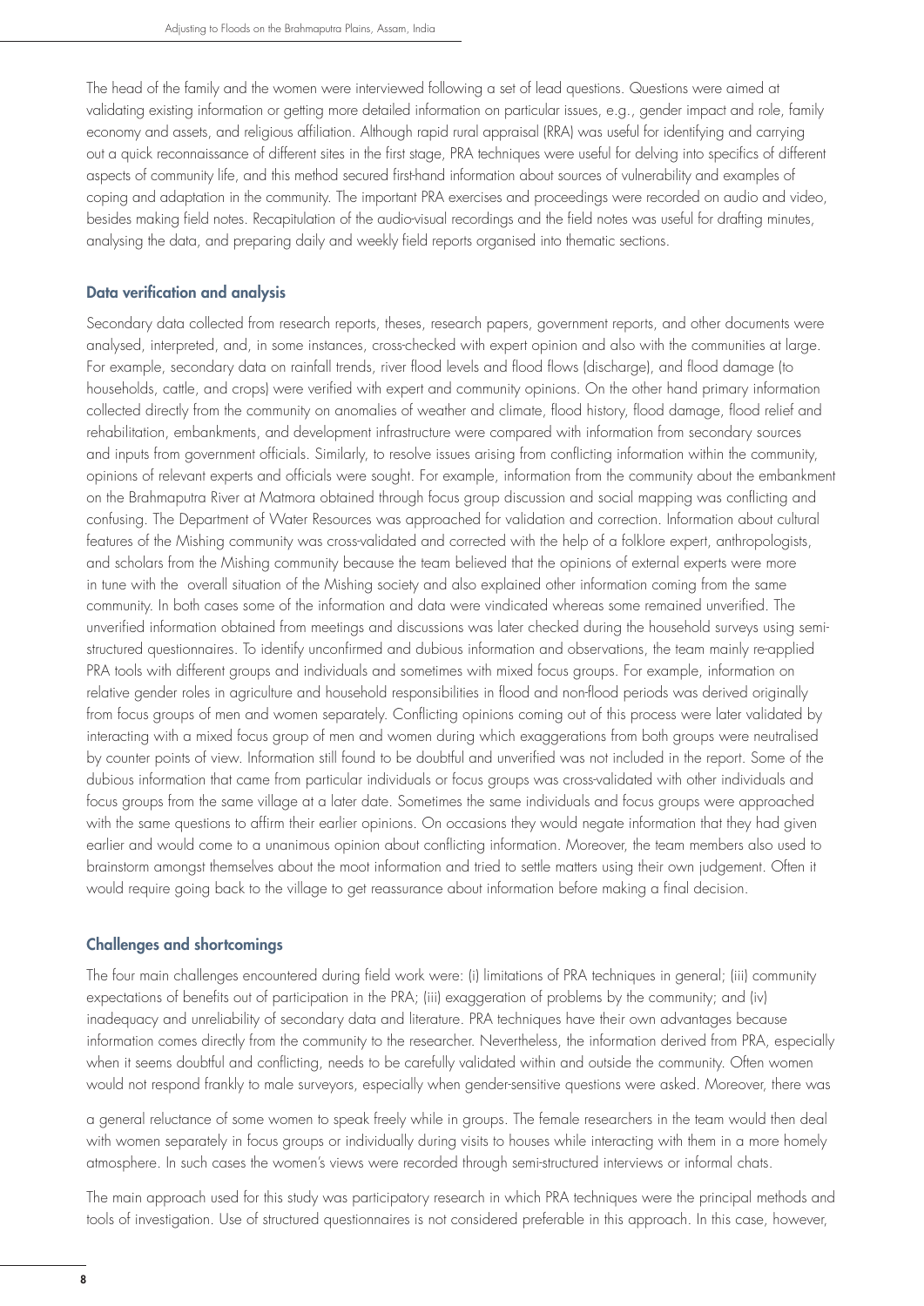The head of the family and the women were interviewed following a set of lead questions. Questions were aimed at validating existing information or getting more detailed information on particular issues, e.g., gender impact and role, family economy and assets, and religious affiliation. Although rapid rural appraisal (RRA) was useful for identifying and carrying out a quick reconnaissance of different sites in the first stage, PRA techniques were useful for delving into specifics of different aspects of community life, and this method secured first-hand information about sources of vulnerability and examples of coping and adaptation in the community. The important PRA exercises and proceedings were recorded on audio and video, besides making field notes. Recapitulation of the audio-visual recordings and the field notes was useful for drafting minutes, analysing the data, and preparing daily and weekly field reports organised into thematic sections.

### Data verification and analysis

Secondary data collected from research reports, theses, research papers, government reports, and other documents were analysed, interpreted, and, in some instances, cross-checked with expert opinion and also with the communities at large. For example, secondary data on rainfall trends, river flood levels and flood flows (discharge), and flood damage (to households, cattle, and crops) were verified with expert and community opinions. On the other hand primary information collected directly from the community on anomalies of weather and climate, flood history, flood damage, flood relief and rehabilitation, embankments, and development infrastructure were compared with information from secondary sources and inputs from government officials. Similarly, to resolve issues arising from conflicting information within the community, opinions of relevant experts and officials were sought. For example, information from the community about the embankment on the Brahmaputra River at Matmora obtained through focus group discussion and social mapping was conflicting and confusing. The Department of Water Resources was approached for validation and correction. Information about cultural features of the Mishing community was cross-validated and corrected with the help of a folklore expert, anthropologists, and scholars from the Mishing community because the team believed that the opinions of external experts were more in tune with the overall situation of the Mishing society and also explained other information coming from the same community. In both cases some of the information and data were vindicated whereas some remained unverified. The unverified information obtained from meetings and discussions was later checked during the household surveys using semi-structured questionnaires. To identify unconfirmed and dubious information and observations, the team mainly re-applied PRA tools with different groups and individuals and sometimes with mixed focus groups. For example, information on relative gender roles in agriculture and household responsibilities in flood and non-flood periods was derived originally from focus groups of men and women separately. Conflicting opinions coming out of this process were later validated by interacting with a mixed focus group of men and women during which exaggerations from both groups were neutralised by counter points of view. Information still found to be doubtful and unverified was not included in the report. Some of the dubious information that came from particular individuals or focus groups was cross-validated with other individuals and focus groups from the same village at a later date. Sometimes the same individuals and focus groups were approached with the same questions to affirm their earlier opinions. On occasions they would negate information that they had given earlier and would come to a unanimous opinion about conflicting information. Moreover, the team members also used to brainstorm amongst themselves about the moot information and tried to settle matters using their own judgement. Often it would require going back to the village to get reassurance about information before making a final decision.

### Challenges and shortcomings

The four main challenges encountered during field work were: (i) limitations of PRA techniques in general; (iii) community expectations of benefits out of participation in the PRA; (iii) exaggeration of problems by the community; and (iv) inadequacy and unreliability of secondary data and literature. PRA techniques have their own advantages because information comes directly from the community to the researcher. Nevertheless, the information derived from PRA, especially when it seems doubtful and conflicting, needs to be carefully validated within and outside the community. Often women would not respond frankly to male surveyors, especially when gender-sensitive questions were asked. Moreover, there was a general reluctance of some women to speak freely while in groups. The female researchers in the team would then deal with women separately in focus groups or individually during visits to houses while interacting with them in a more homely atmosphere. In such cases the women's views were recorded through semi-structured interviews or informal chats.

The main approach used for this study was participatory research in which PRA techniques were the principal methods and tools of investigation. Use of structured questionnaires is not considered preferable in this approach. In this case, however,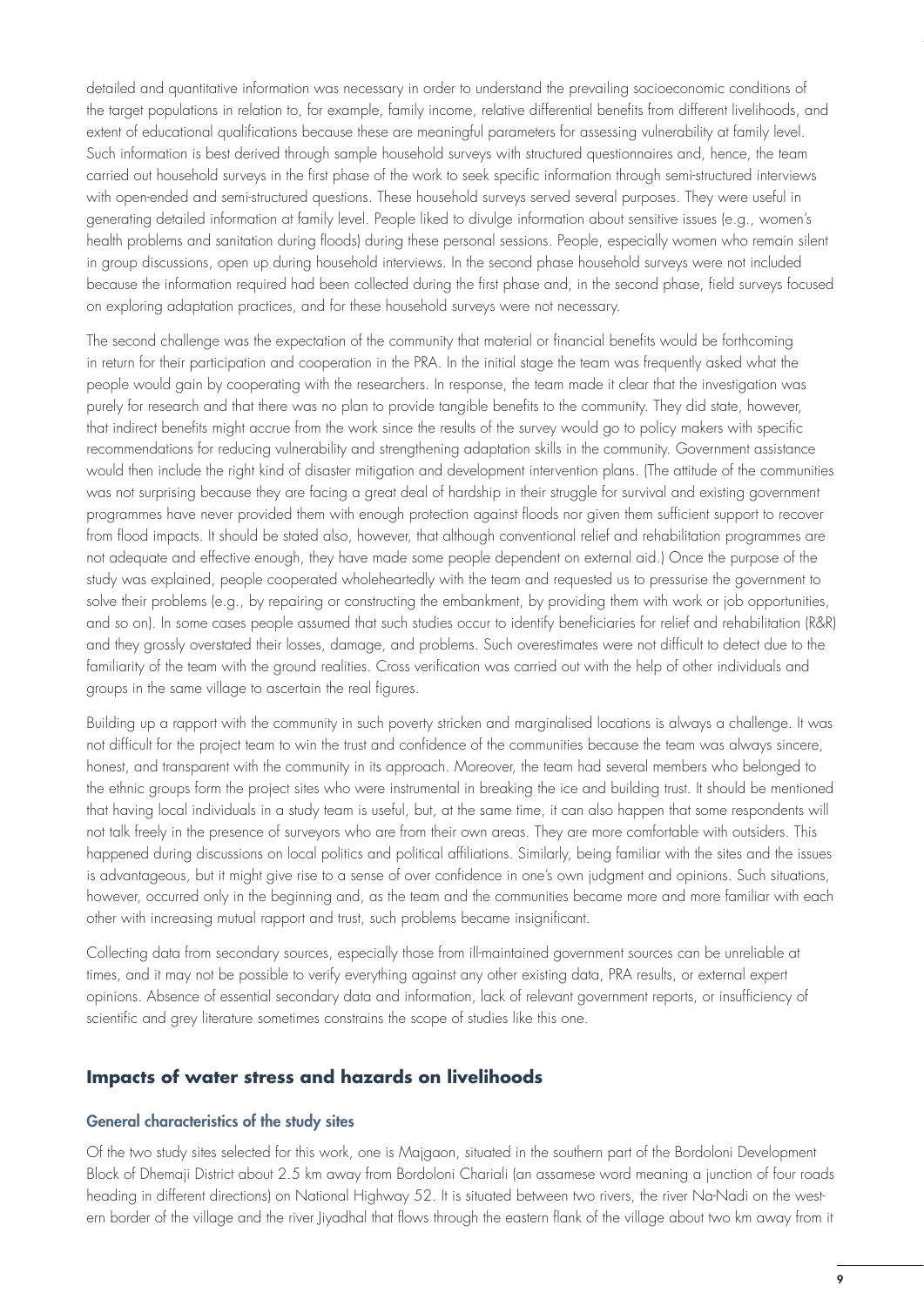detailed and quantitative information was necessary in order to understand the prevailing socioeconomic conditions of the target populations in relation to, for example, family income, relative differential benefits from different livelihoods, and extent of educational qualifications because these are meaningful parameters for assessing vulnerability at family level. Such information is best derived through sample household surveys with structured questionnaires and, hence, the team carried out household surveys in the first phase of the work to seek specific information through semi-structured interviews with open-ended and semi-structured questions. These household surveys served several purposes. They were useful in generating detailed information at family level. People liked to divulge information about sensitive issues (e.g., women's health problems and sanitation during floods) during these personal sessions. People, especially women who remain silent in group discussions, open up during household interviews. In the second phase household surveys were not included because the information required had been collected during the first phase and, in the second phase, field surveys focused on exploring adaptation practices, and for these household surveys were not necessary.

The second challenge was the expectation of the community that material or financial benefits would be forthcoming in return for their participation and cooperation in the PRA. In the initial stage the team was frequently asked what the people would gain by cooperating with the researchers. In response, the team made it clear that the investigation was purely for research and that there was no plan to provide tangible benefits to the community. They did state, however, that indirect benefits might accrue from the work since the results of the survey would go to policy makers with specific recommendations for reducing vulnerability and strengthening adaptation skills in the community. Government assistance would then include the right kind of disaster mitigation and development intervention plans. (The attitude of the communities was not surprising because they are facing a great deal of hardship in their struggle for survival and existing government programmes have never provided them with enough protection against floods nor given them sufficient support to recover from flood impacts. It should be stated also, however, that although conventional relief and rehabilitation programmes are not adequate and effective enough, they have made some people dependent on external aid.) Once the purpose of the study was explained, people cooperated wholeheartedly with the team and requested us to pressurise the government to solve their problems (e.g., by repairing or constructing the embankment, by providing them with work or job opportunities, and so on). In some cases people assumed that such studies occur to identify beneficiaries for relief and rehabilitation (R&R) and they grossly overstated their losses, damage, and problems. Such overestimates were not difficult to detect due to the familiarity of the team with the ground realities. Cross verification was carried out with the help of other individuals and groups in the same village to ascertain the real figures.

Building up a rapport with the community in such poverty stricken and marginalised locations is always a challenge. It was not difficult for the project team to win the trust and confidence of the communities because the team was always sincere, honest, and transparent with the community in its approach. Moreover, the team had several members who belonged to the ethnic groups form the project sites who were instrumental in breaking the ice and building trust. It should be mentioned that having local individuals in a study team is useful, but, at the same time, it can also happen that some respondents will not talk freely in the presence of surveyors who are from their own areas. They are more comfortable with outsiders. This happened during discussions on local politics and political affiliations. Similarly, being familiar with the sites and the issues is advantageous, but it might give rise to a sense of over confidence in one's own judgment and opinions. Such situations, however, occurred only in the beginning and, as the team and the communities became more and more familiar with each other with increasing mutual rapport and trust, such problems became insignificant.

Collecting data from secondary sources, especially those from ill-maintained government sources can be unreliable at times, and it may not be possible to verify everything against any other existing data, PRA results, or external expert opinions. Absence of essential secondary data and information, lack of relevant government reports, or insufficiency of scientific and grey literature sometimes constrains the scope of studies like this one.

## Impacts of water stress and hazards on livelihoods

### General characteristics of the study sites

Of the two study sites selected for this work, one is Majgaon, situated in the southern part of the Bordoloni Development Block of Dhemaji District about 2.5 km away from Bordoloni Chariali (an assamese word meaning a junction of four roads heading in different directions) on National Highway 52. It is situated between two rivers, the river Na-Nadi on the western border of the village and the river Jiyadhal that flows through the eastern flank of the village about two km away from it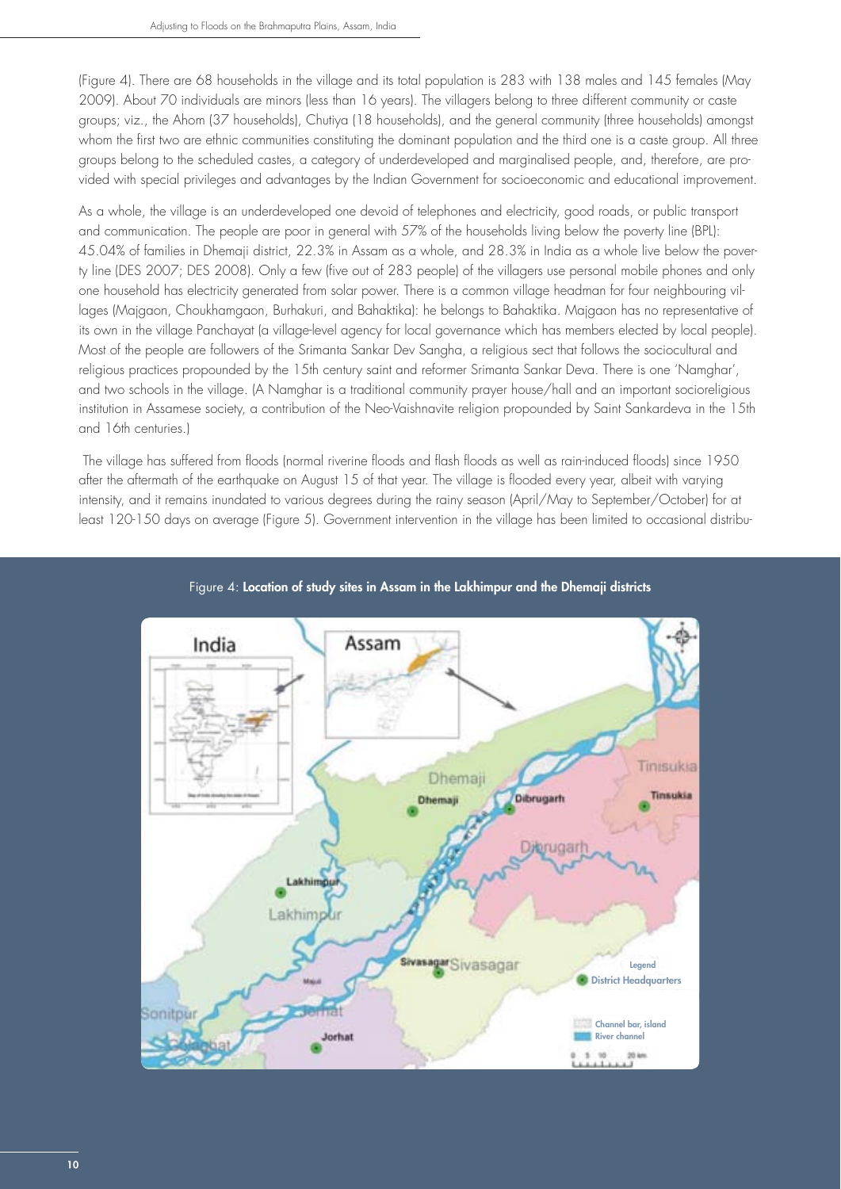(Figure 4). There are 68 households in the village and its total population is 283 with 138 males and 145 females (May 2009). About 70 individuals are minors (less than 16 years). The villagers belong to three different community or caste groups; viz., the Ahom (37 households), Chutiya (18 households), and the general community (three households) amongst whom the first two are ethnic communities constituting the dominant population and the third one is a caste group. All three groups belong to the scheduled castes, a category of underdeveloped and marginalised people, and, therefore, are provided with special privileges and advantages by the Indian Government for socioeconomic and educational improvement.

As a whole, the village is an underdeveloped one devoid of telephones and electricity, good roads, or public transport and communication. The people are poor in general with 57% of the households living below the poverty line (BPL): 45.04% of families in Dhemaji district, 22.3% in Assam as a whole, and 28.3% in India as a whole live below the poverty line (DES 2007; DES 2008). Only a few (five out of 283 people) of the villagers use personal mobile phones and only one household has electricity generated from solar power. There is a common village headman for four neighbouring villages (Majgaon, Choukhamgaon, Burhakuri, and Bahaktika): he belongs to Bahaktika. Majgaon has no representative of its own in the village Panchayat (a village-level agency for local governance which has members elected by local people). Most of the people are followers of the Srimanta Sankar Dev Sangha, a religious sect that follows the sociocultural and religious practices propounded by the 15th century saint and reformer Srimanta Sankar Deva. There is one 'Namghar', and two schools in the village. (A Namghar is a traditional community prayer house/hall and an important socioreligious institution in Assamese society, a contribution of the Neo-Vaishnavite religion propounded by Saint Sankardeva in the 15th and 16th centuries.)

The village has suffered from floods (normal riverine floods and flash floods as well as rain-induced floods) since 1950 after the aftermath of the earthquake on August 15 of that year. The village is flooded every year, albeit with varying intensity, and it remains inundated to various degrees during the rainy season (April/May to September/October) for at least 120-150 days on average (Figure 5). Government intervention in the village has been limited to occasional distribu-

Figure 4: **Location of study sites in Assam in the Lakhimpur and the Dhemaji districts**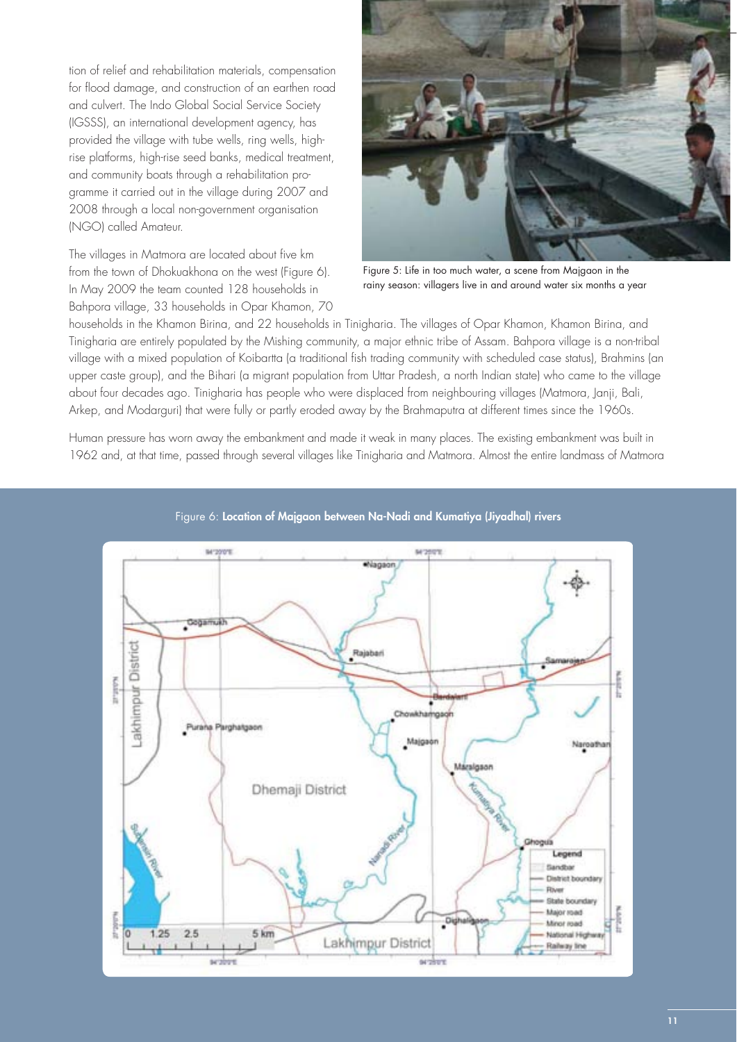tion of relief and rehabilitation materials, compensation for flood damage, and construction of an earthen road and culvert. The Indo Global Social Service Society (IGSSS), an international development agency, has provided the village with tube wells, ring wells, high-rise platforms, high-rise seed banks, medical treatment, and community boats through a rehabilitation programme it carried out in the village during 2007 and 2008 through a local non-government organisation (NGO) called Amateur.

Figure 5: Life in too much water, a scene from Majgaon in the rainy season: villagers live in and around water six months a year

The villages in Matmora are located about five km from the town of Dhokuakhona on the west (Figure 6). In May 2009 the team counted 128 households in Bahpora village, 33 households in Opar Khamon, 70 households in the Khamon Birina, and 22 households in Tinigharia. The villages of Opar Khamon, Khamon Birina, and Tinigharia are entirely populated by the Mishing community, a major ethnic tribe of Assam. Bahpora village is a non-tribal village with a mixed population of Koibartta (a traditional fish trading community with scheduled case status), Brahmins (an upper caste group), and the Bihari (a migrant population from Uttar Pradesh, a north Indian state) who came to the village about four decades ago. Tinigharia has people who were displaced from neighbouring villages (Matmora, Janji, Bali, Arkep, and Modarguri) that were fully or partly eroded away by the Brahmaputra at different times since the 1960s.

Human pressure has worn away the embankment and made it weak in many places. The existing embankment was built in 1962 and, at that time, passed through several villages like Tinigharia and Matmora. Almost the entire landmass of Matmora

Figure 6: **Location of Majgaon between Na-Nadi and Kumatiya (Jiyadhal) rivers**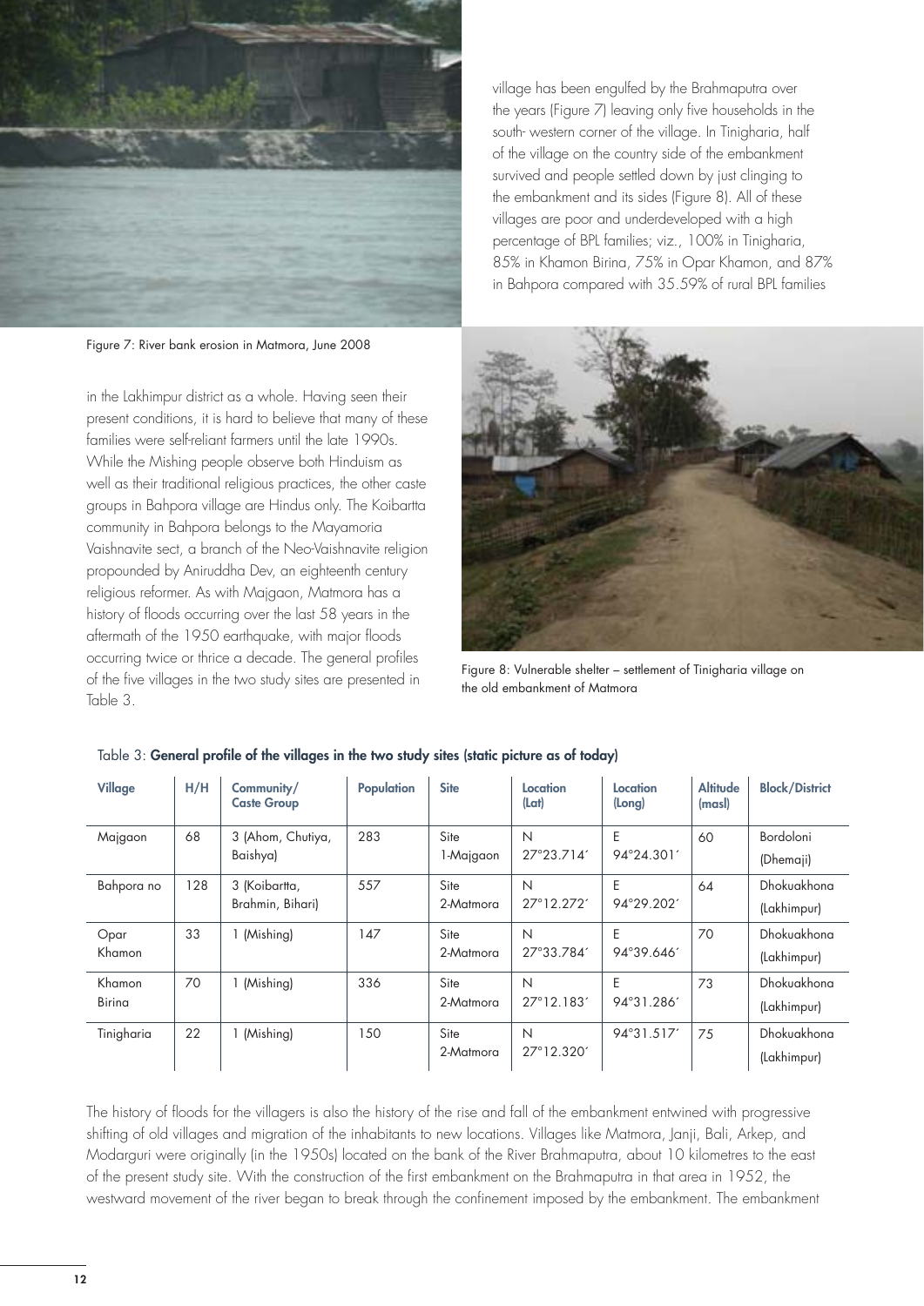village has been engulfed by the Brahmaputra over the years (Figure 7) leaving only five households in the south- western corner of the village. In Tinigharia, half of the village on the country side of the embankment survived and people settled down by just clinging to the embankment and its sides (Figure 8). All of these villages are poor and underdeveloped with a high percentage of BPL families; viz., 100% in Tinigharia, 85% in Khamon Birina, 75% in Opar Khamon, and 87% in Bahpora compared with 35.59% of rural BPL families in the Lakhimpur district as a whole. Having seen their present conditions, it is hard to believe that many of these families were self-reliant farmers until the late 1990s. While the Mishing people observe both Hinduism as well as their traditional religious practices, the other caste groups in Bahpora village are Hindus only. The Koibartta community in Bahpora belongs to the Mayamoria Vaishnavite sect, a branch of the Neo-Vaishnavite religion propounded by Aniruddha Dev, an eighteenth century religious reformer. As with Majgaon, Matmora has a history of floods occurring over the last 58 years in the aftermath of the 1950 earthquake, with major floods occurring twice or thrice a decade. The general profiles of the five villages in the two study sites are presented in Table 3.

Figure 7: River bank erosion in Matmora, June 2008

Figure 8: Vulnerable shelter – settlement of Tinigharia village on the old embankment of Matmora

Table 3: **General profile of the villages in the two study sites (static picture as of today)**

| Village | H/H | Community/ Caste Group | Population | Site | Location (Lat) | Location (Long) | Altitude (masl) | Block/District |
|---|---|---|---|---|---|---|---|---|
| Majgaon | 68 | 3 (Ahom, Chutiya, Baishya) | 283 | Site 1-Majgaon | N 27°23.714´ | E 94°24.301´ | 60 | Bordoloni (Dhemaji) |
| Bahpora no | 128 | 3 (Koibartta, Brahmin, Bihari) | 557 | Site 2-Matmora | N 27°12.272´ | E 94°29.202´ | 64 | Dhokuakhona (Lakhimpur) |
| Opar Khamon | 33 | 1 (Mishing) | 147 | Site 2-Matmora | N 27°33.784´ | E 94°39.646´ | 70 | Dhokuakhona (Lakhimpur) |
| Khamon Birina | 70 | 1 (Mishing) | 336 | Site 2-Matmora | N 27°12.183´ | E 94°31.286´ | 73 | Dhokuakhona (Lakhimpur) |
| Tinigharia | 22 | 1 (Mishing) | 150 | Site 2-Matmora | N 27°12.320´ | 94°31.517´ | 75 | Dhokuakhona (Lakhimpur) |

The history of floods for the villagers is also the history of the rise and fall of the embankment entwined with progressive shifting of old villages and migration of the inhabitants to new locations. Villages like Matmora, Janji, Bali, Arkep, and Modarguri were originally (in the 1950s) located on the bank of the River Brahmaputra, about 10 kilometres to the east of the present study site. With the construction of the first embankment on the Brahmaputra in that area in 1952, the westward movement of the river began to break through the confinement imposed by the embankment. The embankment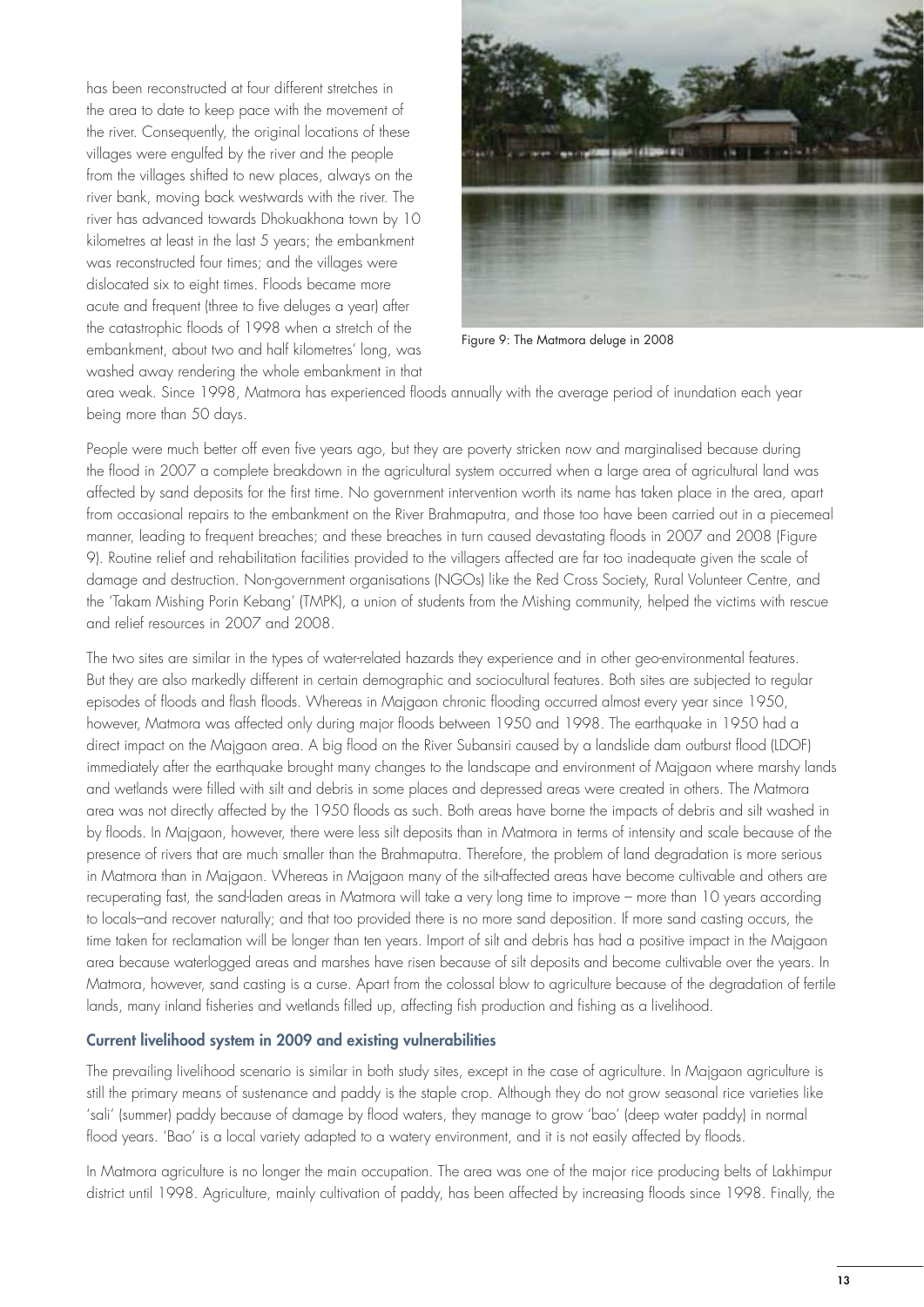has been reconstructed at four different stretches in the area to date to keep pace with the movement of the river. Consequently, the original locations of these villages were engulfed by the river and the people from the villages shifted to new places, always on the river bank, moving back westwards with the river. The river has advanced towards Dhokuakhona town by 10 kilometres at least in the last 5 years; the embankment was reconstructed four times; and the villages were dislocated six to eight times. Floods became more acute and frequent (three to five deluges a year) after the catastrophic floods of 1998 when a stretch of the embankment, about two and half kilometres' long, was washed away rendering the whole embankment in that area weak. Since 1998, Matmora has experienced floods annually with the average period of inundation each year being more than 50 days.

Figure 9: The Matmora deluge in 2008

People were much better off even five years ago, but they are poverty stricken now and marginalised because during the flood in 2007 a complete breakdown in the agricultural system occurred when a large area of agricultural land was affected by sand deposits for the first time. No government intervention worth its name has taken place in the area, apart from occasional repairs to the embankment on the River Brahmaputra, and those too have been carried out in a piecemeal manner, leading to frequent breaches; and these breaches in turn caused devastating floods in 2007 and 2008 (Figure 9). Routine relief and rehabilitation facilities provided to the villagers affected are far too inadequate given the scale of damage and destruction. Non-government organisations (NGOs) like the Red Cross Society, Rural Volunteer Centre, and the 'Takam Mishing Porin Kebang' (TMPK), a union of students from the Mishing community, helped the victims with rescue and relief resources in 2007 and 2008.

The two sites are similar in the types of water-related hazards they experience and in other geo-environmental features. But they are also markedly different in certain demographic and sociocultural features. Both sites are subjected to regular episodes of floods and flash floods. Whereas in Majgaon chronic flooding occurred almost every year since 1950, however, Matmora was affected only during major floods between 1950 and 1998. The earthquake in 1950 had a direct impact on the Majgaon area. A big flood on the River Subansiri caused by a landslide dam outburst flood (LDOF) immediately after the earthquake brought many changes to the landscape and environment of Majgaon where marshy lands and wetlands were filled with silt and debris in some places and depressed areas were created in others. The Matmora area was not directly affected by the 1950 floods as such. Both areas have borne the impacts of debris and silt washed in by floods. In Majgaon, however, there were less silt deposits than in Matmora in terms of intensity and scale because of the presence of rivers that are much smaller than the Brahmaputra. Therefore, the problem of land degradation is more serious in Matmora than in Majgaon. Whereas in Majgaon many of the silt-affected areas have become cultivable and others are recuperating fast, the sand-laden areas in Matmora will take a very long time to improve – more than 10 years according to locals–and recover naturally; and that too provided there is no more sand deposition. If more sand casting occurs, the time taken for reclamation will be longer than ten years. Import of silt and debris has had a positive impact in the Majgaon area because waterlogged areas and marshes have risen because of silt deposits and become cultivable over the years. In Matmora, however, sand casting is a curse. Apart from the colossal blow to agriculture because of the degradation of fertile lands, many inland fisheries and wetlands filled up, affecting fish production and fishing as a livelihood.

### Current livelihood system in 2009 and existing vulnerabilities

The prevailing livelihood scenario is similar in both study sites, except in the case of agriculture. In Majgaon agriculture is still the primary means of sustenance and paddy is the staple crop. Although they do not grow seasonal rice varieties like 'sali' (summer) paddy because of damage by flood waters, they manage to grow 'bao' (deep water paddy) in normal flood years. 'Bao' is a local variety adapted to a watery environment, and it is not easily affected by floods.

In Matmora agriculture is no longer the main occupation. The area was one of the major rice producing belts of Lakhimpur district until 1998. Agriculture, mainly cultivation of paddy, has been affected by increasing floods since 1998. Finally, the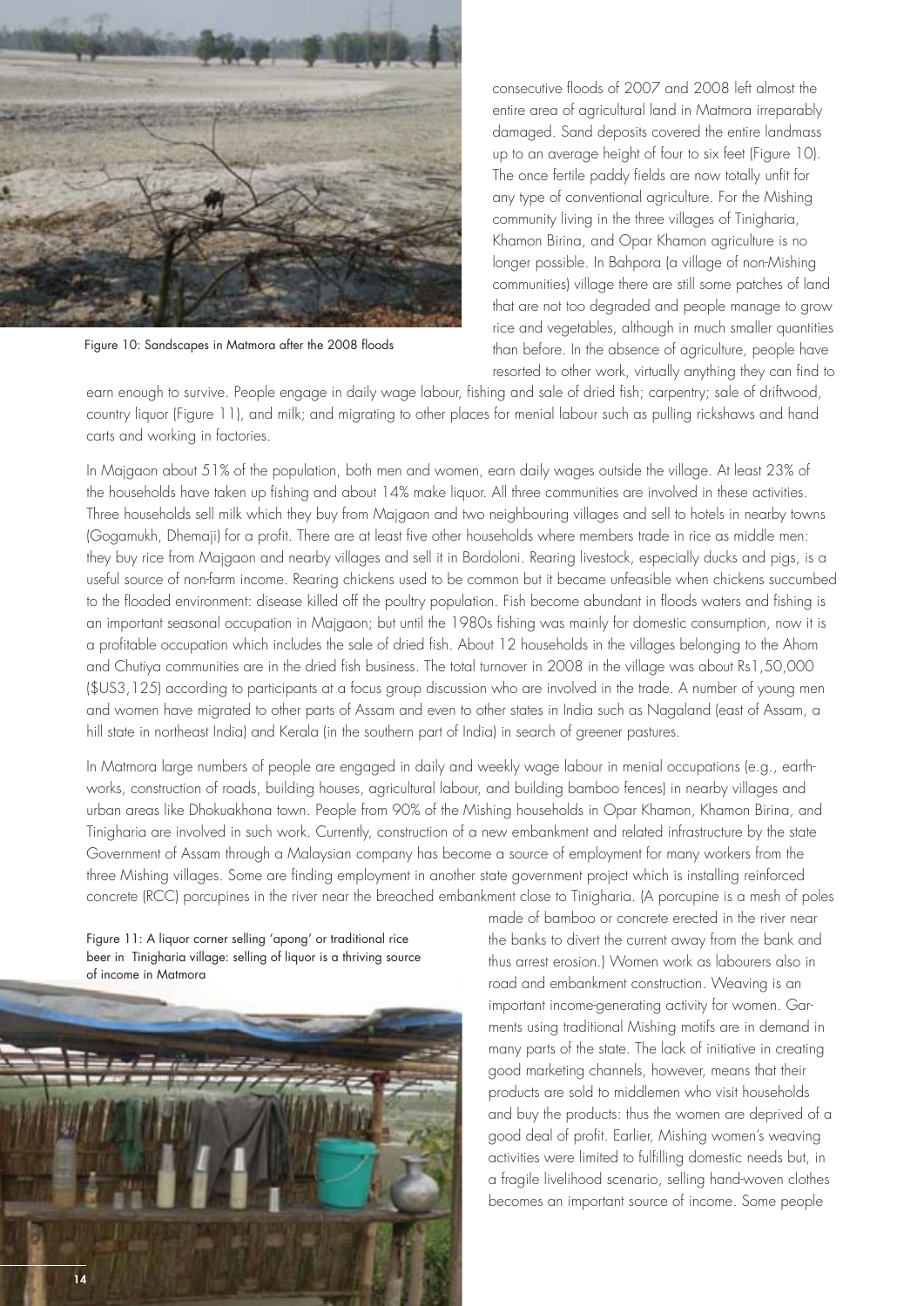consecutive floods of 2007 and 2008 left almost the entire area of agricultural land in Matmora irreparably damaged. Sand deposits covered the entire landmass up to an average height of four to six feet (Figure 10). The once fertile paddy fields are now totally unfit for any type of conventional agriculture. For the Mishing community living in the three villages of Tinigharia, Khamon Birina, and Opar Khamon agriculture is no longer possible. In Bahpora (a village of non-Mishing communities) village there are still some patches of land that are not too degraded and people manage to grow rice and vegetables, although in much smaller quantities than before. In the absence of agriculture, people have resorted to other work, virtually anything they can find to earn enough to survive. People engage in daily wage labour, fishing and sale of dried fish; carpentry; sale of driftwood, country liquor (Figure 11), and milk; and migrating to other places for menial labour such as pulling rickshaws and hand carts and working in factories.

Figure 10: Sandscapes in Matmora after the 2008 floods

In Majgaon about 51% of the population, both men and women, earn daily wages outside the village. At least 23% of the households have taken up fishing and about 14% make liquor. All three communities are involved in these activities. Three households sell milk which they buy from Majgaon and two neighbouring villages and sell to hotels in nearby towns (Gogamukh, Dhemaji) for a profit. There are at least five other households where members trade in rice as middle men: they buy rice from Majgaon and nearby villages and sell it in Bordoloni. Rearing livestock, especially ducks and pigs, is a useful source of non-farm income. Rearing chickens used to be common but it became unfeasible when chickens succumbed to the flooded environment: disease killed off the poultry population. Fish become abundant in floods waters and fishing is an important seasonal occupation in Majgaon; but until the 1980s fishing was mainly for domestic consumption, now it is a profitable occupation which includes the sale of dried fish. About 12 households in the villages belonging to the Ahom and Chutiya communities are in the dried fish business. The total turnover in 2008 in the village was about Rs1,50,000 ($US3,125) according to participants at a focus group discussion who are involved in the trade. A number of young men and women have migrated to other parts of Assam and even to other states in India such as Nagaland (east of Assam, a hill state in northeast India) and Kerala (in the southern part of India) in search of greener pastures.

In Matmora large numbers of people are engaged in daily and weekly wage labour in menial occupations (e.g., earth-works, construction of roads, building houses, agricultural labour, and building bamboo fences) in nearby villages and urban areas like Dhokuakhona town. People from 90% of the Mishing households in Opar Khamon, Khamon Birina, and Tinigharia are involved in such work. Currently, construction of a new embankment and related infrastructure by the state Government of Assam through a Malaysian company has become a source of employment for many workers from the three Mishing villages. Some are finding employment in another state government project which is installing reinforced concrete (RCC) porcupines in the river near the breached embankment close to Tinigharia. (A porcupine is a mesh of poles made of bamboo or concrete erected in the river near the banks to divert the current away from the bank and thus arrest erosion.) Women work as labourers also in road and embankment construction. Weaving is an important income-generating activity for women. Garments using traditional Mishing motifs are in demand in many parts of the state. The lack of initiative in creating good marketing channels, however, means that their products are sold to middlemen who visit households and buy the products: thus the women are deprived of a good deal of profit. Earlier, Mishing women's weaving activities were limited to fulfilling domestic needs but, in a fragile livelihood scenario, selling hand-woven clothes becomes an important source of income. Some people

Figure 11: A liquor corner selling 'apong' or traditional rice beer in Tinigharia village: selling of liquor is a thriving source of income in Matmora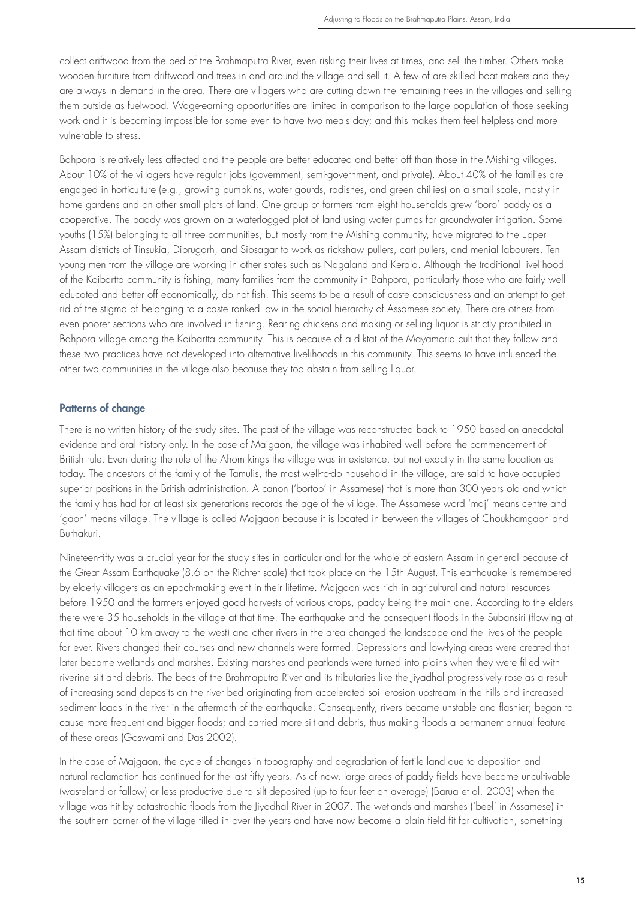collect driftwood from the bed of the Brahmaputra River, even risking their lives at times, and sell the timber. Others make wooden furniture from driftwood and trees in and around the village and sell it. A few of are skilled boat makers and they are always in demand in the area. There are villagers who are cutting down the remaining trees in the villages and selling them outside as fuelwood. Wage-earning opportunities are limited in comparison to the large population of those seeking work and it is becoming impossible for some even to have two meals day; and this makes them feel helpless and more vulnerable to stress.

Bahpora is relatively less affected and the people are better educated and better off than those in the Mishing villages. About 10% of the villagers have regular jobs (government, semi-government, and private). About 40% of the families are engaged in horticulture (e.g., growing pumpkins, water gourds, radishes, and green chillies) on a small scale, mostly in home gardens and on other small plots of land. One group of farmers from eight households grew 'boro' paddy as a cooperative. The paddy was grown on a waterlogged plot of land using water pumps for groundwater irrigation. Some youths (15%) belonging to all three communities, but mostly from the Mishing community, have migrated to the upper Assam districts of Tinsukia, Dibrugarh, and Sibsagar to work as rickshaw pullers, cart pullers, and menial labourers. Ten young men from the village are working in other states such as Nagaland and Kerala. Although the traditional livelihood of the Koibartta community is fishing, many families from the community in Bahpora, particularly those who are fairly well educated and better off economically, do not fish. This seems to be a result of caste consciousness and an attempt to get rid of the stigma of belonging to a caste ranked low in the social hierarchy of Assamese society. There are others from even poorer sections who are involved in fishing. Rearing chickens and making or selling liquor is strictly prohibited in Bahpora village among the Koibartta community. This is because of a diktat of the Mayamoria cult that they follow and these two practices have not developed into alternative livelihoods in this community. This seems to have influenced the other two communities in the village also because they too abstain from selling liquor.

## Patterns of change

There is no written history of the study sites. The past of the village was reconstructed back to 1950 based on anecdotal evidence and oral history only. In the case of Majgaon, the village was inhabited well before the commencement of British rule. Even during the rule of the Ahom kings the village was in existence, but not exactly in the same location as today. The ancestors of the family of the Tamulis, the most well-to-do household in the village, are said to have occupied superior positions in the British administration. A canon ('bortop' in Assamese) that is more than 300 years old and which the family has had for at least six generations records the age of the village. The Assamese word 'maj' means centre and 'gaon' means village. The village is called Majgaon because it is located in between the villages of Choukhamgaon and Burhakuri.

Nineteen-fifty was a crucial year for the study sites in particular and for the whole of eastern Assam in general because of the Great Assam Earthquake (8.6 on the Richter scale) that took place on the 15th August. This earthquake is remembered by elderly villagers as an epoch-making event in their lifetime. Majgaon was rich in agricultural and natural resources before 1950 and the farmers enjoyed good harvests of various crops, paddy being the main one. According to the elders there were 35 households in the village at that time. The earthquake and the consequent floods in the Subansiri (flowing at that time about 10 km away to the west) and other rivers in the area changed the landscape and the lives of the people for ever. Rivers changed their courses and new channels were formed. Depressions and low-lying areas were created that later became wetlands and marshes. Existing marshes and peatlands were turned into plains when they were filled with riverine silt and debris. The beds of the Brahmaputra River and its tributaries like the Jiyadhal progressively rose as a result of increasing sand deposits on the river bed originating from accelerated soil erosion upstream in the hills and increased sediment loads in the river in the aftermath of the earthquake. Consequently, rivers became unstable and flashier; began to cause more frequent and bigger floods; and carried more silt and debris, thus making floods a permanent annual feature of these areas (Goswami and Das 2002).

In the case of Majgaon, the cycle of changes in topography and degradation of fertile land due to deposition and natural reclamation has continued for the last fifty years. As of now, large areas of paddy fields have become uncultivable (wasteland or fallow) or less productive due to silt deposited (up to four feet on average) (Barua et al. 2003) when the village was hit by catastrophic floods from the Jiyadhal River in 2007. The wetlands and marshes ('beel' in Assamese) in the southern corner of the village filled in over the years and have now become a plain field fit for cultivation, something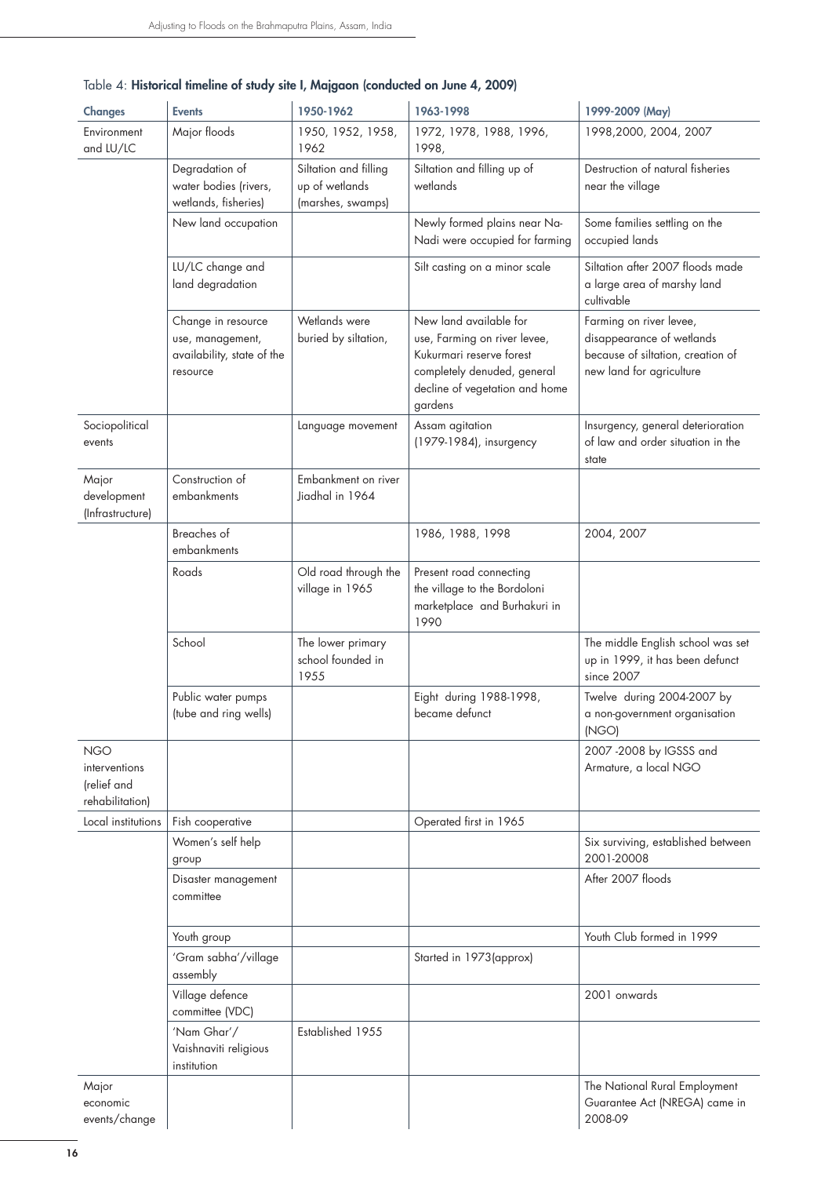Table 4: **Historical timeline of study site I, Majgaon (conducted on June 4, 2009)**

| Changes | Events | 1950-1962 | 1963-1998 | 1999-2009 (May) |
|---|---|---|---|---|
| Environment and LU/LC | Major floods | 1950, 1952, 1958, 1962 | 1972, 1978, 1988, 1996, 1998, | 1998,2000, 2004, 2007 |
| | Degradation of water bodies (rivers, wetlands, fisheries) | Siltation and filling up of wetlands (marshes, swamps) | Siltation and filling up of wetlands | Destruction of natural fisheries near the village |
| | New land occupation | | Newly formed plains near Na-Nadi were occupied for farming | Some families settling on the occupied lands |
| | LU/LC change and land degradation | | Silt casting on a minor scale | Siltation after 2007 floods made a large area of marshy land cultivable |
| | Change in resource use, management, availability, state of the resource | Wetlands were buried by siltation, | New land available for use, Farming on river levee, Kukurmari reserve forest completely denuded, general decline of vegetation and home gardens | Farming on river levee, disappearance of wetlands because of siltation, creation of new land for agriculture |
| Sociopolitical events | | Language movement | Assam agitation (1979-1984), insurgency | Insurgency, general deterioration of law and order situation in the state |
| Major development (Infrastructure) | Construction of embankments | Embankment on river Jiadhal in 1964 | | |
| | Breaches of embankments | | 1986, 1988, 1998 | 2004, 2007 |
| | Roads | Old road through the village in 1965 | Present road connecting the village to the Bordoloni marketplace and Burhakuri in 1990 | |
| | School | The lower primary school founded in 1955 | | The middle English school was set up in 1999, it has been defunct since 2007 |
| | Public water pumps (tube and ring wells) | | Eight during 1988-1998, became defunct | Twelve during 2004-2007 by a non-government organisation (NGO) |
| NGO interventions (relief and rehabilitation) | | | | 2007 -2008 by IGSSS and Armature, a local NGO |
| Local institutions | Fish cooperative | | Operated first in 1965 | |
| | Women's self help group | | | Six surviving, established between 2001-20008 |
| | Disaster management committee | | | After 2007 floods |
| | Youth group | | | Youth Club formed in 1999 |
| | 'Gram sabha'/village assembly | | Started in 1973(approx) | |
| | Village defence committee (VDC) | | | 2001 onwards |
| | 'Nam Ghar'/ Vaishnaviti religious institution | Established 1955 | | |
| Major economic events/change | | | | The National Rural Employment Guarantee Act (NREGA) came in 2008-09 |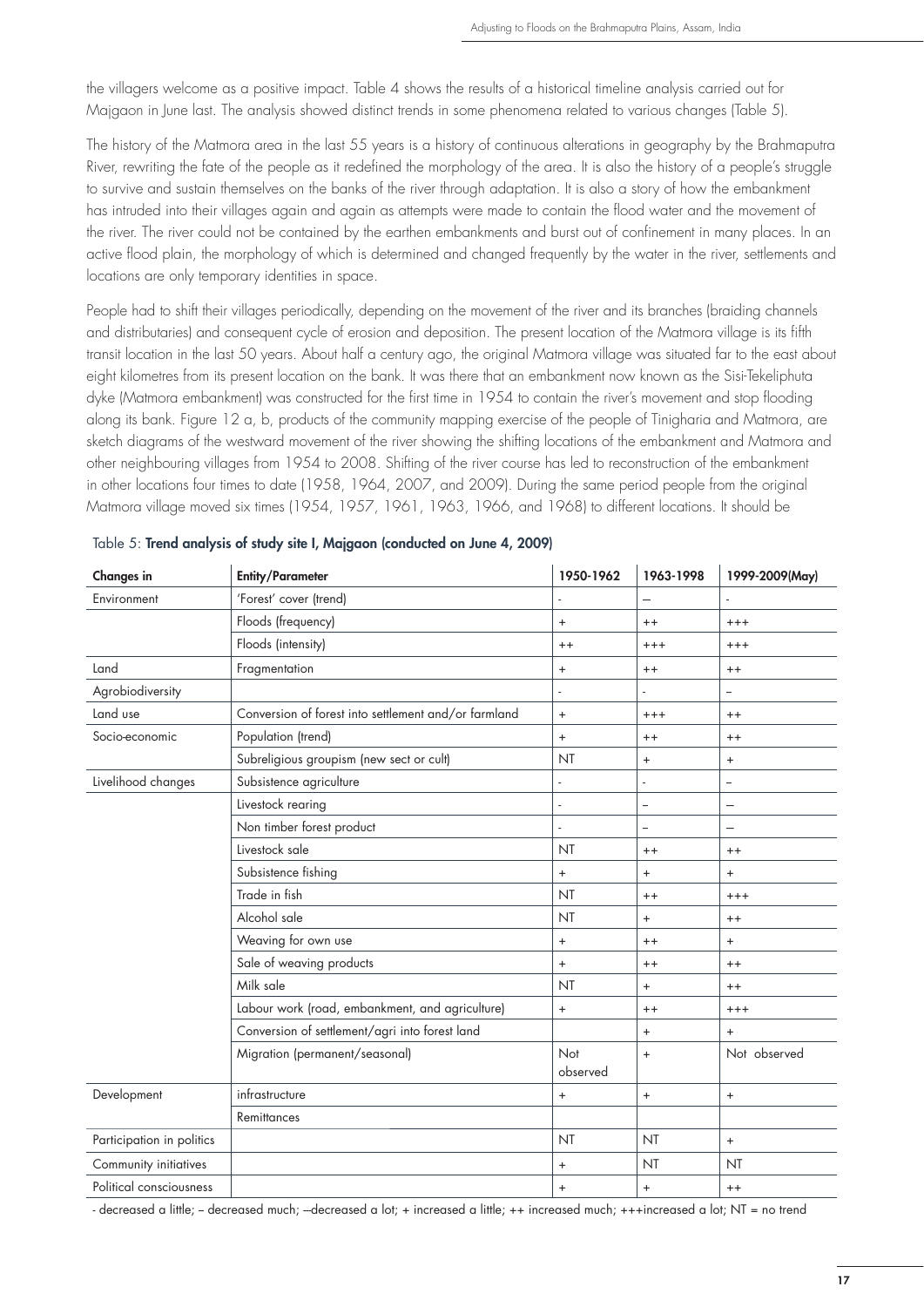the villagers welcome as a positive impact. Table 4 shows the results of a historical timeline analysis carried out for Majgaon in June last. The analysis showed distinct trends in some phenomena related to various changes (Table 5).

The history of the Matmora area in the last 55 years is a history of continuous alterations in geography by the Brahmaputra River, rewriting the fate of the people as it redefined the morphology of the area. It is also the history of a people's struggle to survive and sustain themselves on the banks of the river through adaptation. It is also a story of how the embankment has intruded into their villages again and again as attempts were made to contain the flood water and the movement of the river. The river could not be contained by the earthen embankments and burst out of confinement in many places. In an active flood plain, the morphology of which is determined and changed frequently by the water in the river, settlements and locations are only temporary identities in space.

People had to shift their villages periodically, depending on the movement of the river and its branches (braiding channels and distributaries) and consequent cycle of erosion and deposition. The present location of the Matmora village is its fifth transit location in the last 50 years. About half a century ago, the original Matmora village was situated far to the east about eight kilometres from its present location on the bank. It was there that an embankment now known as the Sisi-Tekeliphuta dyke (Matmora embankment) was constructed for the first time in 1954 to contain the river's movement and stop flooding along its bank. Figure 12 a, b, products of the community mapping exercise of the people of Tinigharia and Matmora, are sketch diagrams of the westward movement of the river showing the shifting locations of the embankment and Matmora and other neighbouring villages from 1954 to 2008. Shifting of the river course has led to reconstruction of the embankment in other locations four times to date (1958, 1964, 2007, and 2009). During the same period people from the original Matmora village moved six times (1954, 1957, 1961, 1963, 1966, and 1968) to different locations. It should be

Table 5: **Trend analysis of study site I, Majgaon (conducted on June 4, 2009)**

| Changes in | Entity/Parameter | 1950-1962 | 1963-1998 | 1999-2009(May) |
|---|---|---|---|---|
| Environment | 'Forest' cover (trend) | - | — | - |
| | Floods (frequency) | + | ++ | +++ |
| | Floods (intensity) | ++ | +++ | +++ |
| Land | Fragmentation | + | ++ | ++ |
| Agrobiodiversity | | - | - | – |
| Land use | Conversion of forest into settlement and/or farmland | + | +++ | ++ |
| Socio-economic | Population (trend) | + | ++ | ++ |
| | Subreligious groupism (new sect or cult) | NT | + | + |
| Livelihood changes | Subsistence agriculture | - | - | – |
| | Livestock rearing | - | – | — |
| | Non timber forest product | - | – | — |
| | Livestock sale | NT | ++ | ++ |
| | Subsistence fishing | + | + | + |
| | Trade in fish | NT | ++ | +++ |
| | Alcohol sale | NT | + | ++ |
| | Weaving for own use | + | ++ | + |
| | Sale of weaving products | + | ++ | ++ |
| | Milk sale | NT | + | ++ |
| | Labour work (road, embankment, and agriculture) | + | ++ | +++ |
| | Conversion of settlement/agri into forest land | | + | + |
| | Migration (permanent/seasonal) | Not observed | + | Not observed |
| Development | infrastructure | + | + | + |
| | Remittances | | | |
| Participation in politics | | NT | NT | + |
| Community initiatives | | + | NT | NT |
| Political consciousness | | + | + | ++ |

- decreased a little; – decreased much; —decreased a lot; + increased a little; ++ increased much; +++increased a lot; NT = no trend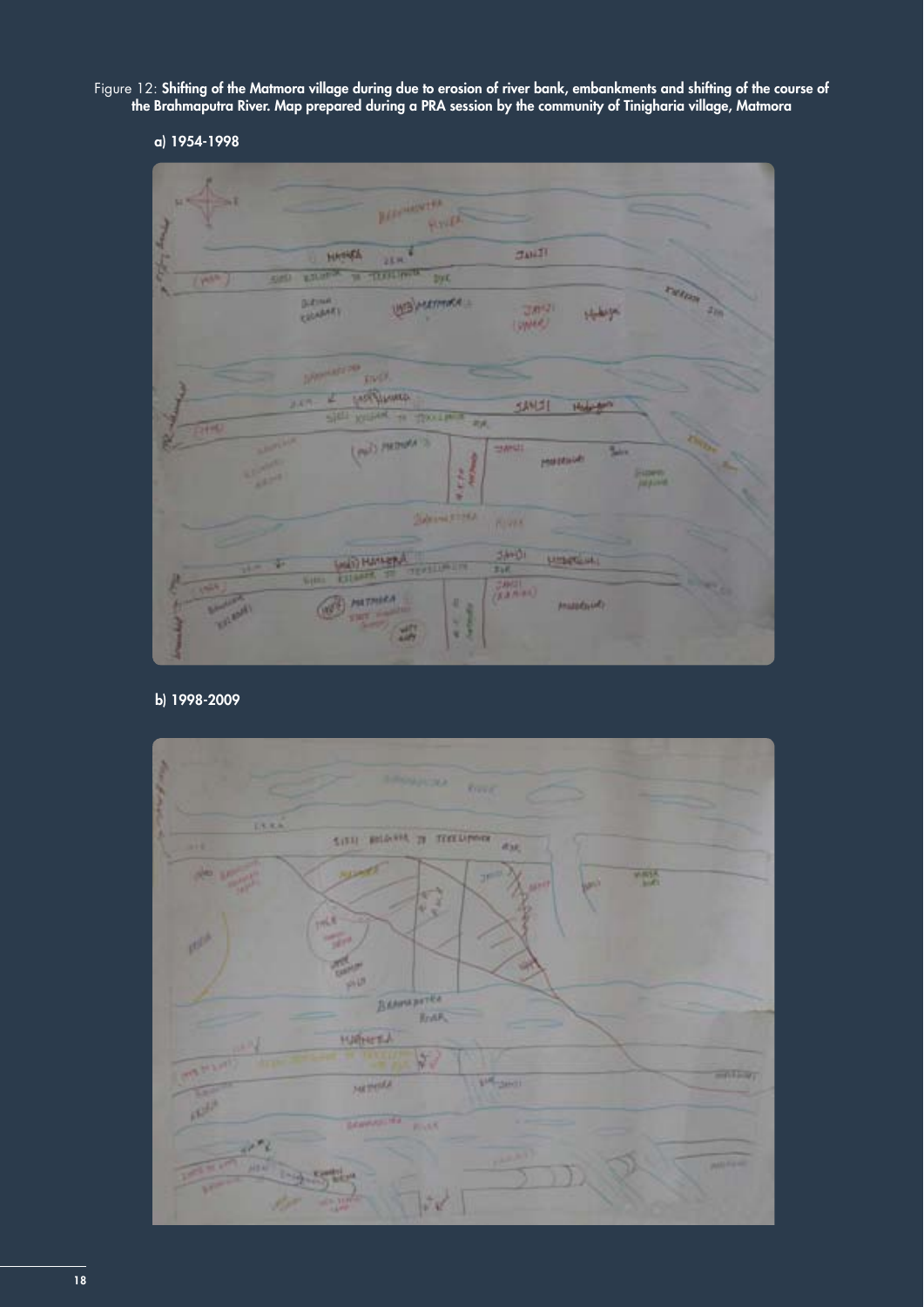Figure 12: **Shifting of the Matmora village during due to erosion of river bank, embankments and shifting of the course of the Brahmaputra River. Map prepared during a PRA session by the community of Tinigharia village, Matmora**

**a) 1954-1998**

**b) 1998-2009**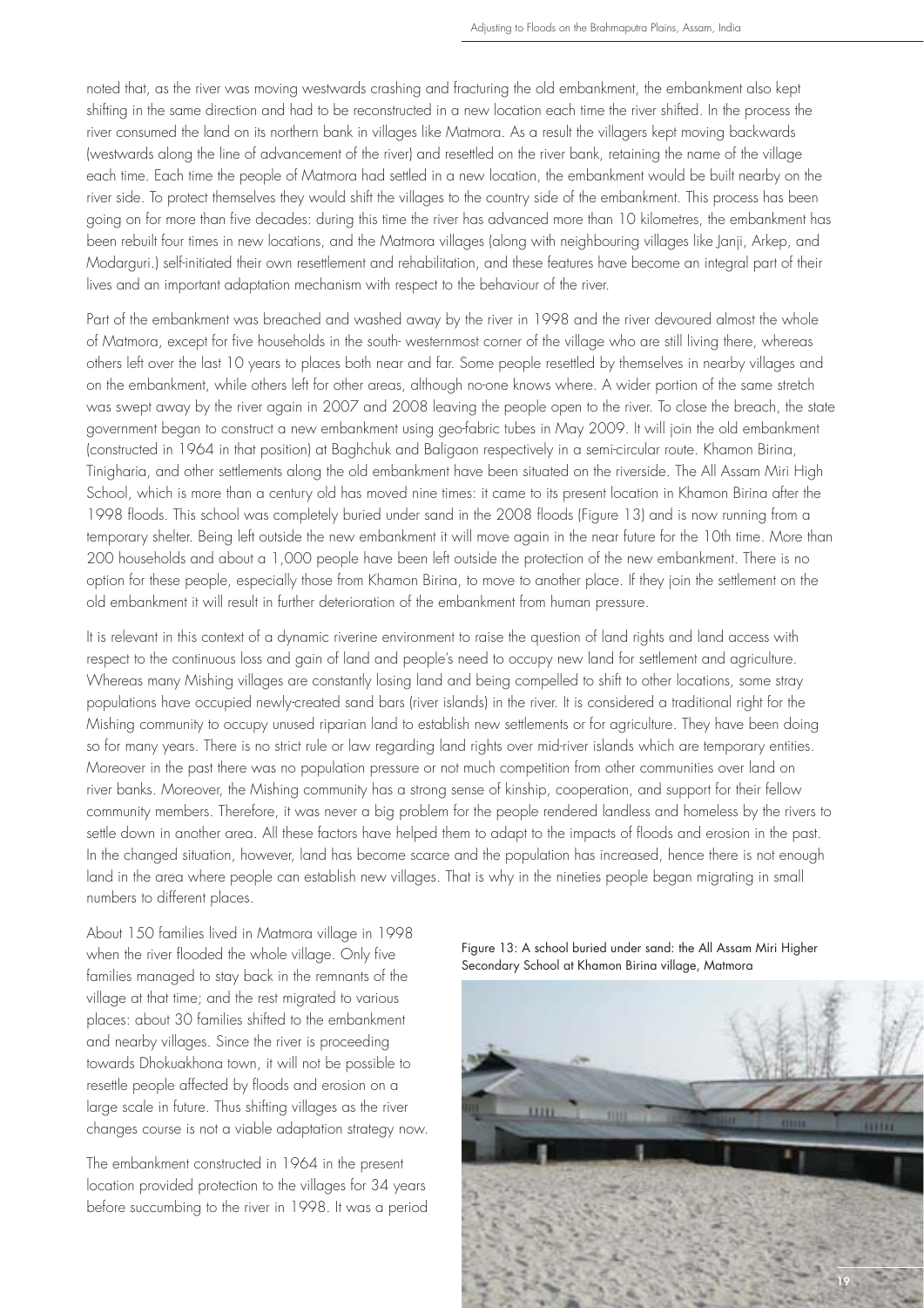noted that, as the river was moving westwards crashing and fracturing the old embankment, the embankment also kept shifting in the same direction and had to be reconstructed in a new location each time the river shifted. In the process the river consumed the land on its northern bank in villages like Matmora. As a result the villagers kept moving backwards (westwards along the line of advancement of the river) and resettled on the river bank, retaining the name of the village each time. Each time the people of Matmora had settled in a new location, the embankment would be built nearby on the river side. To protect themselves they would shift the villages to the country side of the embankment. This process has been going on for more than five decades: during this time the river has advanced more than 10 kilometres, the embankment has been rebuilt four times in new locations, and the Matmora villages (along with neighbouring villages like Janji, Arkep, and Modarguri.) self-initiated their own resettlement and rehabilitation, and these features have become an integral part of their lives and an important adaptation mechanism with respect to the behaviour of the river.

Part of the embankment was breached and washed away by the river in 1998 and the river devoured almost the whole of Matmora, except for five households in the south- westernmost corner of the village who are still living there, whereas others left over the last 10 years to places both near and far. Some people resettled by themselves in nearby villages and on the embankment, while others left for other areas, although no-one knows where. A wider portion of the same stretch was swept away by the river again in 2007 and 2008 leaving the people open to the river. To close the breach, the state government began to construct a new embankment using geo-fabric tubes in May 2009. It will join the old embankment (constructed in 1964 in that position) at Baghchuk and Baligaon respectively in a semi-circular route. Khamon Birina, Tinigharia, and other settlements along the old embankment have been situated on the riverside. The All Assam Miri High School, which is more than a century old has moved nine times: it came to its present location in Khamon Birina after the 1998 floods. This school was completely buried under sand in the 2008 floods (Figure 13) and is now running from a temporary shelter. Being left outside the new embankment it will move again in the near future for the 10th time. More than 200 households and about a 1,000 people have been left outside the protection of the new embankment. There is no option for these people, especially those from Khamon Birina, to move to another place. If they join the settlement on the old embankment it will result in further deterioration of the embankment from human pressure.

It is relevant in this context of a dynamic riverine environment to raise the question of land rights and land access with respect to the continuous loss and gain of land and people's need to occupy new land for settlement and agriculture. Whereas many Mishing villages are constantly losing land and being compelled to shift to other locations, some stray populations have occupied newly-created sand bars (river islands) in the river. It is considered a traditional right for the Mishing community to occupy unused riparian land to establish new settlements or for agriculture. They have been doing so for many years. There is no strict rule or law regarding land rights over mid-river islands which are temporary entities. Moreover in the past there was no population pressure or not much competition from other communities over land on river banks. Moreover, the Mishing community has a strong sense of kinship, cooperation, and support for their fellow community members. Therefore, it was never a big problem for the people rendered landless and homeless by the rivers to settle down in another area. All these factors have helped them to adapt to the impacts of floods and erosion in the past. In the changed situation, however, land has become scarce and the population has increased, hence there is not enough land in the area where people can establish new villages. That is why in the nineties people began migrating in small numbers to different places.

About 150 families lived in Matmora village in 1998 when the river flooded the whole village. Only five families managed to stay back in the remnants of the village at that time; and the rest migrated to various places: about 30 families shifted to the embankment and nearby villages. Since the river is proceeding towards Dhokuakhona town, it will not be possible to resettle people affected by floods and erosion on a large scale in future. Thus shifting villages as the river changes course is not a viable adaptation strategy now.

The embankment constructed in 1964 in the present location provided protection to the villages for 34 years before succumbing to the river in 1998. It was a period

Figure 13: A school buried under sand: the All Assam Miri Higher Secondary School at Khamon Birina village, Matmora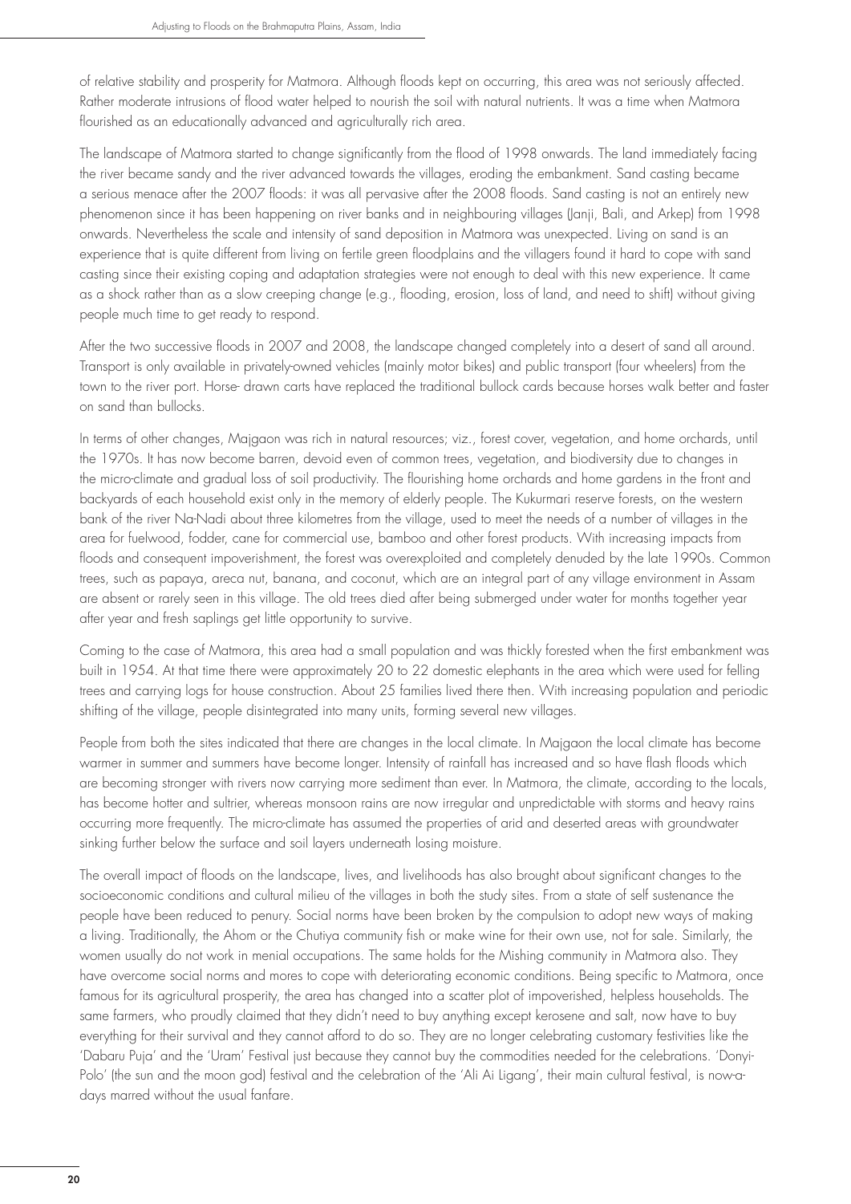of relative stability and prosperity for Matmora. Although floods kept on occurring, this area was not seriously affected. Rather moderate intrusions of flood water helped to nourish the soil with natural nutrients. It was a time when Matmora flourished as an educationally advanced and agriculturally rich area.

The landscape of Matmora started to change significantly from the flood of 1998 onwards. The land immediately facing the river became sandy and the river advanced towards the villages, eroding the embankment. Sand casting became a serious menace after the 2007 floods: it was all pervasive after the 2008 floods. Sand casting is not an entirely new phenomenon since it has been happening on river banks and in neighbouring villages (Janji, Bali, and Arkep) from 1998 onwards. Nevertheless the scale and intensity of sand deposition in Matmora was unexpected. Living on sand is an experience that is quite different from living on fertile green floodplains and the villagers found it hard to cope with sand casting since their existing coping and adaptation strategies were not enough to deal with this new experience. It came as a shock rather than as a slow creeping change (e.g., flooding, erosion, loss of land, and need to shift) without giving people much time to get ready to respond.

After the two successive floods in 2007 and 2008, the landscape changed completely into a desert of sand all around. Transport is only available in privately-owned vehicles (mainly motor bikes) and public transport (four wheelers) from the town to the river port. Horse- drawn carts have replaced the traditional bullock cards because horses walk better and faster on sand than bullocks.

In terms of other changes, Majgaon was rich in natural resources; viz., forest cover, vegetation, and home orchards, until the 1970s. It has now become barren, devoid even of common trees, vegetation, and biodiversity due to changes in the micro-climate and gradual loss of soil productivity. The flourishing home orchards and home gardens in the front and backyards of each household exist only in the memory of elderly people. The Kukurmari reserve forests, on the western bank of the river Na-Nadi about three kilometres from the village, used to meet the needs of a number of villages in the area for fuelwood, fodder, cane for commercial use, bamboo and other forest products. With increasing impacts from floods and consequent impoverishment, the forest was overexploited and completely denuded by the late 1990s. Common trees, such as papaya, areca nut, banana, and coconut, which are an integral part of any village environment in Assam are absent or rarely seen in this village. The old trees died after being submerged under water for months together year after year and fresh saplings get little opportunity to survive.

Coming to the case of Matmora, this area had a small population and was thickly forested when the first embankment was built in 1954. At that time there were approximately 20 to 22 domestic elephants in the area which were used for felling trees and carrying logs for house construction. About 25 families lived there then. With increasing population and periodic shifting of the village, people disintegrated into many units, forming several new villages.

People from both the sites indicated that there are changes in the local climate. In Majgaon the local climate has become warmer in summer and summers have become longer. Intensity of rainfall has increased and so have flash floods which are becoming stronger with rivers now carrying more sediment than ever. In Matmora, the climate, according to the locals, has become hotter and sultrier, whereas monsoon rains are now irregular and unpredictable with storms and heavy rains occurring more frequently. The micro-climate has assumed the properties of arid and deserted areas with groundwater sinking further below the surface and soil layers underneath losing moisture.

The overall impact of floods on the landscape, lives, and livelihoods has also brought about significant changes to the socioeconomic conditions and cultural milieu of the villages in both the study sites. From a state of self sustenance the people have been reduced to penury. Social norms have been broken by the compulsion to adopt new ways of making a living. Traditionally, the Ahom or the Chutiya community fish or make wine for their own use, not for sale. Similarly, the women usually do not work in menial occupations. The same holds for the Mishing community in Matmora also. They have overcome social norms and mores to cope with deteriorating economic conditions. Being specific to Matmora, once famous for its agricultural prosperity, the area has changed into a scatter plot of impoverished, helpless households. The same farmers, who proudly claimed that they didn't need to buy anything except kerosene and salt, now have to buy everything for their survival and they cannot afford to do so. They are no longer celebrating customary festivities like the 'Dabaru Puja' and the 'Uram' Festival just because they cannot buy the commodities needed for the celebrations. 'Donyi-Polo' (the sun and the moon god) festival and the celebration of the 'Ali Ai Ligang', their main cultural festival, is now-a-days marred without the usual fanfare.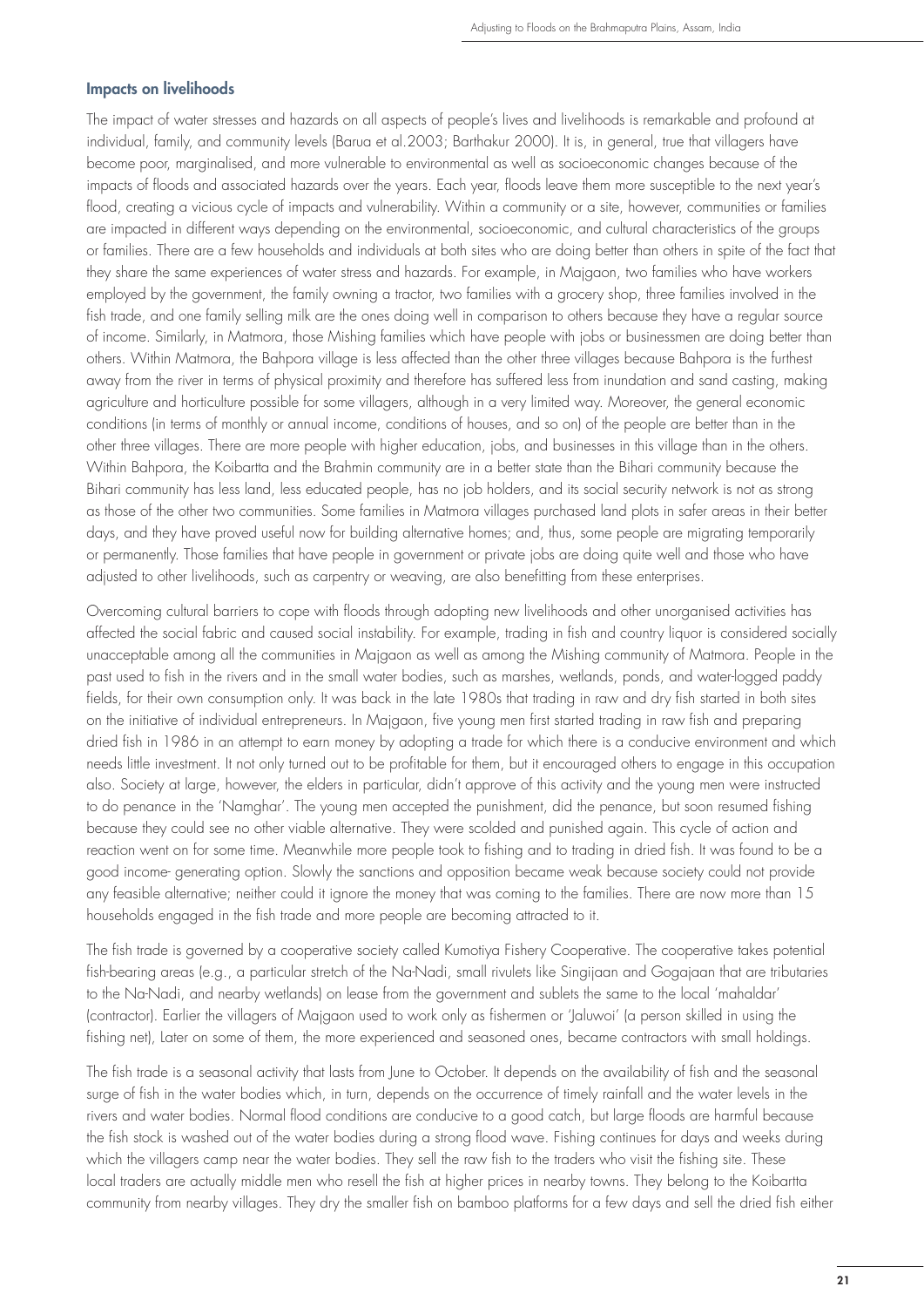### Impacts on livelihoods

The impact of water stresses and hazards on all aspects of people's lives and livelihoods is remarkable and profound at individual, family, and community levels (Barua et al.2003; Barthakur 2000). It is, in general, true that villagers have become poor, marginalised, and more vulnerable to environmental as well as socioeconomic changes because of the impacts of floods and associated hazards over the years. Each year, floods leave them more susceptible to the next year's flood, creating a vicious cycle of impacts and vulnerability. Within a community or a site, however, communities or families are impacted in different ways depending on the environmental, socioeconomic, and cultural characteristics of the groups or families. There are a few households and individuals at both sites who are doing better than others in spite of the fact that they share the same experiences of water stress and hazards. For example, in Majgaon, two families who have workers employed by the government, the family owning a tractor, two families with a grocery shop, three families involved in the fish trade, and one family selling milk are the ones doing well in comparison to others because they have a regular source of income. Similarly, in Matmora, those Mishing families which have people with jobs or businessmen are doing better than others. Within Matmora, the Bahpora village is less affected than the other three villages because Bahpora is the furthest away from the river in terms of physical proximity and therefore has suffered less from inundation and sand casting, making agriculture and horticulture possible for some villagers, although in a very limited way. Moreover, the general economic conditions (in terms of monthly or annual income, conditions of houses, and so on) of the people are better than in the other three villages. There are more people with higher education, jobs, and businesses in this village than in the others. Within Bahpora, the Koibartta and the Brahmin community are in a better state than the Bihari community because the Bihari community has less land, less educated people, has no job holders, and its social security network is not as strong as those of the other two communities. Some families in Matmora villages purchased land plots in safer areas in their better days, and they have proved useful now for building alternative homes; and, thus, some people are migrating temporarily or permanently. Those families that have people in government or private jobs are doing quite well and those who have adjusted to other livelihoods, such as carpentry or weaving, are also benefitting from these enterprises.

Overcoming cultural barriers to cope with floods through adopting new livelihoods and other unorganised activities has affected the social fabric and caused social instability. For example, trading in fish and country liquor is considered socially unacceptable among all the communities in Majgaon as well as among the Mishing community of Matmora. People in the past used to fish in the rivers and in the small water bodies, such as marshes, wetlands, ponds, and water-logged paddy fields, for their own consumption only. It was back in the late 1980s that trading in raw and dry fish started in both sites on the initiative of individual entrepreneurs. In Majgaon, five young men first started trading in raw fish and preparing dried fish in 1986 in an attempt to earn money by adopting a trade for which there is a conducive environment and which needs little investment. It not only turned out to be profitable for them, but it encouraged others to engage in this occupation also. Society at large, however, the elders in particular, didn't approve of this activity and the young men were instructed to do penance in the 'Namghar'. The young men accepted the punishment, did the penance, but soon resumed fishing because they could see no other viable alternative. They were scolded and punished again. This cycle of action and reaction went on for some time. Meanwhile more people took to fishing and to trading in dried fish. It was found to be a good income- generating option. Slowly the sanctions and opposition became weak because society could not provide any feasible alternative; neither could it ignore the money that was coming to the families. There are now more than 15 households engaged in the fish trade and more people are becoming attracted to it.

The fish trade is governed by a cooperative society called Kumotiya Fishery Cooperative. The cooperative takes potential fish-bearing areas (e.g., a particular stretch of the Na-Nadi, small rivulets like Singijaan and Gogajaan that are tributaries to the Na-Nadi, and nearby wetlands) on lease from the government and sublets the same to the local 'mahaldar' (contractor). Earlier the villagers of Majgaon used to work only as fishermen or 'Jaluwoi' (a person skilled in using the fishing net), Later on some of them, the more experienced and seasoned ones, became contractors with small holdings.

The fish trade is a seasonal activity that lasts from June to October. It depends on the availability of fish and the seasonal surge of fish in the water bodies which, in turn, depends on the occurrence of timely rainfall and the water levels in the rivers and water bodies. Normal flood conditions are conducive to a good catch, but large floods are harmful because the fish stock is washed out of the water bodies during a strong flood wave. Fishing continues for days and weeks during which the villagers camp near the water bodies. They sell the raw fish to the traders who visit the fishing site. These local traders are actually middle men who resell the fish at higher prices in nearby towns. They belong to the Koibartta community from nearby villages. They dry the smaller fish on bamboo platforms for a few days and sell the dried fish either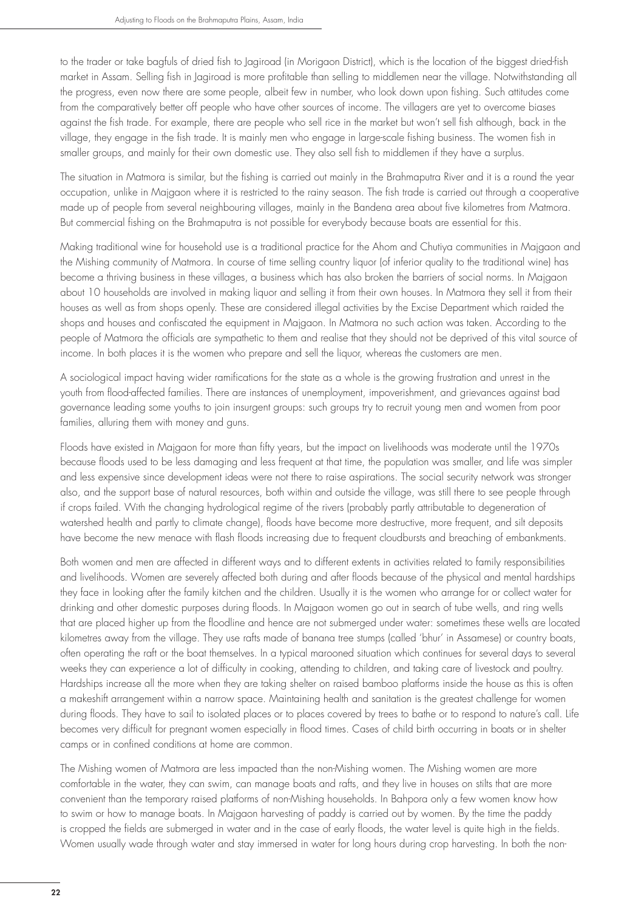to the trader or take bagfuls of dried fish to Jagiroad (in Morigaon District), which is the location of the biggest dried-fish market in Assam. Selling fish in Jagiroad is more profitable than selling to middlemen near the village. Notwithstanding all the progress, even now there are some people, albeit few in number, who look down upon fishing. Such attitudes come from the comparatively better off people who have other sources of income. The villagers are yet to overcome biases against the fish trade. For example, there are people who sell rice in the market but won't sell fish although, back in the village, they engage in the fish trade. It is mainly men who engage in large-scale fishing business. The women fish in smaller groups, and mainly for their own domestic use. They also sell fish to middlemen if they have a surplus.

The situation in Matmora is similar, but the fishing is carried out mainly in the Brahmaputra River and it is a round the year occupation, unlike in Majgaon where it is restricted to the rainy season. The fish trade is carried out through a cooperative made up of people from several neighbouring villages, mainly in the Bandena area about five kilometres from Matmora. But commercial fishing on the Brahmaputra is not possible for everybody because boats are essential for this.

Making traditional wine for household use is a traditional practice for the Ahom and Chutiya communities in Majgaon and the Mishing community of Matmora. In course of time selling country liquor (of inferior quality to the traditional wine) has become a thriving business in these villages, a business which has also broken the barriers of social norms. In Majgaon about 10 households are involved in making liquor and selling it from their own houses. In Matmora they sell it from their houses as well as from shops openly. These are considered illegal activities by the Excise Department which raided the shops and houses and confiscated the equipment in Majgaon. In Matmora no such action was taken. According to the people of Matmora the officials are sympathetic to them and realise that they should not be deprived of this vital source of income. In both places it is the women who prepare and sell the liquor, whereas the customers are men.

A sociological impact having wider ramifications for the state as a whole is the growing frustration and unrest in the youth from flood-affected families. There are instances of unemployment, impoverishment, and grievances against bad governance leading some youths to join insurgent groups: such groups try to recruit young men and women from poor families, alluring them with money and guns.

Floods have existed in Majgaon for more than fifty years, but the impact on livelihoods was moderate until the 1970s because floods used to be less damaging and less frequent at that time, the population was smaller, and life was simpler and less expensive since development ideas were not there to raise aspirations. The social security network was stronger also, and the support base of natural resources, both within and outside the village, was still there to see people through if crops failed. With the changing hydrological regime of the rivers (probably partly attributable to degeneration of watershed health and partly to climate change), floods have become more destructive, more frequent, and silt deposits have become the new menace with flash floods increasing due to frequent cloudbursts and breaching of embankments.

Both women and men are affected in different ways and to different extents in activities related to family responsibilities and livelihoods. Women are severely affected both during and after floods because of the physical and mental hardships they face in looking after the family kitchen and the children. Usually it is the women who arrange for or collect water for drinking and other domestic purposes during floods. In Majgaon women go out in search of tube wells, and ring wells that are placed higher up from the floodline and hence are not submerged under water: sometimes these wells are located kilometres away from the village. They use rafts made of banana tree stumps (called 'bhur' in Assamese) or country boats, often operating the raft or the boat themselves. In a typical marooned situation which continues for several days to several weeks they can experience a lot of difficulty in cooking, attending to children, and taking care of livestock and poultry. Hardships increase all the more when they are taking shelter on raised bamboo platforms inside the house as this is often a makeshift arrangement within a narrow space. Maintaining health and sanitation is the greatest challenge for women during floods. They have to sail to isolated places or to places covered by trees to bathe or to respond to nature's call. Life becomes very difficult for pregnant women especially in flood times. Cases of child birth occurring in boats or in shelter camps or in confined conditions at home are common.

The Mishing women of Matmora are less impacted than the non-Mishing women. The Mishing women are more comfortable in the water, they can swim, can manage boats and rafts, and they live in houses on stilts that are more convenient than the temporary raised platforms of non-Mishing households. In Bahpora only a few women know how to swim or how to manage boats. In Majgaon harvesting of paddy is carried out by women. By the time the paddy is cropped the fields are submerged in water and in the case of early floods, the water level is quite high in the fields. Women usually wade through water and stay immersed in water for long hours during crop harvesting. In both the non-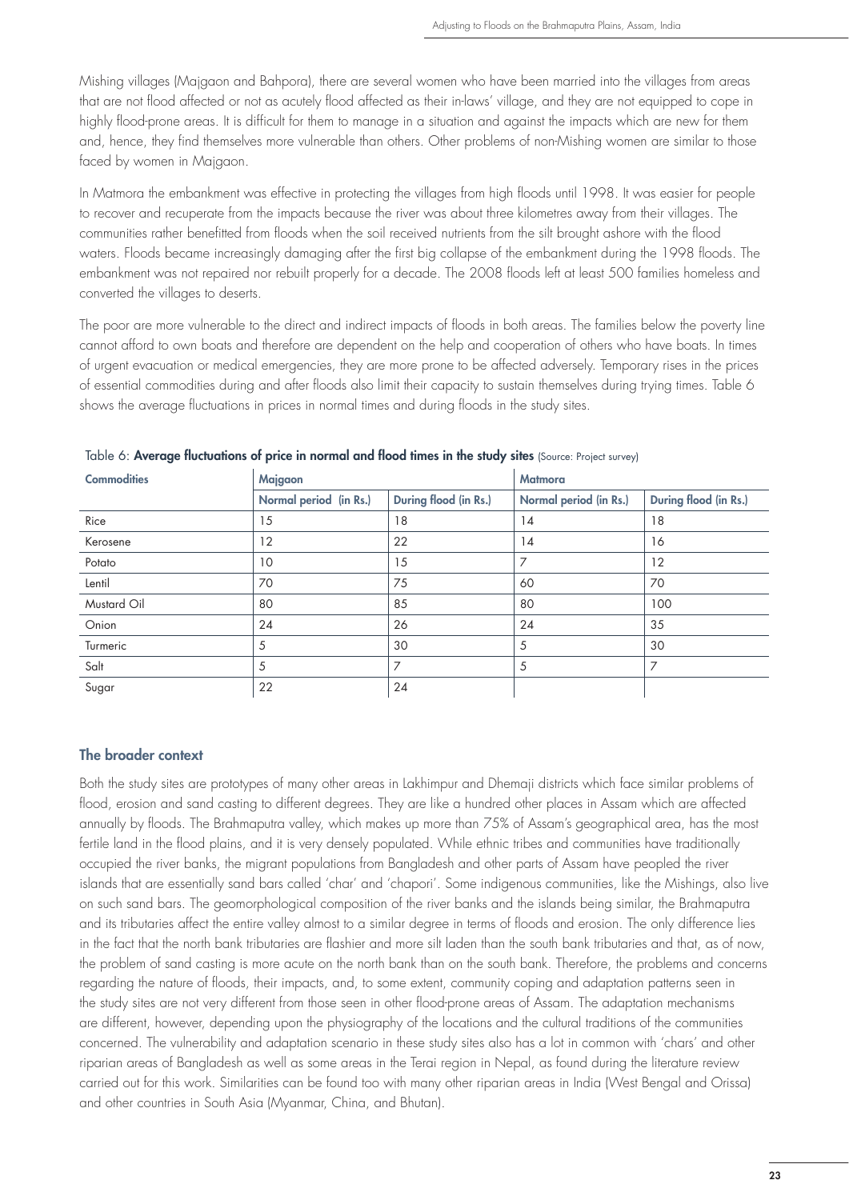Mishing villages (Majgaon and Bahpora), there are several women who have been married into the villages from areas that are not flood affected or not as acutely flood affected as their in-laws' village, and they are not equipped to cope in highly flood-prone areas. It is difficult for them to manage in a situation and against the impacts which are new for them and, hence, they find themselves more vulnerable than others. Other problems of non-Mishing women are similar to those faced by women in Majgaon.

In Matmora the embankment was effective in protecting the villages from high floods until 1998. It was easier for people to recover and recuperate from the impacts because the river was about three kilometres away from their villages. The communities rather benefitted from floods when the soil received nutrients from the silt brought ashore with the flood waters. Floods became increasingly damaging after the first big collapse of the embankment during the 1998 floods. The embankment was not repaired nor rebuilt properly for a decade. The 2008 floods left at least 500 families homeless and converted the villages to deserts.

The poor are more vulnerable to the direct and indirect impacts of floods in both areas. The families below the poverty line cannot afford to own boats and therefore are dependent on the help and cooperation of others who have boats. In times of urgent evacuation or medical emergencies, they are more prone to be affected adversely. Temporary rises in the prices of essential commodities during and after floods also limit their capacity to sustain themselves during trying times. Table 6 shows the average fluctuations in prices in normal times and during floods in the study sites.

Table 6: **Average fluctuations of price in normal and flood times in the study sites** (Source: Project survey)

| Commodities | Majgaon | | Matmora | |
|---|---|---|---|---|
| | Normal period (in Rs.) | During flood (in Rs.) | Normal period (in Rs.) | During flood (in Rs.) |
| Rice | 15 | 18 | 14 | 18 |
| Kerosene | 12 | 22 | 14 | 16 |
| Potato | 10 | 15 | 7 | 12 |
| Lentil | 70 | 75 | 60 | 70 |
| Mustard Oil | 80 | 85 | 80 | 100 |
| Onion | 24 | 26 | 24 | 35 |
| Turmeric | 5 | 30 | 5 | 30 |
| Salt | 5 | 7 | 5 | 7 |
| Sugar | 22 | 24 | | |

## The broader context

Both the study sites are prototypes of many other areas in Lakhimpur and Dhemaji districts which face similar problems of flood, erosion and sand casting to different degrees. They are like a hundred other places in Assam which are affected annually by floods. The Brahmaputra valley, which makes up more than 75% of Assam's geographical area, has the most fertile land in the flood plains, and it is very densely populated. While ethnic tribes and communities have traditionally occupied the river banks, the migrant populations from Bangladesh and other parts of Assam have peopled the river islands that are essentially sand bars called 'char' and 'chapori'. Some indigenous communities, like the Mishings, also live on such sand bars. The geomorphological composition of the river banks and the islands being similar, the Brahmaputra and its tributaries affect the entire valley almost to a similar degree in terms of floods and erosion. The only difference lies in the fact that the north bank tributaries are flashier and more silt laden than the south bank tributaries and that, as of now, the problem of sand casting is more acute on the north bank than on the south bank. Therefore, the problems and concerns regarding the nature of floods, their impacts, and, to some extent, community coping and adaptation patterns seen in the study sites are not very different from those seen in other flood-prone areas of Assam. The adaptation mechanisms are different, however, depending upon the physiography of the locations and the cultural traditions of the communities concerned. The vulnerability and adaptation scenario in these study sites also has a lot in common with 'chars' and other riparian areas of Bangladesh as well as some areas in the Terai region in Nepal, as found during the literature review carried out for this work. Similarities can be found too with many other riparian areas in India (West Bengal and Orissa) and other countries in South Asia (Myanmar, China, and Bhutan).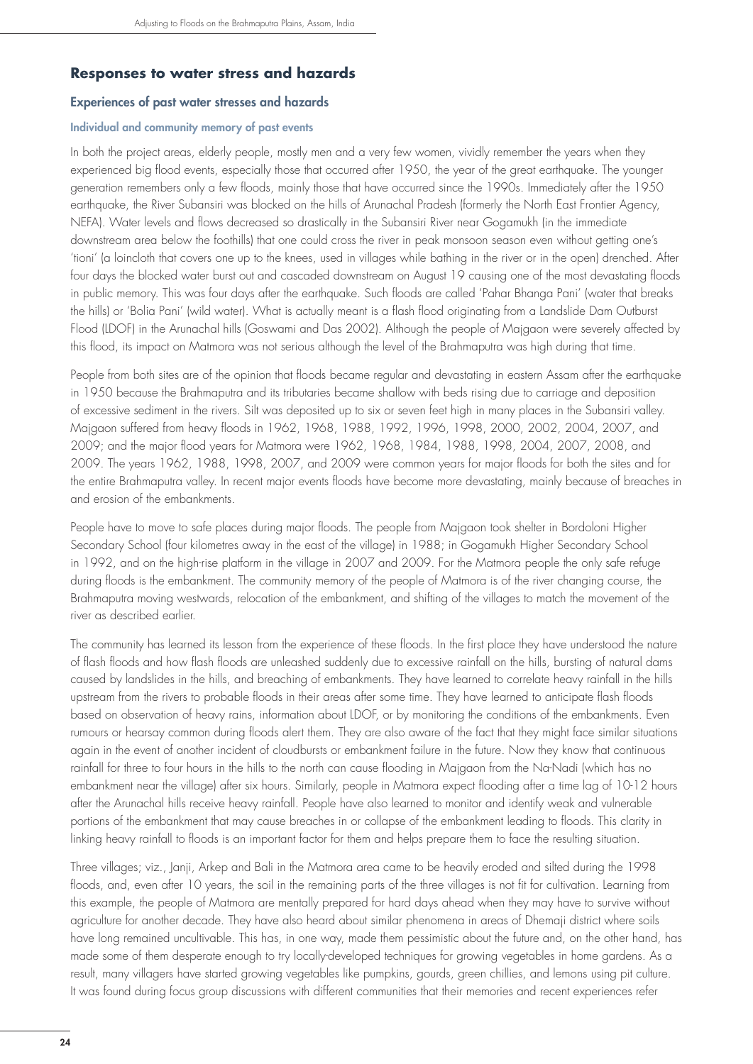## Responses to water stress and hazards

### Experiences of past water stresses and hazards

#### Individual and community memory of past events

In both the project areas, elderly people, mostly men and a very few women, vividly remember the years when they experienced big flood events, especially those that occurred after 1950, the year of the great earthquake. The younger generation remembers only a few floods, mainly those that have occurred since the 1990s. Immediately after the 1950 earthquake, the River Subansiri was blocked on the hills of Arunachal Pradesh (formerly the North East Frontier Agency, NEFA). Water levels and flows decreased so drastically in the Subansiri River near Gogamukh (in the immediate downstream area below the foothills) that one could cross the river in peak monsoon season even without getting one's 'tioni' (a loincloth that covers one up to the knees, used in villages while bathing in the river or in the open) drenched. After four days the blocked water burst out and cascaded downstream on August 19 causing one of the most devastating floods in public memory. This was four days after the earthquake. Such floods are called 'Pahar Bhanga Pani' (water that breaks the hills) or 'Bolia Pani' (wild water). What is actually meant is a flash flood originating from a Landslide Dam Outburst Flood (LDOF) in the Arunachal hills (Goswami and Das 2002). Although the people of Majgaon were severely affected by this flood, its impact on Matmora was not serious although the level of the Brahmaputra was high during that time.

People from both sites are of the opinion that floods became regular and devastating in eastern Assam after the earthquake in 1950 because the Brahmaputra and its tributaries became shallow with beds rising due to carriage and deposition of excessive sediment in the rivers. Silt was deposited up to six or seven feet high in many places in the Subansiri valley. Majgaon suffered from heavy floods in 1962, 1968, 1988, 1992, 1996, 1998, 2000, 2002, 2004, 2007, and 2009; and the major flood years for Matmora were 1962, 1968, 1984, 1988, 1998, 2004, 2007, 2008, and 2009. The years 1962, 1988, 1998, 2007, and 2009 were common years for major floods for both the sites and for the entire Brahmaputra valley. In recent major events floods have become more devastating, mainly because of breaches in and erosion of the embankments.

People have to move to safe places during major floods. The people from Majgaon took shelter in Bordoloni Higher Secondary School (four kilometres away in the east of the village) in 1988; in Gogamukh Higher Secondary School in 1992, and on the high-rise platform in the village in 2007 and 2009. For the Matmora people the only safe refuge during floods is the embankment. The community memory of the people of Matmora is of the river changing course, the Brahmaputra moving westwards, relocation of the embankment, and shifting of the villages to match the movement of the river as described earlier.

The community has learned its lesson from the experience of these floods. In the first place they have understood the nature of flash floods and how flash floods are unleashed suddenly due to excessive rainfall on the hills, bursting of natural dams caused by landslides in the hills, and breaching of embankments. They have learned to correlate heavy rainfall in the hills upstream from the rivers to probable floods in their areas after some time. They have learned to anticipate flash floods based on observation of heavy rains, information about LDOF, or by monitoring the conditions of the embankments. Even rumours or hearsay common during floods alert them. They are also aware of the fact that they might face similar situations again in the event of another incident of cloudbursts or embankment failure in the future. Now they know that continuous rainfall for three to four hours in the hills to the north can cause flooding in Majgaon from the Na-Nadi (which has no embankment near the village) after six hours. Similarly, people in Matmora expect flooding after a time lag of 10-12 hours after the Arunachal hills receive heavy rainfall. People have also learned to monitor and identify weak and vulnerable portions of the embankment that may cause breaches in or collapse of the embankment leading to floods. This clarity in linking heavy rainfall to floods is an important factor for them and helps prepare them to face the resulting situation.

Three villages; viz., Janji, Arkep and Bali in the Matmora area came to be heavily eroded and silted during the 1998 floods, and, even after 10 years, the soil in the remaining parts of the three villages is not fit for cultivation. Learning from this example, the people of Matmora are mentally prepared for hard days ahead when they may have to survive without agriculture for another decade. They have also heard about similar phenomena in areas of Dhemaji district where soils have long remained uncultivable. This has, in one way, made them pessimistic about the future and, on the other hand, has made some of them desperate enough to try locally-developed techniques for growing vegetables in home gardens. As a result, many villagers have started growing vegetables like pumpkins, gourds, green chillies, and lemons using pit culture. It was found during focus group discussions with different communities that their memories and recent experiences refer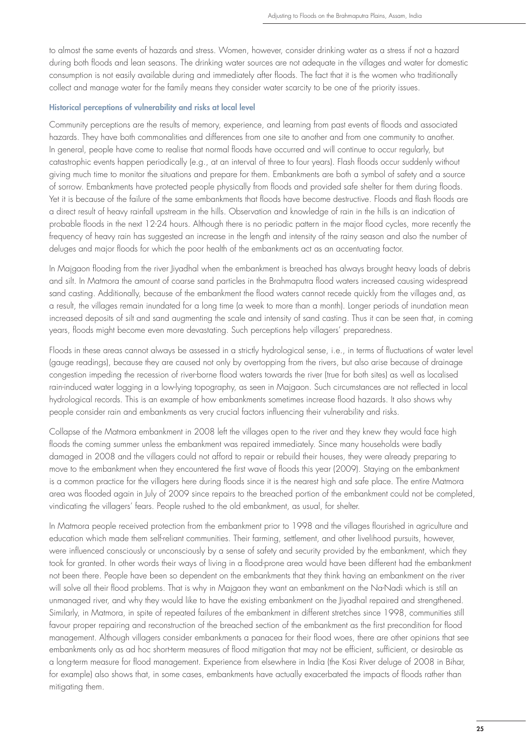to almost the same events of hazards and stress. Women, however, consider drinking water as a stress if not a hazard during both floods and lean seasons. The drinking water sources are not adequate in the villages and water for domestic consumption is not easily available during and immediately after floods. The fact that it is the women who traditionally collect and manage water for the family means they consider water scarcity to be one of the priority issues.

#### Historical perceptions of vulnerability and risks at local level

Community perceptions are the results of memory, experience, and learning from past events of floods and associated hazards. They have both commonalities and differences from one site to another and from one community to another. In general, people have come to realise that normal floods have occurred and will continue to occur regularly, but catastrophic events happen periodically (e.g., at an interval of three to four years). Flash floods occur suddenly without giving much time to monitor the situations and prepare for them. Embankments are both a symbol of safety and a source of sorrow. Embankments have protected people physically from floods and provided safe shelter for them during floods. Yet it is because of the failure of the same embankments that floods have become destructive. Floods and flash floods are a direct result of heavy rainfall upstream in the hills. Observation and knowledge of rain in the hills is an indication of probable floods in the next 12-24 hours. Although there is no periodic pattern in the major flood cycles, more recently the frequency of heavy rain has suggested an increase in the length and intensity of the rainy season and also the number of deluges and major floods for which the poor health of the embankments act as an accentuating factor.

In Majgaon flooding from the river Jiyadhal when the embankment is breached has always brought heavy loads of debris and silt. In Matmora the amount of coarse sand particles in the Brahmaputra flood waters increased causing widespread sand casting. Additionally, because of the embankment the flood waters cannot recede quickly from the villages and, as a result, the villages remain inundated for a long time (a week to more than a month). Longer periods of inundation mean increased deposits of silt and sand augmenting the scale and intensity of sand casting. Thus it can be seen that, in coming years, floods might become even more devastating. Such perceptions help villagers' preparedness.

Floods in these areas cannot always be assessed in a strictly hydrological sense, i.e., in terms of fluctuations of water level (gauge readings), because they are caused not only by overtopping from the rivers, but also arise because of drainage congestion impeding the recession of river-borne flood waters towards the river (true for both sites) as well as localised rain-induced water logging in a low-lying topography, as seen in Majgaon. Such circumstances are not reflected in local hydrological records. This is an example of how embankments sometimes increase flood hazards. It also shows why people consider rain and embankments as very crucial factors influencing their vulnerability and risks.

Collapse of the Matmora embankment in 2008 left the villages open to the river and they knew they would face high floods the coming summer unless the embankment was repaired immediately. Since many households were badly damaged in 2008 and the villagers could not afford to repair or rebuild their houses, they were already preparing to move to the embankment when they encountered the first wave of floods this year (2009). Staying on the embankment is a common practice for the villagers here during floods since it is the nearest high and safe place. The entire Matmora area was flooded again in July of 2009 since repairs to the breached portion of the embankment could not be completed, vindicating the villagers' fears. People rushed to the old embankment, as usual, for shelter.

In Matmora people received protection from the embankment prior to 1998 and the villages flourished in agriculture and education which made them self-reliant communities. Their farming, settlement, and other livelihood pursuits, however, were influenced consciously or unconsciously by a sense of safety and security provided by the embankment, which they took for granted. In other words their ways of living in a flood-prone area would have been different had the embankment not been there. People have been so dependent on the embankments that they think having an embankment on the river will solve all their flood problems. That is why in Majgaon they want an embankment on the Na-Nadi which is still an unmanaged river, and why they would like to have the existing embankment on the Jiyadhal repaired and strengthened. Similarly, in Matmora, in spite of repeated failures of the embankment in different stretches since 1998, communities still favour proper repairing and reconstruction of the breached section of the embankment as the first precondition for flood management. Although villagers consider embankments a panacea for their flood woes, there are other opinions that see embankments only as ad hoc short-term measures of flood mitigation that may not be efficient, sufficient, or desirable as a long-term measure for flood management. Experience from elsewhere in India (the Kosi River deluge of 2008 in Bihar, for example) also shows that, in some cases, embankments have actually exacerbated the impacts of floods rather than mitigating them.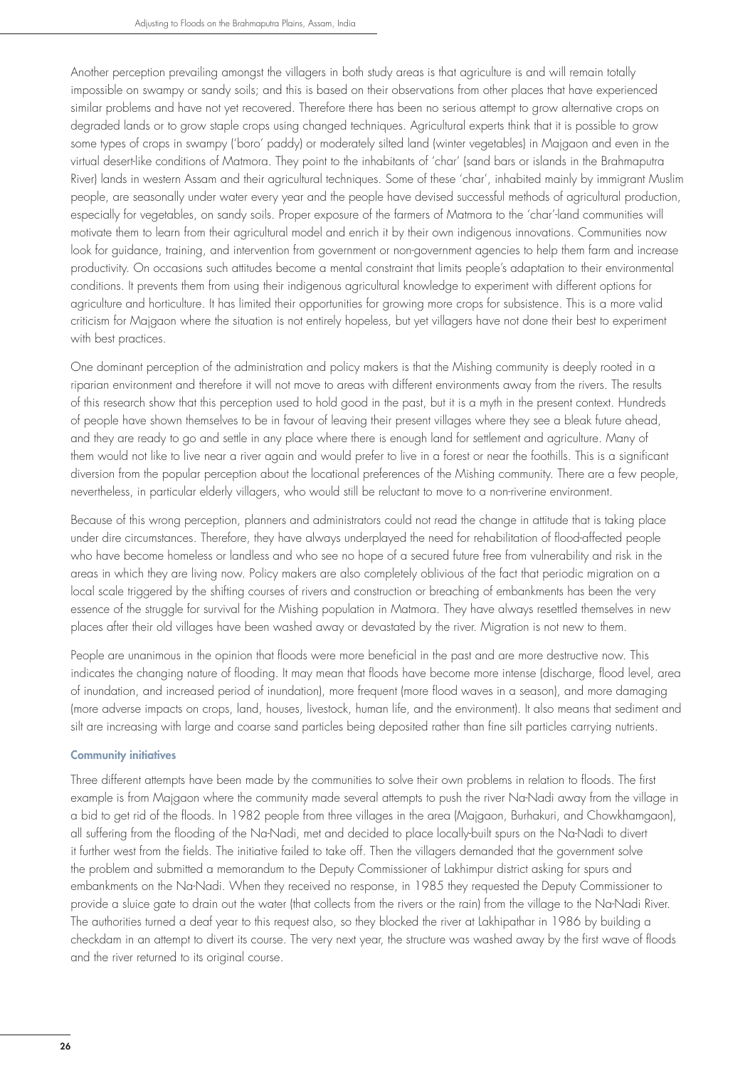Another perception prevailing amongst the villagers in both study areas is that agriculture is and will remain totally impossible on swampy or sandy soils; and this is based on their observations from other places that have experienced similar problems and have not yet recovered. Therefore there has been no serious attempt to grow alternative crops on degraded lands or to grow staple crops using changed techniques. Agricultural experts think that it is possible to grow some types of crops in swampy ('boro' paddy) or moderately silted land (winter vegetables) in Majgaon and even in the virtual desert-like conditions of Matmora. They point to the inhabitants of 'char' (sand bars or islands in the Brahmaputra River) lands in western Assam and their agricultural techniques. Some of these 'char', inhabited mainly by immigrant Muslim people, are seasonally under water every year and the people have devised successful methods of agricultural production, especially for vegetables, on sandy soils. Proper exposure of the farmers of Matmora to the 'char'-land communities will motivate them to learn from their agricultural model and enrich it by their own indigenous innovations. Communities now look for guidance, training, and intervention from government or non-government agencies to help them farm and increase productivity. On occasions such attitudes become a mental constraint that limits people's adaptation to their environmental conditions. It prevents them from using their indigenous agricultural knowledge to experiment with different options for agriculture and horticulture. It has limited their opportunities for growing more crops for subsistence. This is a more valid criticism for Majgaon where the situation is not entirely hopeless, but yet villagers have not done their best to experiment with best practices.

One dominant perception of the administration and policy makers is that the Mishing community is deeply rooted in a riparian environment and therefore it will not move to areas with different environments away from the rivers. The results of this research show that this perception used to hold good in the past, but it is a myth in the present context. Hundreds of people have shown themselves to be in favour of leaving their present villages where they see a bleak future ahead, and they are ready to go and settle in any place where there is enough land for settlement and agriculture. Many of them would not like to live near a river again and would prefer to live in a forest or near the foothills. This is a significant diversion from the popular perception about the locational preferences of the Mishing community. There are a few people, nevertheless, in particular elderly villagers, who would still be reluctant to move to a non-riverine environment.

Because of this wrong perception, planners and administrators could not read the change in attitude that is taking place under dire circumstances. Therefore, they have always underplayed the need for rehabilitation of flood-affected people who have become homeless or landless and who see no hope of a secured future free from vulnerability and risk in the areas in which they are living now. Policy makers are also completely oblivious of the fact that periodic migration on a local scale triggered by the shifting courses of rivers and construction or breaching of embankments has been the very essence of the struggle for survival for the Mishing population in Matmora. They have always resettled themselves in new places after their old villages have been washed away or devastated by the river. Migration is not new to them.

People are unanimous in the opinion that floods were more beneficial in the past and are more destructive now. This indicates the changing nature of flooding. It may mean that floods have become more intense (discharge, flood level, area of inundation, and increased period of inundation), more frequent (more flood waves in a season), and more damaging (more adverse impacts on crops, land, houses, livestock, human life, and the environment). It also means that sediment and silt are increasing with large and coarse sand particles being deposited rather than fine silt particles carrying nutrients.

### Community initiatives

Three different attempts have been made by the communities to solve their own problems in relation to floods. The first example is from Majgaon where the community made several attempts to push the river Na-Nadi away from the village in a bid to get rid of the floods. In 1982 people from three villages in the area (Majgaon, Burhakuri, and Chowkhamgaon), all suffering from the flooding of the Na-Nadi, met and decided to place locally-built spurs on the Na-Nadi to divert it further west from the fields. The initiative failed to take off. Then the villagers demanded that the government solve the problem and submitted a memorandum to the Deputy Commissioner of Lakhimpur district asking for spurs and embankments on the Na-Nadi. When they received no response, in 1985 they requested the Deputy Commissioner to provide a sluice gate to drain out the water (that collects from the rivers or the rain) from the village to the Na-Nadi River. The authorities turned a deaf year to this request also, so they blocked the river at Lakhipathar in 1986 by building a checkdam in an attempt to divert its course. The very next year, the structure was washed away by the first wave of floods and the river returned to its original course.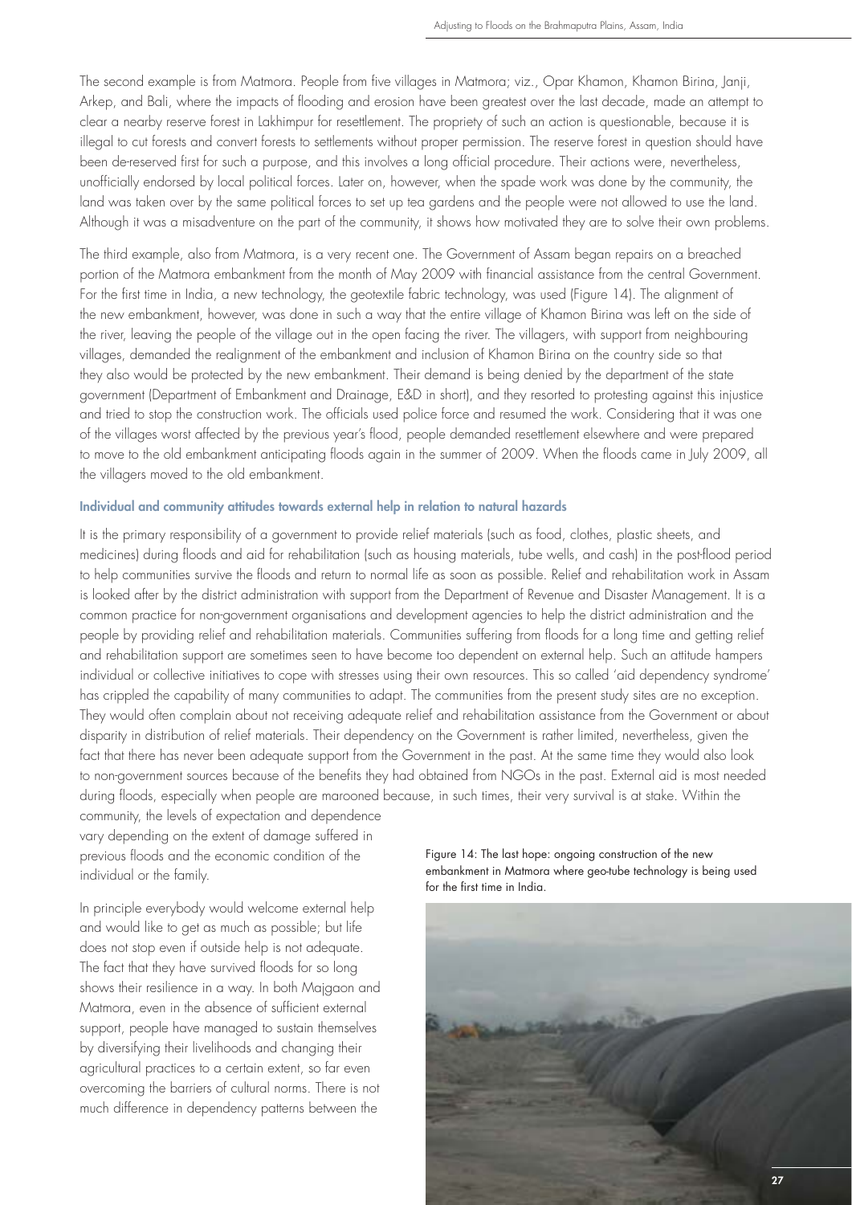The second example is from Matmora. People from five villages in Matmora; viz., Opar Khamon, Khamon Birina, Janji, Arkep, and Bali, where the impacts of flooding and erosion have been greatest over the last decade, made an attempt to clear a nearby reserve forest in Lakhimpur for resettlement. The propriety of such an action is questionable, because it is illegal to cut forests and convert forests to settlements without proper permission. The reserve forest in question should have been de-reserved first for such a purpose, and this involves a long official procedure. Their actions were, nevertheless, unofficially endorsed by local political forces. Later on, however, when the spade work was done by the community, the land was taken over by the same political forces to set up tea gardens and the people were not allowed to use the land. Although it was a misadventure on the part of the community, it shows how motivated they are to solve their own problems.

The third example, also from Matmora, is a very recent one. The Government of Assam began repairs on a breached portion of the Matmora embankment from the month of May 2009 with financial assistance from the central Government. For the first time in India, a new technology, the geotextile fabric technology, was used (Figure 14). The alignment of the new embankment, however, was done in such a way that the entire village of Khamon Birina was left on the side of the river, leaving the people of the village out in the open facing the river. The villagers, with support from neighbouring villages, demanded the realignment of the embankment and inclusion of Khamon Birina on the country side so that they also would be protected by the new embankment. Their demand is being denied by the department of the state government (Department of Embankment and Drainage, E&D in short), and they resorted to protesting against this injustice and tried to stop the construction work. The officials used police force and resumed the work. Considering that it was one of the villages worst affected by the previous year's flood, people demanded resettlement elsewhere and were prepared to move to the old embankment anticipating floods again in the summer of 2009. When the floods came in July 2009, all the villagers moved to the old embankment.

#### Individual and community attitudes towards external help in relation to natural hazards

It is the primary responsibility of a government to provide relief materials (such as food, clothes, plastic sheets, and medicines) during floods and aid for rehabilitation (such as housing materials, tube wells, and cash) in the post-flood period to help communities survive the floods and return to normal life as soon as possible. Relief and rehabilitation work in Assam is looked after by the district administration with support from the Department of Revenue and Disaster Management. It is a common practice for non-government organisations and development agencies to help the district administration and the people by providing relief and rehabilitation materials. Communities suffering from floods for a long time and getting relief and rehabilitation support are sometimes seen to have become too dependent on external help. Such an attitude hampers individual or collective initiatives to cope with stresses using their own resources. This so called 'aid dependency syndrome' has crippled the capability of many communities to adapt. The communities from the present study sites are no exception. They would often complain about not receiving adequate relief and rehabilitation assistance from the Government or about disparity in distribution of relief materials. Their dependency on the Government is rather limited, nevertheless, given the fact that there has never been adequate support from the Government in the past. At the same time they would also look to non-government sources because of the benefits they had obtained from NGOs in the past. External aid is most needed during floods, especially when people are marooned because, in such times, their very survival is at stake. Within the community, the levels of expectation and dependence vary depending on the extent of damage suffered in previous floods and the economic condition of the individual or the family.

In principle everybody would welcome external help and would like to get as much as possible; but life does not stop even if outside help is not adequate. The fact that they have survived floods for so long shows their resilience in a way. In both Majgaon and Matmora, even in the absence of sufficient external support, people have managed to sustain themselves by diversifying their livelihoods and changing their agricultural practices to a certain extent, so far even overcoming the barriers of cultural norms. There is not much difference in dependency patterns between the

Figure 14: The last hope: ongoing construction of the new embankment in Matmora where geo-tube technology is being used for the first time in India.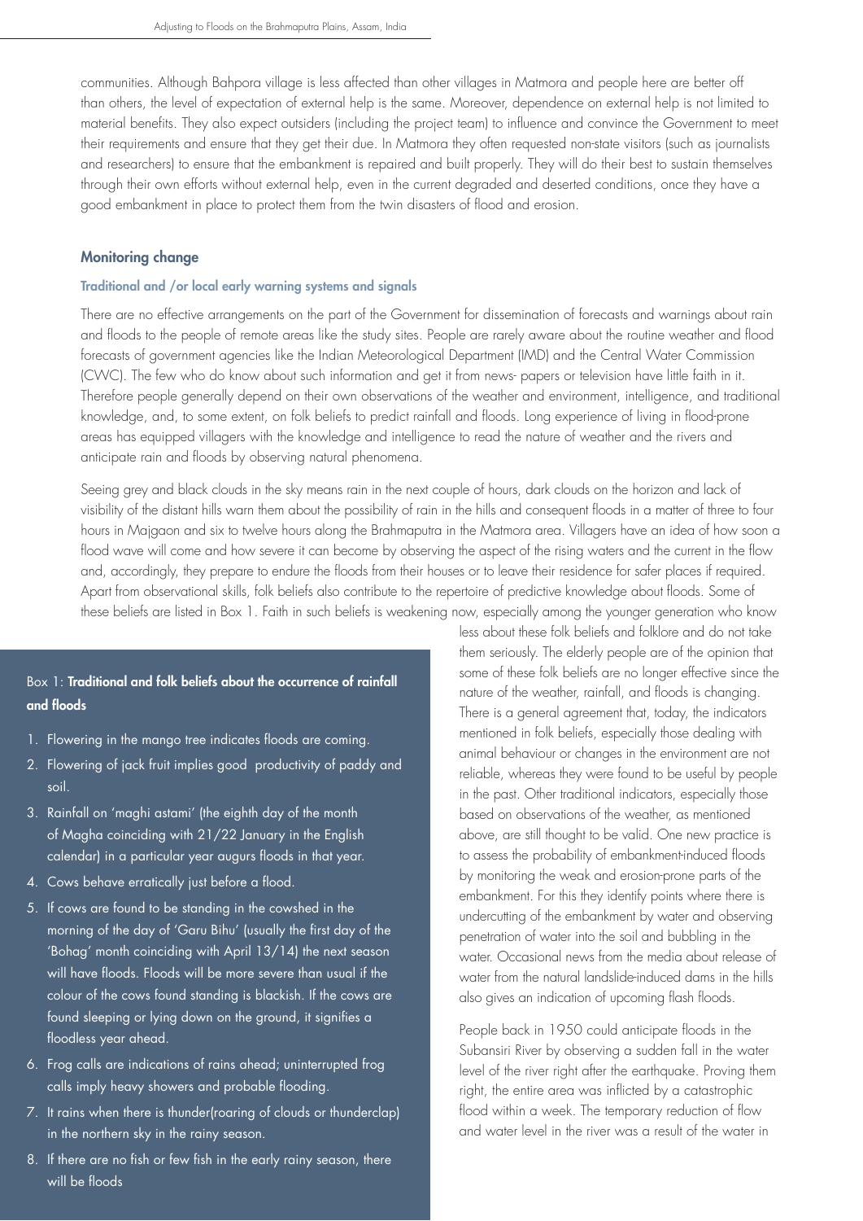communities. Although Bahpora village is less affected than other villages in Matmora and people here are better off than others, the level of expectation of external help is the same. Moreover, dependence on external help is not limited to material benefits. They also expect outsiders (including the project team) to influence and convince the Government to meet their requirements and ensure that they get their due. In Matmora they often requested non-state visitors (such as journalists and researchers) to ensure that the embankment is repaired and built properly. They will do their best to sustain themselves through their own efforts without external help, even in the current degraded and deserted conditions, once they have a good embankment in place to protect them from the twin disasters of flood and erosion.

## Monitoring change

### Traditional and /or local early warning systems and signals

There are no effective arrangements on the part of the Government for dissemination of forecasts and warnings about rain and floods to the people of remote areas like the study sites. People are rarely aware about the routine weather and flood forecasts of government agencies like the Indian Meteorological Department (IMD) and the Central Water Commission (CWC). The few who do know about such information and get it from news- papers or television have little faith in it. Therefore people generally depend on their own observations of the weather and environment, intelligence, and traditional knowledge, and, to some extent, on folk beliefs to predict rainfall and floods. Long experience of living in flood-prone areas has equipped villagers with the knowledge and intelligence to read the nature of weather and the rivers and anticipate rain and floods by observing natural phenomena.

Seeing grey and black clouds in the sky means rain in the next couple of hours, dark clouds on the horizon and lack of visibility of the distant hills warn them about the possibility of rain in the hills and consequent floods in a matter of three to four hours in Majgaon and six to twelve hours along the Brahmaputra in the Matmora area. Villagers have an idea of how soon a flood wave will come and how severe it can become by observing the aspect of the rising waters and the current in the flow and, accordingly, they prepare to endure the floods from their houses or to leave their residence for safer places if required. Apart from observational skills, folk beliefs also contribute to the repertoire of predictive knowledge about floods. Some of these beliefs are listed in Box 1. Faith in such beliefs is weakening now, especially among the younger generation who know less about these folk beliefs and folklore and do not take them seriously. The elderly people are of the opinion that some of these folk beliefs are no longer effective since the nature of the weather, rainfall, and floods is changing. There is a general agreement that, today, the indicators mentioned in folk beliefs, especially those dealing with animal behaviour or changes in the environment are not reliable, whereas they were found to be useful by people in the past. Other traditional indicators, especially those based on observations of the weather, as mentioned above, are still thought to be valid. One new practice is to assess the probability of embankment-induced floods by monitoring the weak and erosion-prone parts of the embankment. For this they identify points where there is undercutting of the embankment by water and observing penetration of water into the soil and bubbling in the water. Occasional news from the media about release of water from the natural landslide-induced dams in the hills also gives an indication of upcoming flash floods.

People back in 1950 could anticipate floods in the Subansiri River by observing a sudden fall in the water level of the river right after the earthquake. Proving them right, the entire area was inflicted by a catastrophic flood within a week. The temporary reduction of flow and water level in the river was a result of the water in

---

Box 1: **Traditional and folk beliefs about the occurrence of rainfall and floods**

1. Flowering in the mango tree indicates floods are coming.
2. Flowering of jack fruit implies good productivity of paddy and soil.
3. Rainfall on 'maghi astami' (the eighth day of the month of Magha coinciding with 21/22 January in the English calendar) in a particular year augurs floods in that year.
4. Cows behave erratically just before a flood.
5. If cows are found to be standing in the cowshed in the morning of the day of 'Garu Bihu' (usually the first day of the 'Bohag' month coinciding with April 13/14) the next season will have floods. Floods will be more severe than usual if the colour of the cows found standing is blackish. If the cows are found sleeping or lying down on the ground, it signifies a floodless year ahead.
6. Frog calls are indications of rains ahead; uninterrupted frog calls imply heavy showers and probable flooding.
7. It rains when there is thunder(roaring of clouds or thunderclap) in the northern sky in the rainy season.
8. If there are no fish or few fish in the early rainy season, there will be floods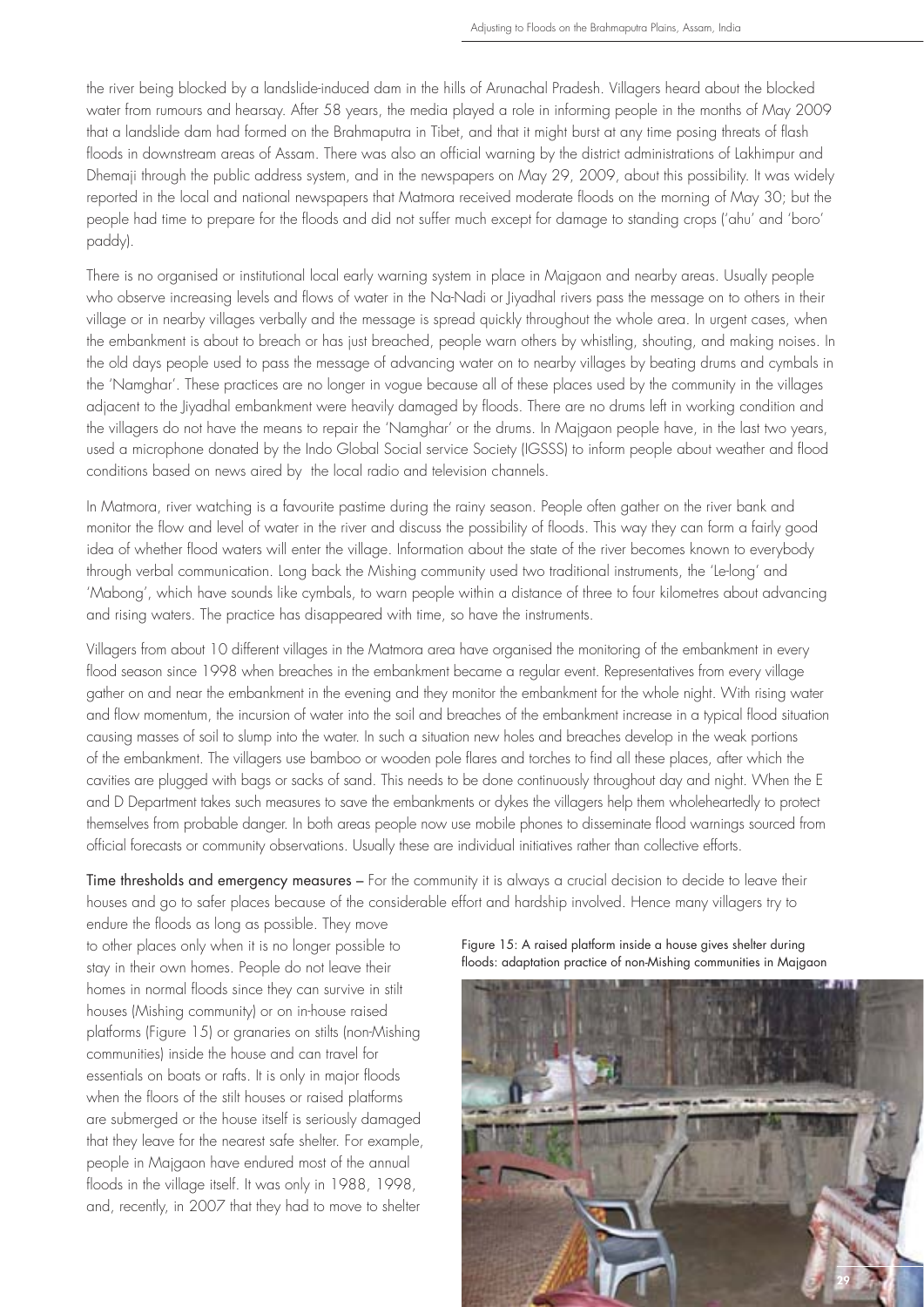the river being blocked by a landslide-induced dam in the hills of Arunachal Pradesh. Villagers heard about the blocked water from rumours and hearsay. After 58 years, the media played a role in informing people in the months of May 2009 that a landslide dam had formed on the Brahmaputra in Tibet, and that it might burst at any time posing threats of flash floods in downstream areas of Assam. There was also an official warning by the district administrations of Lakhimpur and Dhemaji through the public address system, and in the newspapers on May 29, 2009, about this possibility. It was widely reported in the local and national newspapers that Matmora received moderate floods on the morning of May 30; but the people had time to prepare for the floods and did not suffer much except for damage to standing crops ('ahu' and 'boro' paddy).

There is no organised or institutional local early warning system in place in Majgaon and nearby areas. Usually people who observe increasing levels and flows of water in the Na-Nadi or Jiyadhal rivers pass the message on to others in their village or in nearby villages verbally and the message is spread quickly throughout the whole area. In urgent cases, when the embankment is about to breach or has just breached, people warn others by whistling, shouting, and making noises. In the old days people used to pass the message of advancing water on to nearby villages by beating drums and cymbals in the 'Namghar'. These practices are no longer in vogue because all of these places used by the community in the villages adjacent to the Jiyadhal embankment were heavily damaged by floods. There are no drums left in working condition and the villagers do not have the means to repair the 'Namghar' or the drums. In Majgaon people have, in the last two years, used a microphone donated by the Indo Global Social service Society (IGSSS) to inform people about weather and flood conditions based on news aired by the local radio and television channels.

In Matmora, river watching is a favourite pastime during the rainy season. People often gather on the river bank and monitor the flow and level of water in the river and discuss the possibility of floods. This way they can form a fairly good idea of whether flood waters will enter the village. Information about the state of the river becomes known to everybody through verbal communication. Long back the Mishing community used two traditional instruments, the 'Le-long' and 'Mabong', which have sounds like cymbals, to warn people within a distance of three to four kilometres about advancing and rising waters. The practice has disappeared with time, so have the instruments.

Villagers from about 10 different villages in the Matmora area have organised the monitoring of the embankment in every flood season since 1998 when breaches in the embankment became a regular event. Representatives from every village gather on and near the embankment in the evening and they monitor the embankment for the whole night. With rising water and flow momentum, the incursion of water into the soil and breaches of the embankment increase in a typical flood situation causing masses of soil to slump into the water. In such a situation new holes and breaches develop in the weak portions of the embankment. The villagers use bamboo or wooden pole flares and torches to find all these places, after which the cavities are plugged with bags or sacks of sand. This needs to be done continuously throughout day and night. When the E and D Department takes such measures to save the embankments or dykes the villagers help them wholeheartedly to protect themselves from probable danger. In both areas people now use mobile phones to disseminate flood warnings sourced from official forecasts or community observations. Usually these are individual initiatives rather than collective efforts.

**Time thresholds and emergency measures** – For the community it is always a crucial decision to decide to leave their houses and go to safer places because of the considerable effort and hardship involved. Hence many villagers try to endure the floods as long as possible. They move to other places only when it is no longer possible to stay in their own homes. People do not leave their homes in normal floods since they can survive in stilt houses (Mishing community) or on in-house raised platforms (Figure 15) or granaries on stilts (non-Mishing communities) inside the house and can travel for essentials on boats or rafts. It is only in major floods when the floors of the stilt houses or raised platforms are submerged or the house itself is seriously damaged that they leave for the nearest safe shelter. For example, people in Majgaon have endured most of the annual floods in the village itself. It was only in 1988, 1998, and, recently, in 2007 that they had to move to shelter

Figure 15: A raised platform inside a house gives shelter during floods: adaptation practice of non-Mishing communities in Majgaon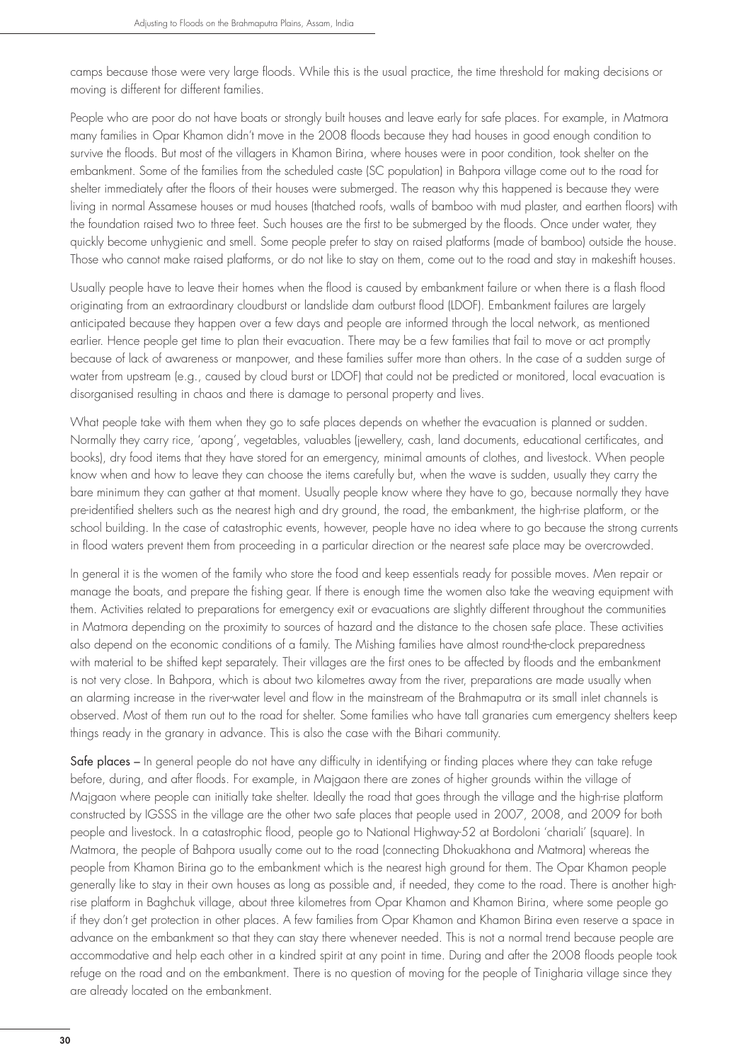camps because those were very large floods. While this is the usual practice, the time threshold for making decisions or moving is different for different families.

People who are poor do not have boats or strongly built houses and leave early for safe places. For example, in Matmora many families in Opar Khamon didn't move in the 2008 floods because they had houses in good enough condition to survive the floods. But most of the villagers in Khamon Birina, where houses were in poor condition, took shelter on the embankment. Some of the families from the scheduled caste (SC population) in Bahpora village come out to the road for shelter immediately after the floors of their houses were submerged. The reason why this happened is because they were living in normal Assamese houses or mud houses (thatched roofs, walls of bamboo with mud plaster, and earthen floors) with the foundation raised two to three feet. Such houses are the first to be submerged by the floods. Once under water, they quickly become unhygienic and smell. Some people prefer to stay on raised platforms (made of bamboo) outside the house. Those who cannot make raised platforms, or do not like to stay on them, come out to the road and stay in makeshift houses.

Usually people have to leave their homes when the flood is caused by embankment failure or when there is a flash flood originating from an extraordinary cloudburst or landslide dam outburst flood (LDOF). Embankment failures are largely anticipated because they happen over a few days and people are informed through the local network, as mentioned earlier. Hence people get time to plan their evacuation. There may be a few families that fail to move or act promptly because of lack of awareness or manpower, and these families suffer more than others. In the case of a sudden surge of water from upstream (e.g., caused by cloud burst or LDOF) that could not be predicted or monitored, local evacuation is disorganised resulting in chaos and there is damage to personal property and lives.

What people take with them when they go to safe places depends on whether the evacuation is planned or sudden. Normally they carry rice, 'apong', vegetables, valuables (jewellery, cash, land documents, educational certificates, and books), dry food items that they have stored for an emergency, minimal amounts of clothes, and livestock. When people know when and how to leave they can choose the items carefully but, when the wave is sudden, usually they carry the bare minimum they can gather at that moment. Usually people know where they have to go, because normally they have pre-identified shelters such as the nearest high and dry ground, the road, the embankment, the high-rise platform, or the school building. In the case of catastrophic events, however, people have no idea where to go because the strong currents in flood waters prevent them from proceeding in a particular direction or the nearest safe place may be overcrowded.

In general it is the women of the family who store the food and keep essentials ready for possible moves. Men repair or manage the boats, and prepare the fishing gear. If there is enough time the women also take the weaving equipment with them. Activities related to preparations for emergency exit or evacuations are slightly different throughout the communities in Matmora depending on the proximity to sources of hazard and the distance to the chosen safe place. These activities also depend on the economic conditions of a family. The Mishing families have almost round-the-clock preparedness with material to be shifted kept separately. Their villages are the first ones to be affected by floods and the embankment is not very close. In Bahpora, which is about two kilometres away from the river, preparations are made usually when an alarming increase in the river-water level and flow in the mainstream of the Brahmaputra or its small inlet channels is observed. Most of them run out to the road for shelter. Some families who have tall granaries cum emergency shelters keep things ready in the granary in advance. This is also the case with the Bihari community.

**Safe places** – In general people do not have any difficulty in identifying or finding places where they can take refuge before, during, and after floods. For example, in Majgaon there are zones of higher grounds within the village of Majgaon where people can initially take shelter. Ideally the road that goes through the village and the high-rise platform constructed by IGSSS in the village are the other two safe places that people used in 2007, 2008, and 2009 for both people and livestock. In a catastrophic flood, people go to National Highway-52 at Bordoloni 'chariali' (square). In Matmora, the people of Bahpora usually come out to the road (connecting Dhokuakhona and Matmora) whereas the people from Khamon Birina go to the embankment which is the nearest high ground for them. The Opar Khamon people generally like to stay in their own houses as long as possible and, if needed, they come to the road. There is another high-rise platform in Baghchuk village, about three kilometres from Opar Khamon and Khamon Birina, where some people go if they don't get protection in other places. A few families from Opar Khamon and Khamon Birina even reserve a space in advance on the embankment so that they can stay there whenever needed. This is not a normal trend because people are accommodative and help each other in a kindred spirit at any point in time. During and after the 2008 floods people took refuge on the road and on the embankment. There is no question of moving for the people of Tinigharia village since they are already located on the embankment.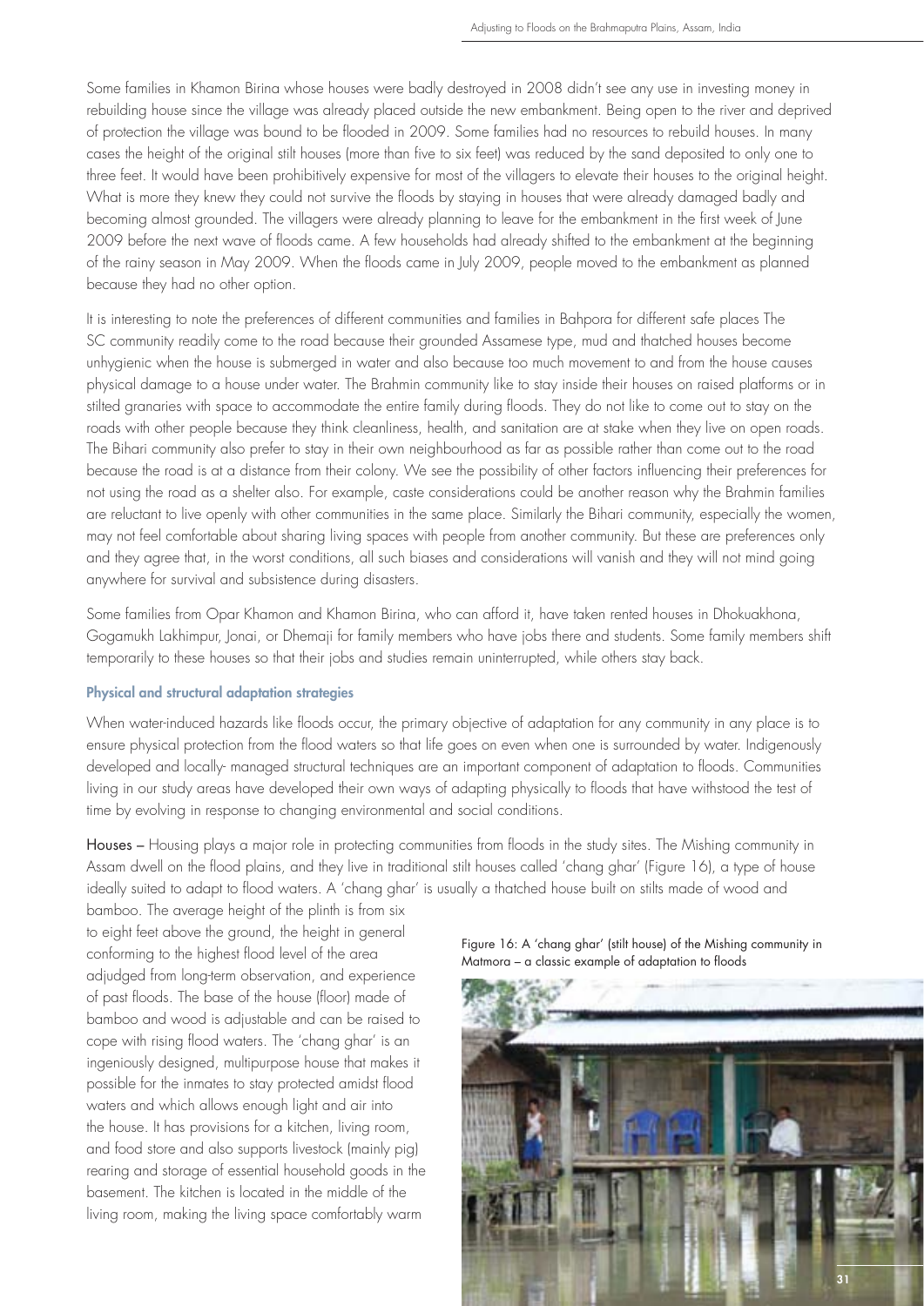Some families in Khamon Birina whose houses were badly destroyed in 2008 didn't see any use in investing money in rebuilding house since the village was already placed outside the new embankment. Being open to the river and deprived of protection the village was bound to be flooded in 2009. Some families had no resources to rebuild houses. In many cases the height of the original stilt houses (more than five to six feet) was reduced by the sand deposited to only one to three feet. It would have been prohibitively expensive for most of the villagers to elevate their houses to the original height. What is more they knew they could not survive the floods by staying in houses that were already damaged badly and becoming almost grounded. The villagers were already planning to leave for the embankment in the first week of June 2009 before the next wave of floods came. A few households had already shifted to the embankment at the beginning of the rainy season in May 2009. When the floods came in July 2009, people moved to the embankment as planned because they had no other option.

It is interesting to note the preferences of different communities and families in Bahpora for different safe places The SC community readily come to the road because their grounded Assamese type, mud and thatched houses become unhygienic when the house is submerged in water and also because too much movement to and from the house causes physical damage to a house under water. The Brahmin community like to stay inside their houses on raised platforms or in stilted granaries with space to accommodate the entire family during floods. They do not like to come out to stay on the roads with other people because they think cleanliness, health, and sanitation are at stake when they live on open roads. The Bihari community also prefer to stay in their own neighbourhood as far as possible rather than come out to the road because the road is at a distance from their colony. We see the possibility of other factors influencing their preferences for not using the road as a shelter also. For example, caste considerations could be another reason why the Brahmin families are reluctant to live openly with other communities in the same place. Similarly the Bihari community, especially the women, may not feel comfortable about sharing living spaces with people from another community. But these are preferences only and they agree that, in the worst conditions, all such biases and considerations will vanish and they will not mind going anywhere for survival and subsistence during disasters.

Some families from Opar Khamon and Khamon Birina, who can afford it, have taken rented houses in Dhokuakhona, Gogamukh Lakhimpur, Jonai, or Dhemaji for family members who have jobs there and students. Some family members shift temporarily to these houses so that their jobs and studies remain uninterrupted, while others stay back.

### Physical and structural adaptation strategies

When water-induced hazards like floods occur, the primary objective of adaptation for any community in any place is to ensure physical protection from the flood waters so that life goes on even when one is surrounded by water. Indigenously developed and locally- managed structural techniques are an important component of adaptation to floods. Communities living in our study areas have developed their own ways of adapting physically to floods that have withstood the test of time by evolving in response to changing environmental and social conditions.

**Houses** – Housing plays a major role in protecting communities from floods in the study sites. The Mishing community in Assam dwell on the flood plains, and they live in traditional stilt houses called 'chang ghar' (Figure 16), a type of house ideally suited to adapt to flood waters. A 'chang ghar' is usually a thatched house built on stilts made of wood and bamboo. The average height of the plinth is from six to eight feet above the ground, the height in general conforming to the highest flood level of the area adjudged from long-term observation, and experience of past floods. The base of the house (floor) made of bamboo and wood is adjustable and can be raised to cope with rising flood waters. The 'chang ghar' is an ingeniously designed, multipurpose house that makes it possible for the inmates to stay protected amidst flood waters and which allows enough light and air into the house. It has provisions for a kitchen, living room, and food store and also supports livestock (mainly pig) rearing and storage of essential household goods in the basement. The kitchen is located in the middle of the living room, making the living space comfortably warm

Figure 16: A 'chang ghar' (stilt house) of the Mishing community in Matmora – a classic example of adaptation to floods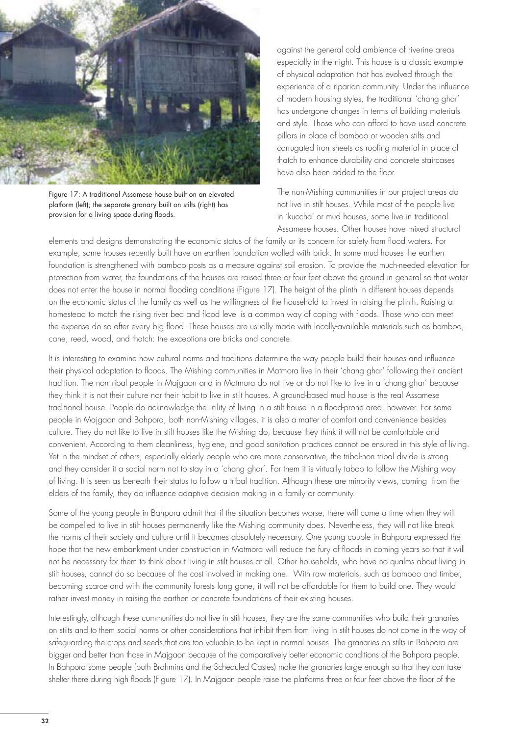Figure 17: A traditional Assamese house built on an elevated platform (left); the separate granary built on stilts (right) has provision for a living space during floods.

against the general cold ambience of riverine areas especially in the night. This house is a classic example of physical adaptation that has evolved through the experience of a riparian community. Under the influence of modern housing styles, the traditional 'chang ghar' has undergone changes in terms of building materials and style. Those who can afford to have used concrete pillars in place of bamboo or wooden stilts and corrugated iron sheets as roofing material in place of thatch to enhance durability and concrete staircases have also been added to the floor.

The non-Mishing communities in our project areas do not live in stilt houses. While most of the people live in 'kuccha' or mud houses, some live in traditional Assamese houses. Other houses have mixed structural elements and designs demonstrating the economic status of the family or its concern for safety from flood waters. For example, some houses recently built have an earthen foundation walled with brick. In some mud houses the earthen foundation is strengthened with bamboo posts as a measure against soil erosion. To provide the much-needed elevation for protection from water, the foundations of the houses are raised three or four feet above the ground in general so that water does not enter the house in normal flooding conditions (Figure 17). The height of the plinth in different houses depends on the economic status of the family as well as the willingness of the household to invest in raising the plinth. Raising a homestead to match the rising river bed and flood level is a common way of coping with floods. Those who can meet the expense do so after every big flood. These houses are usually made with locally-available materials such as bamboo, cane, reed, wood, and thatch: the exceptions are bricks and concrete.

It is interesting to examine how cultural norms and traditions determine the way people build their houses and influence their physical adaptation to floods. The Mishing communities in Matmora live in their 'chang ghar' following their ancient tradition. The non-tribal people in Majgaon and in Matmora do not live or do not like to live in a 'chang ghar' because they think it is not their culture nor their habit to live in stilt houses. A ground-based mud house is the real Assamese traditional house. People do acknowledge the utility of living in a stilt house in a flood-prone area, however. For some people in Majgaon and Bahpora, both non-Mishing villages, it is also a matter of comfort and convenience besides culture. They do not like to live in stilt houses like the Mishing do, because they think it will not be comfortable and convenient. According to them cleanliness, hygiene, and good sanitation practices cannot be ensured in this style of living. Yet in the mindset of others, especially elderly people who are more conservative, the tribal-non tribal divide is strong and they consider it a social norm not to stay in a 'chang ghar'. For them it is virtually taboo to follow the Mishing way of living. It is seen as beneath their status to follow a tribal tradition. Although these are minority views, coming from the elders of the family, they do influence adaptive decision making in a family or community.

Some of the young people in Bahpora admit that if the situation becomes worse, there will come a time when they will be compelled to live in stilt houses permanently like the Mishing community does. Nevertheless, they will not like break the norms of their society and culture until it becomes absolutely necessary. One young couple in Bahpora expressed the hope that the new embankment under construction in Matmora will reduce the fury of floods in coming years so that it will not be necessary for them to think about living in stilt houses at all. Other households, who have no qualms about living in stilt houses, cannot do so because of the cost involved in making one. With raw materials, such as bamboo and timber, becoming scarce and with the community forests long gone, it will not be affordable for them to build one. They would rather invest money in raising the earthen or concrete foundations of their existing houses.

Interestingly, although these communities do not live in stilt houses, they are the same communities who build their granaries on stilts and to them social norms or other considerations that inhibit them from living in stilt houses do not come in the way of safeguarding the crops and seeds that are too valuable to be kept in normal houses. The granaries on stilts in Bahpora are bigger and better than those in Majgaon because of the comparatively better economic conditions of the Bahpora people. In Bahpora some people (both Brahmins and the Scheduled Castes) make the granaries large enough so that they can take shelter there during high floods (Figure 17). In Majgaon people raise the platforms three or four feet above the floor of the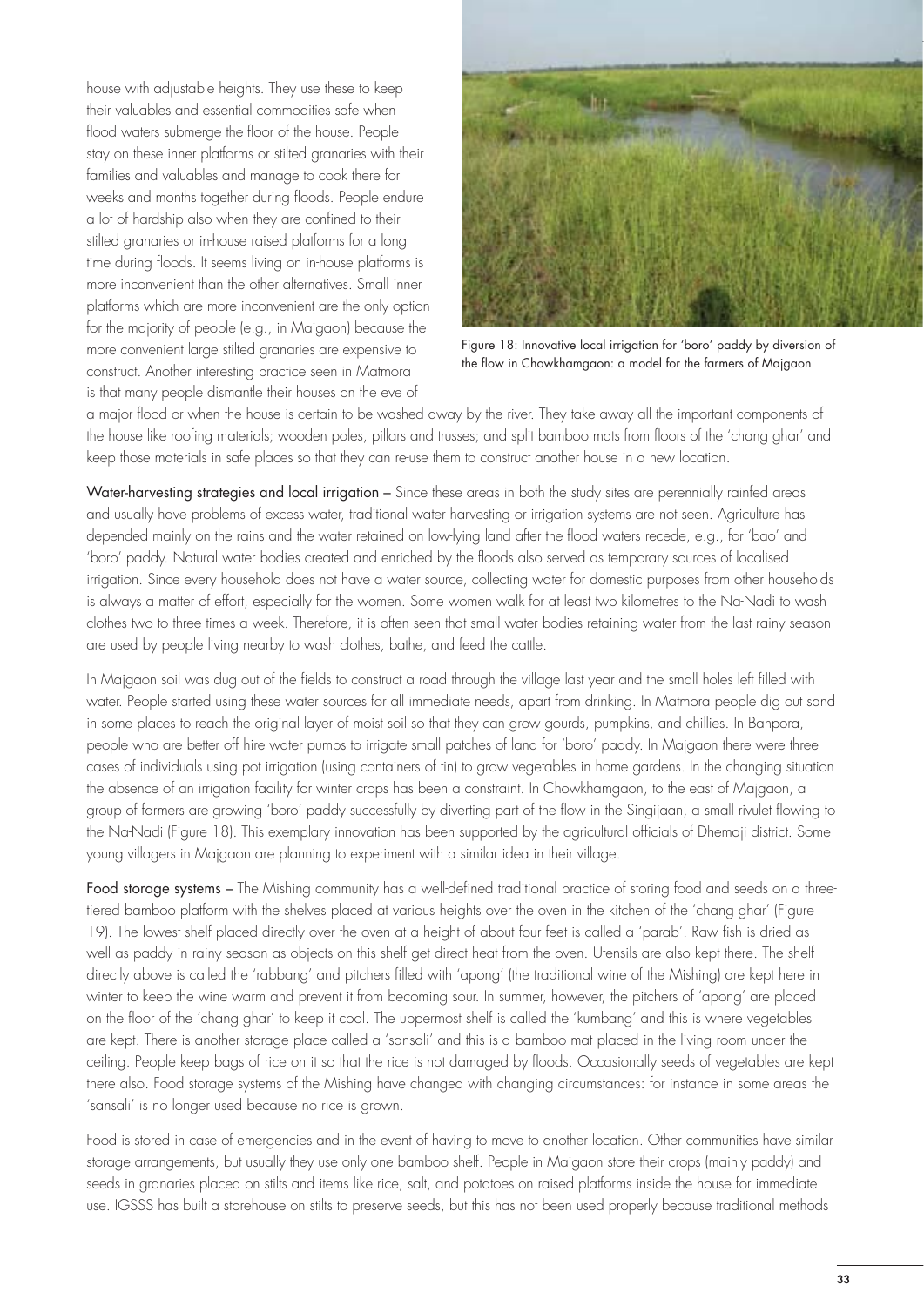house with adjustable heights. They use these to keep their valuables and essential commodities safe when flood waters submerge the floor of the house. People stay on these inner platforms or stilted granaries with their families and valuables and manage to cook there for weeks and months together during floods. People endure a lot of hardship also when they are confined to their stilted granaries or in-house raised platforms for a long time during floods. It seems living on in-house platforms is more inconvenient than the other alternatives. Small inner platforms which are more inconvenient are the only option for the majority of people (e.g., in Majgaon) because the more convenient large stilted granaries are expensive to construct. Another interesting practice seen in Matmora is that many people dismantle their houses on the eve of a major flood or when the house is certain to be washed away by the river. They take away all the important components of the house like roofing materials; wooden poles, pillars and trusses; and split bamboo mats from floors of the 'chang ghar' and keep those materials in safe places so that they can re-use them to construct another house in a new location.

Figure 18: Innovative local irrigation for 'boro' paddy by diversion of the flow in Chowkhamgaon: a model for the farmers of Majgaon

**Water-harvesting strategies and local irrigation** – Since these areas in both the study sites are perennially rainfed areas and usually have problems of excess water, traditional water harvesting or irrigation systems are not seen. Agriculture has depended mainly on the rains and the water retained on low-lying land after the flood waters recede, e.g., for 'bao' and 'boro' paddy. Natural water bodies created and enriched by the floods also served as temporary sources of localised irrigation. Since every household does not have a water source, collecting water for domestic purposes from other households is always a matter of effort, especially for the women. Some women walk for at least two kilometres to the Na-Nadi to wash clothes two to three times a week. Therefore, it is often seen that small water bodies retaining water from the last rainy season are used by people living nearby to wash clothes, bathe, and feed the cattle.

In Majgaon soil was dug out of the fields to construct a road through the village last year and the small holes left filled with water. People started using these water sources for all immediate needs, apart from drinking. In Matmora people dig out sand in some places to reach the original layer of moist soil so that they can grow gourds, pumpkins, and chillies. In Bahpora, people who are better off hire water pumps to irrigate small patches of land for 'boro' paddy. In Majgaon there were three cases of individuals using pot irrigation (using containers of tin) to grow vegetables in home gardens. In the changing situation the absence of an irrigation facility for winter crops has been a constraint. In Chowkhamgaon, to the east of Majgaon, a group of farmers are growing 'boro' paddy successfully by diverting part of the flow in the Singijaan, a small rivulet flowing to the Na-Nadi (Figure 18). This exemplary innovation has been supported by the agricultural officials of Dhemaji district. Some young villagers in Majgaon are planning to experiment with a similar idea in their village.

**Food storage systems** – The Mishing community has a well-defined traditional practice of storing food and seeds on a three-tiered bamboo platform with the shelves placed at various heights over the oven in the kitchen of the 'chang ghar' (Figure 19). The lowest shelf placed directly over the oven at a height of about four feet is called a 'parab'. Raw fish is dried as well as paddy in rainy season as objects on this shelf get direct heat from the oven. Utensils are also kept there. The shelf directly above is called the 'rabbang' and pitchers filled with 'apong' (the traditional wine of the Mishing) are kept here in winter to keep the wine warm and prevent it from becoming sour. In summer, however, the pitchers of 'apong' are placed on the floor of the 'chang ghar' to keep it cool. The uppermost shelf is called the 'kumbang' and this is where vegetables are kept. There is another storage place called a 'sansali' and this is a bamboo mat placed in the living room under the ceiling. People keep bags of rice on it so that the rice is not damaged by floods. Occasionally seeds of vegetables are kept there also. Food storage systems of the Mishing have changed with changing circumstances: for instance in some areas the 'sansali' is no longer used because no rice is grown.

Food is stored in case of emergencies and in the event of having to move to another location. Other communities have similar storage arrangements, but usually they use only one bamboo shelf. People in Majgaon store their crops (mainly paddy) and seeds in granaries placed on stilts and items like rice, salt, and potatoes on raised platforms inside the house for immediate use. IGSSS has built a storehouse on stilts to preserve seeds, but this has not been used properly because traditional methods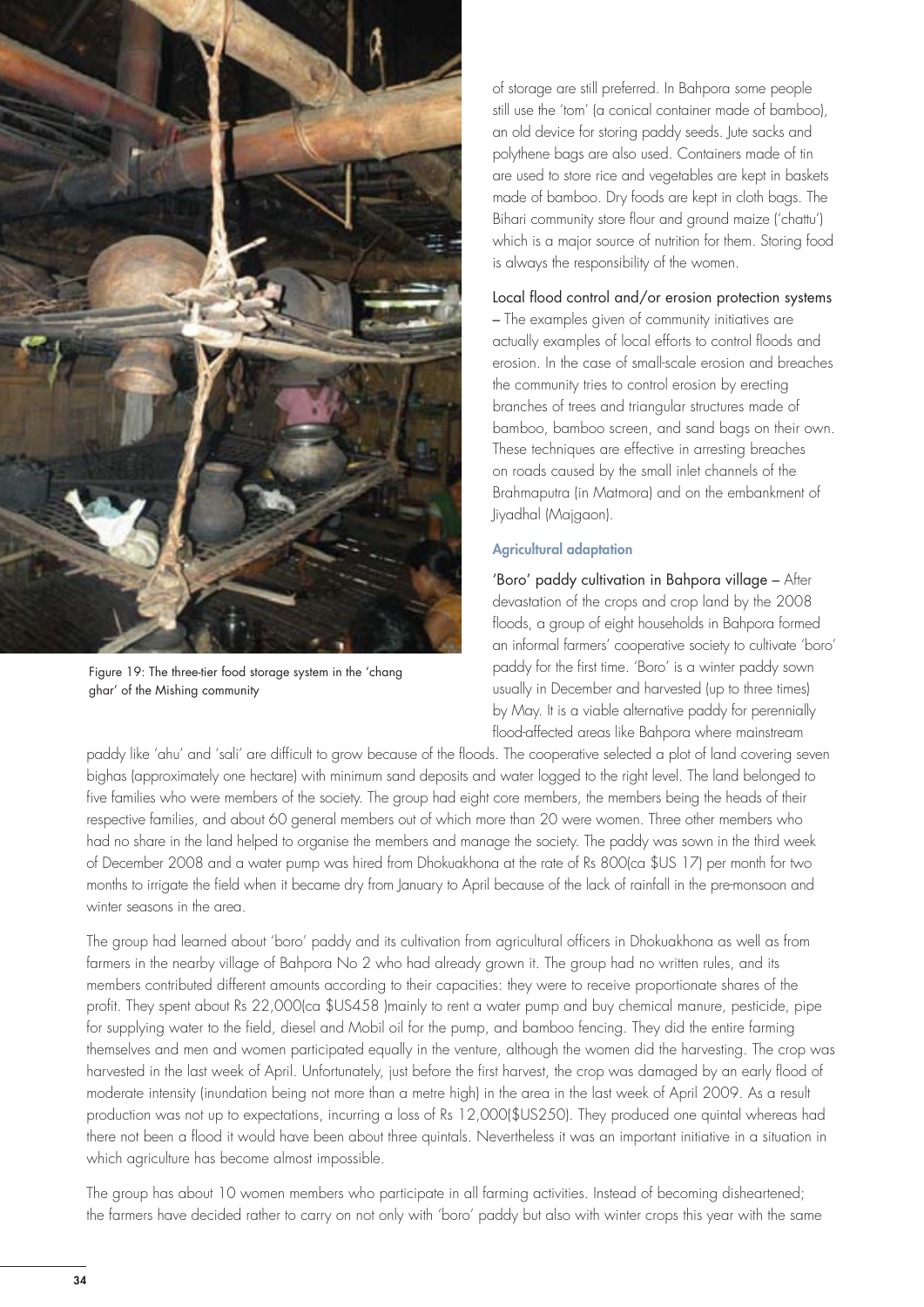Figure 19: The three-tier food storage system in the 'chang ghar' of the Mishing community

of storage are still preferred. In Bahpora some people still use the 'tom' (a conical container made of bamboo), an old device for storing paddy seeds. Jute sacks and polythene bags are also used. Containers made of tin are used to store rice and vegetables are kept in baskets made of bamboo. Dry foods are kept in cloth bags. The Bihari community store flour and ground maize ('chattu') which is a major source of nutrition for them. Storing food is always the responsibility of the women.

Local flood control and/or erosion protection systems – The examples given of community initiatives are actually examples of local efforts to control floods and erosion. In the case of small-scale erosion and breaches the community tries to control erosion by erecting branches of trees and triangular structures made of bamboo, bamboo screen, and sand bags on their own. These techniques are effective in arresting breaches on roads caused by the small inlet channels of the Brahmaputra (in Matmora) and on the embankment of Jiyadhal (Majgaon).

### Agricultural adaptation

'Boro' paddy cultivation in Bahpora village – After devastation of the crops and crop land by the 2008 floods, a group of eight households in Bahpora formed an informal farmers' cooperative society to cultivate 'boro' paddy for the first time. 'Boro' is a winter paddy sown usually in December and harvested (up to three times) by May. It is a viable alternative paddy for perennially flood-affected areas like Bahpora where mainstream paddy like 'ahu' and 'sali' are difficult to grow because of the floods. The cooperative selected a plot of land covering seven bighas (approximately one hectare) with minimum sand deposits and water logged to the right level. The land belonged to five families who were members of the society. The group had eight core members, the members being the heads of their respective families, and about 60 general members out of which more than 20 were women. Three other members who had no share in the land helped to organise the members and manage the society. The paddy was sown in the third week of December 2008 and a water pump was hired from Dhokuakhona at the rate of Rs 800(ca $US 17) per month for two months to irrigate the field when it became dry from January to April because of the lack of rainfall in the pre-monsoon and winter seasons in the area.

The group had learned about 'boro' paddy and its cultivation from agricultural officers in Dhokuakhona as well as from farmers in the nearby village of Bahpora No 2 who had already grown it. The group had no written rules, and its members contributed different amounts according to their capacities: they were to receive proportionate shares of the profit. They spent about Rs 22,000(ca $US458 )mainly to rent a water pump and buy chemical manure, pesticide, pipe for supplying water to the field, diesel and Mobil oil for the pump, and bamboo fencing. They did the entire farming themselves and men and women participated equally in the venture, although the women did the harvesting. The crop was harvested in the last week of April. Unfortunately, just before the first harvest, the crop was damaged by an early flood of moderate intensity (inundation being not more than a metre high) in the area in the last week of April 2009. As a result production was not up to expectations, incurring a loss of Rs 12,000($US250). They produced one quintal whereas had there not been a flood it would have been about three quintals. Nevertheless it was an important initiative in a situation in which agriculture has become almost impossible.

The group has about 10 women members who participate in all farming activities. Instead of becoming disheartened; the farmers have decided rather to carry on not only with 'boro' paddy but also with winter crops this year with the same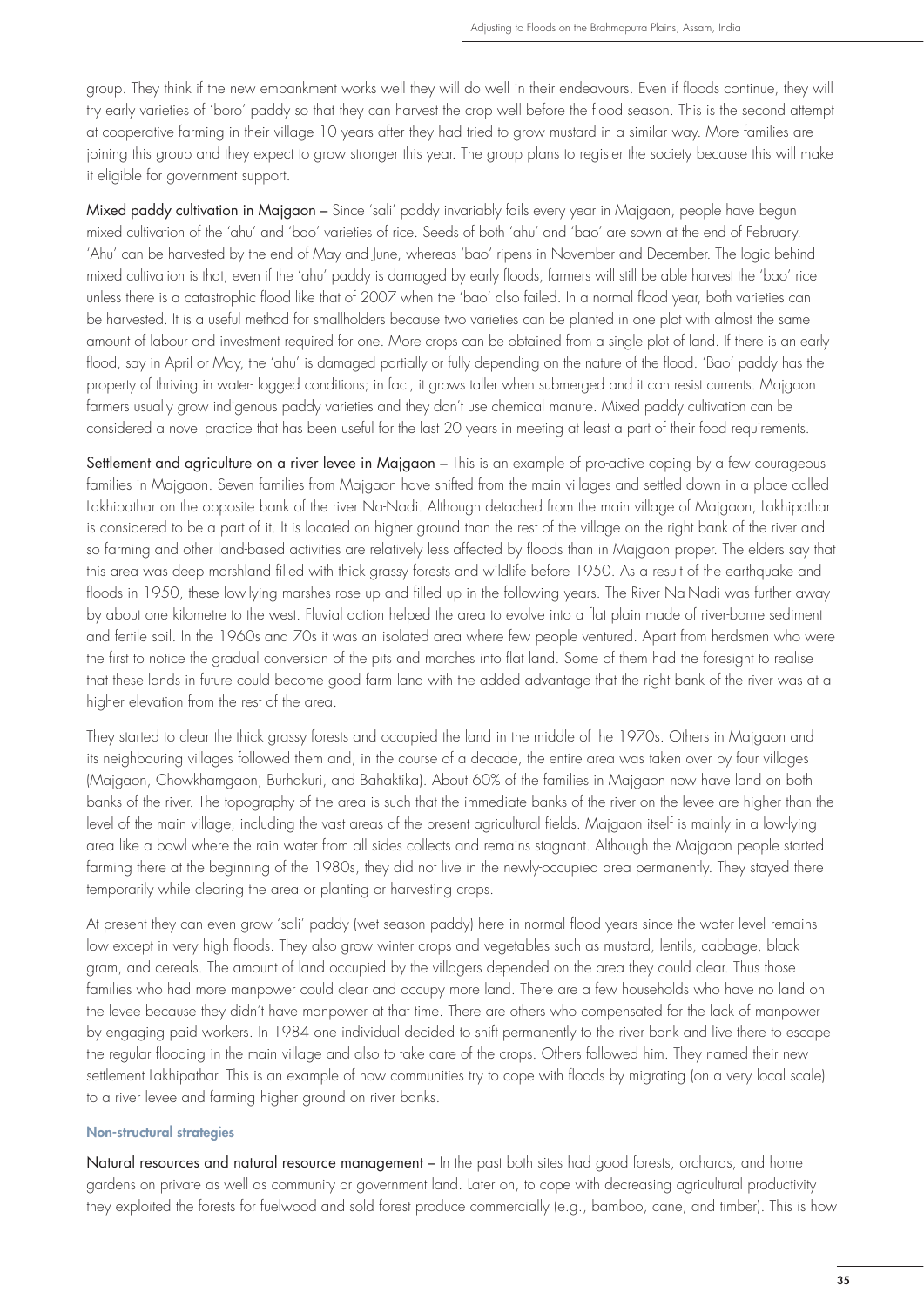group. They think if the new embankment works well they will do well in their endeavours. Even if floods continue, they will try early varieties of 'boro' paddy so that they can harvest the crop well before the flood season. This is the second attempt at cooperative farming in their village 10 years after they had tried to grow mustard in a similar way. More families are joining this group and they expect to grow stronger this year. The group plans to register the society because this will make it eligible for government support.

Mixed paddy cultivation in Majgaon – Since 'sali' paddy invariably fails every year in Majgaon, people have begun mixed cultivation of the 'ahu' and 'bao' varieties of rice. Seeds of both 'ahu' and 'bao' are sown at the end of February. 'Ahu' can be harvested by the end of May and June, whereas 'bao' ripens in November and December. The logic behind mixed cultivation is that, even if the 'ahu' paddy is damaged by early floods, farmers will still be able harvest the 'bao' rice unless there is a catastrophic flood like that of 2007 when the 'bao' also failed. In a normal flood year, both varieties can be harvested. It is a useful method for smallholders because two varieties can be planted in one plot with almost the same amount of labour and investment required for one. More crops can be obtained from a single plot of land. If there is an early flood, say in April or May, the 'ahu' is damaged partially or fully depending on the nature of the flood. 'Bao' paddy has the property of thriving in water- logged conditions; in fact, it grows taller when submerged and it can resist currents. Majgaon farmers usually grow indigenous paddy varieties and they don't use chemical manure. Mixed paddy cultivation can be considered a novel practice that has been useful for the last 20 years in meeting at least a part of their food requirements.

Settlement and agriculture on a river levee in Majgaon – This is an example of pro-active coping by a few courageous families in Majgaon. Seven families from Majgaon have shifted from the main villages and settled down in a place called Lakhipathar on the opposite bank of the river Na-Nadi. Although detached from the main village of Majgaon, Lakhipathar is considered to be a part of it. It is located on higher ground than the rest of the village on the right bank of the river and so farming and other land-based activities are relatively less affected by floods than in Majgaon proper. The elders say that this area was deep marshland filled with thick grassy forests and wildlife before 1950. As a result of the earthquake and floods in 1950, these low-lying marshes rose up and filled up in the following years. The River Na-Nadi was further away by about one kilometre to the west. Fluvial action helped the area to evolve into a flat plain made of river-borne sediment and fertile soil. In the 1960s and 70s it was an isolated area where few people ventured. Apart from herdsmen who were the first to notice the gradual conversion of the pits and marches into flat land. Some of them had the foresight to realise that these lands in future could become good farm land with the added advantage that the right bank of the river was at a higher elevation from the rest of the area.

They started to clear the thick grassy forests and occupied the land in the middle of the 1970s. Others in Majgaon and its neighbouring villages followed them and, in the course of a decade, the entire area was taken over by four villages (Majgaon, Chowkhamgaon, Burhakuri, and Bahaktika). About 60% of the families in Majgaon now have land on both banks of the river. The topography of the area is such that the immediate banks of the river on the levee are higher than the level of the main village, including the vast areas of the present agricultural fields. Majgaon itself is mainly in a low-lying area like a bowl where the rain water from all sides collects and remains stagnant. Although the Majgaon people started farming there at the beginning of the 1980s, they did not live in the newly-occupied area permanently. They stayed there temporarily while clearing the area or planting or harvesting crops.

At present they can even grow 'sali' paddy (wet season paddy) here in normal flood years since the water level remains low except in very high floods. They also grow winter crops and vegetables such as mustard, lentils, cabbage, black gram, and cereals. The amount of land occupied by the villagers depended on the area they could clear. Thus those families who had more manpower could clear and occupy more land. There are a few households who have no land on the levee because they didn't have manpower at that time. There are others who compensated for the lack of manpower by engaging paid workers. In 1984 one individual decided to shift permanently to the river bank and live there to escape the regular flooding in the main village and also to take care of the crops. Others followed him. They named their new settlement Lakhipathar. This is an example of how communities try to cope with floods by migrating (on a very local scale) to a river levee and farming higher ground on river banks.

#### Non-structural strategies

Natural resources and natural resource management – In the past both sites had good forests, orchards, and home gardens on private as well as community or government land. Later on, to cope with decreasing agricultural productivity they exploited the forests for fuelwood and sold forest produce commercially (e.g., bamboo, cane, and timber). This is how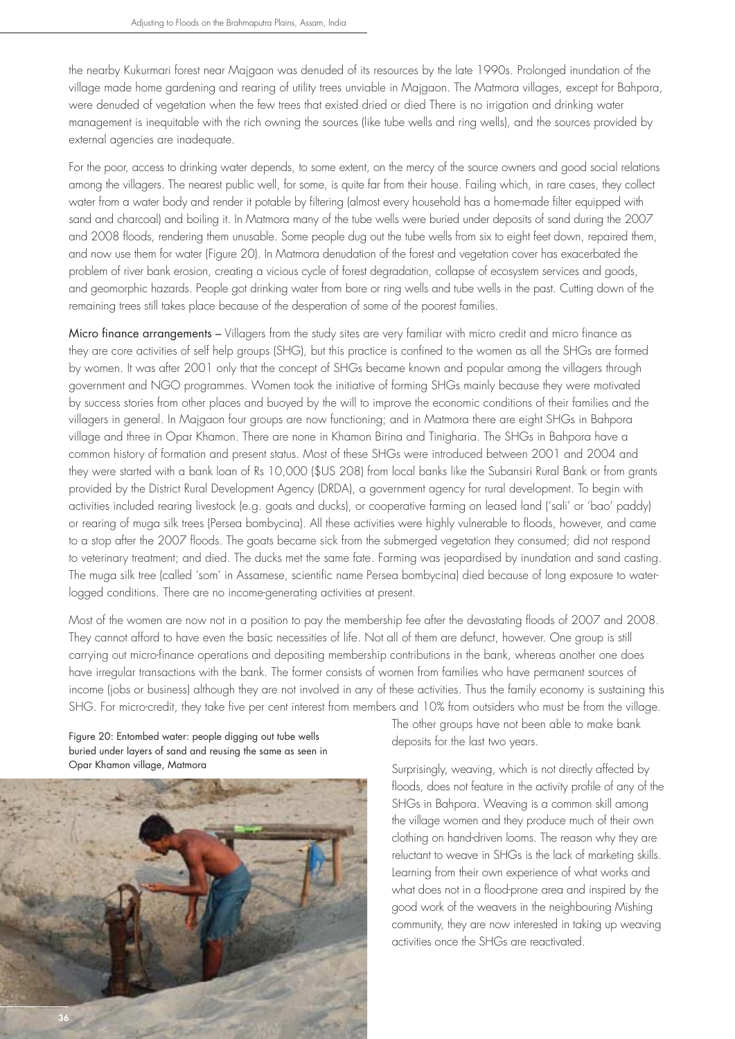the nearby Kukurmari forest near Majgaon was denuded of its resources by the late 1990s. Prolonged inundation of the village made home gardening and rearing of utility trees unviable in Majgaon. The Matmora villages, except for Bahpora, were denuded of vegetation when the few trees that existed dried or died There is no irrigation and drinking water management is inequitable with the rich owning the sources (like tube wells and ring wells), and the sources provided by external agencies are inadequate.

For the poor, access to drinking water depends, to some extent, on the mercy of the source owners and good social relations among the villagers. The nearest public well, for some, is quite far from their house. Failing which, in rare cases, they collect water from a water body and render it potable by filtering (almost every household has a home-made filter equipped with sand and charcoal) and boiling it. In Matmora many of the tube wells were buried under deposits of sand during the 2007 and 2008 floods, rendering them unusable. Some people dug out the tube wells from six to eight feet down, repaired them, and now use them for water (Figure 20). In Matmora denudation of the forest and vegetation cover has exacerbated the problem of river bank erosion, creating a vicious cycle of forest degradation, collapse of ecosystem services and goods, and geomorphic hazards. People got drinking water from bore or ring wells and tube wells in the past. Cutting down of the remaining trees still takes place because of the desperation of some of the poorest families.

**Micro finance arrangements** – Villagers from the study sites are very familiar with micro credit and micro finance as they are core activities of self help groups (SHG), but this practice is confined to the women as all the SHGs are formed by women. It was after 2001 only that the concept of SHGs became known and popular among the villagers through government and NGO programmes. Women took the initiative of forming SHGs mainly because they were motivated by success stories from other places and buoyed by the will to improve the economic conditions of their families and the villagers in general. In Majgaon four groups are now functioning; and in Matmora there are eight SHGs in Bahpora village and three in Opar Khamon. There are none in Khamon Birina and Tinigharia. The SHGs in Bahpora have a common history of formation and present status. Most of these SHGs were introduced between 2001 and 2004 and they were started with a bank loan of Rs 10,000 ($US 208) from local banks like the Subansiri Rural Bank or from grants provided by the District Rural Development Agency (DRDA), a government agency for rural development. To begin with activities included rearing livestock (e.g. goats and ducks), or cooperative farming on leased land ('sali' or 'bao' paddy) or rearing of muga silk trees (Persea bombycina). All these activities were highly vulnerable to floods, however, and came to a stop after the 2007 floods. The goats became sick from the submerged vegetation they consumed; did not respond to veterinary treatment; and died. The ducks met the same fate. Farming was jeopardised by inundation and sand casting. The muga silk tree (called 'som' in Assamese, scientific name Persea bombycina) died because of long exposure to water-logged conditions. There are no income-generating activities at present.

Most of the women are now not in a position to pay the membership fee after the devastating floods of 2007 and 2008. They cannot afford to have even the basic necessities of life. Not all of them are defunct, however. One group is still carrying out micro-finance operations and depositing membership contributions in the bank, whereas another one does have irregular transactions with the bank. The former consists of women from families who have permanent sources of income (jobs or business) although they are not involved in any of these activities. Thus the family economy is sustaining this SHG. For micro-credit, they take five per cent interest from members and 10% from outsiders who must be from the village. The other groups have not been able to make bank deposits for the last two years.

Figure 20: Entombed water: people digging out tube wells buried under layers of sand and reusing the same as seen in Opar Khamon village, Matmora

Surprisingly, weaving, which is not directly affected by floods, does not feature in the activity profile of any of the SHGs in Bahpora. Weaving is a common skill among the village women and they produce much of their own clothing on hand-driven looms. The reason why they are reluctant to weave in SHGs is the lack of marketing skills. Learning from their own experience of what works and what does not in a flood-prone area and inspired by the good work of the weavers in the neighbouring Mishing community, they are now interested in taking up weaving activities once the SHGs are reactivated.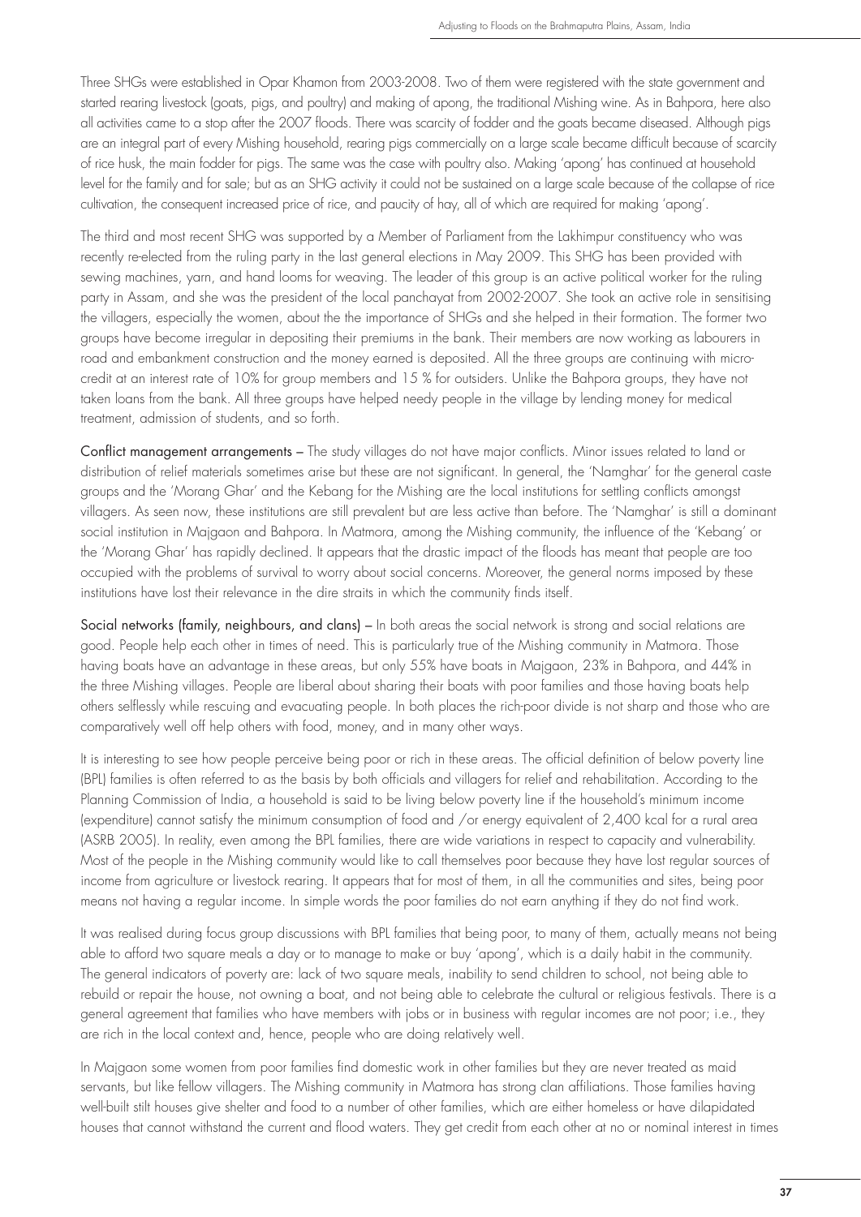Three SHGs were established in Opar Khamon from 2003-2008. Two of them were registered with the state government and started rearing livestock (goats, pigs, and poultry) and making of apong, the traditional Mishing wine. As in Bahpora, here also all activities came to a stop after the 2007 floods. There was scarcity of fodder and the goats became diseased. Although pigs are an integral part of every Mishing household, rearing pigs commercially on a large scale became difficult because of scarcity of rice husk, the main fodder for pigs. The same was the case with poultry also. Making 'apong' has continued at household level for the family and for sale; but as an SHG activity it could not be sustained on a large scale because of the collapse of rice cultivation, the consequent increased price of rice, and paucity of hay, all of which are required for making 'apong'.

The third and most recent SHG was supported by a Member of Parliament from the Lakhimpur constituency who was recently re-elected from the ruling party in the last general elections in May 2009. This SHG has been provided with sewing machines, yarn, and hand looms for weaving. The leader of this group is an active political worker for the ruling party in Assam, and she was the president of the local panchayat from 2002-2007. She took an active role in sensitising the villagers, especially the women, about the the importance of SHGs and she helped in their formation. The former two groups have become irregular in depositing their premiums in the bank. Their members are now working as labourers in road and embankment construction and the money earned is deposited. All the three groups are continuing with micro-credit at an interest rate of 10% for group members and 15 % for outsiders. Unlike the Bahpora groups, they have not taken loans from the bank. All three groups have helped needy people in the village by lending money for medical treatment, admission of students, and so forth.

Conflict management arrangements – The study villages do not have major conflicts. Minor issues related to land or distribution of relief materials sometimes arise but these are not significant. In general, the 'Namghar' for the general caste groups and the 'Morang Ghar' and the Kebang for the Mishing are the local institutions for settling conflicts amongst villagers. As seen now, these institutions are still prevalent but are less active than before. The 'Namghar' is still a dominant social institution in Majgaon and Bahpora. In Matmora, among the Mishing community, the influence of the 'Kebang' or the 'Morang Ghar' has rapidly declined. It appears that the drastic impact of the floods has meant that people are too occupied with the problems of survival to worry about social concerns. Moreover, the general norms imposed by these institutions have lost their relevance in the dire straits in which the community finds itself.

Social networks (family, neighbours, and clans) – In both areas the social network is strong and social relations are good. People help each other in times of need. This is particularly true of the Mishing community in Matmora. Those having boats have an advantage in these areas, but only 55% have boats in Majgaon, 23% in Bahpora, and 44% in the three Mishing villages. People are liberal about sharing their boats with poor families and those having boats help others selflessly while rescuing and evacuating people. In both places the rich-poor divide is not sharp and those who are comparatively well off help others with food, money, and in many other ways.

It is interesting to see how people perceive being poor or rich in these areas. The official definition of below poverty line (BPL) families is often referred to as the basis by both officials and villagers for relief and rehabilitation. According to the Planning Commission of India, a household is said to be living below poverty line if the household's minimum income (expenditure) cannot satisfy the minimum consumption of food and /or energy equivalent of 2,400 kcal for a rural area (ASRB 2005). In reality, even among the BPL families, there are wide variations in respect to capacity and vulnerability. Most of the people in the Mishing community would like to call themselves poor because they have lost regular sources of income from agriculture or livestock rearing. It appears that for most of them, in all the communities and sites, being poor means not having a regular income. In simple words the poor families do not earn anything if they do not find work.

It was realised during focus group discussions with BPL families that being poor, to many of them, actually means not being able to afford two square meals a day or to manage to make or buy 'apong', which is a daily habit in the community. The general indicators of poverty are: lack of two square meals, inability to send children to school, not being able to rebuild or repair the house, not owning a boat, and not being able to celebrate the cultural or religious festivals. There is a general agreement that families who have members with jobs or in business with regular incomes are not poor; i.e., they are rich in the local context and, hence, people who are doing relatively well.

In Majgaon some women from poor families find domestic work in other families but they are never treated as maid servants, but like fellow villagers. The Mishing community in Matmora has strong clan affiliations. Those families having well-built stilt houses give shelter and food to a number of other families, which are either homeless or have dilapidated houses that cannot withstand the current and flood waters. They get credit from each other at no or nominal interest in times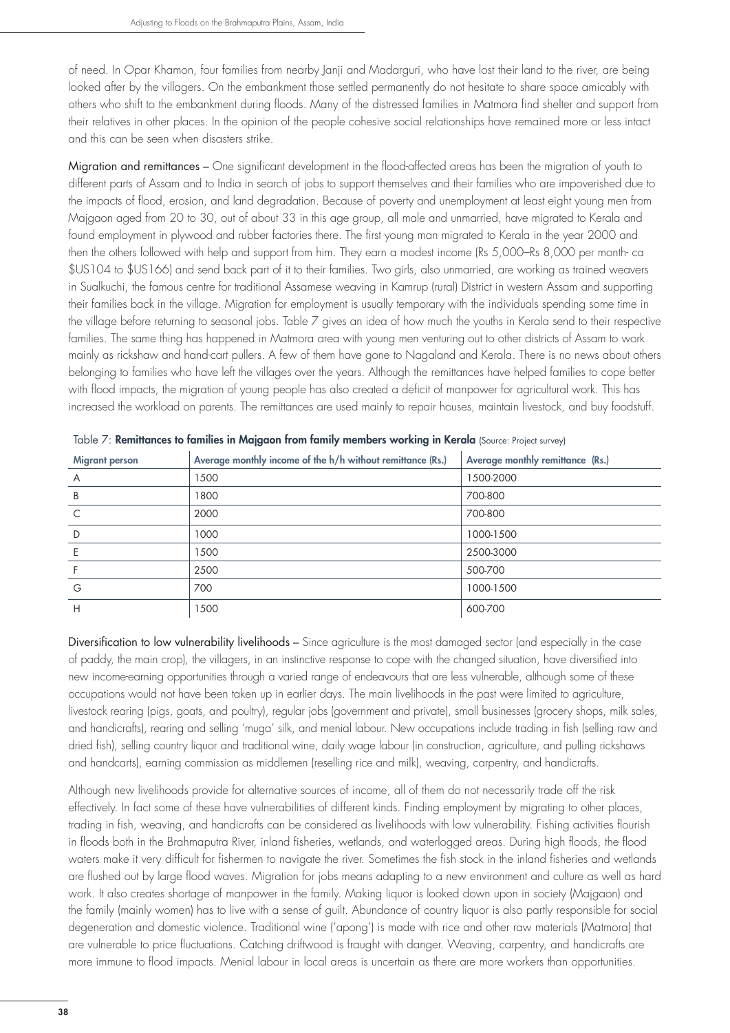of need. In Opar Khamon, four families from nearby Janji and Madarguri, who have lost their land to the river, are being looked after by the villagers. On the embankment those settled permanently do not hesitate to share space amicably with others who shift to the embankment during floods. Many of the distressed families in Matmora find shelter and support from their relatives in other places. In the opinion of the people cohesive social relationships have remained more or less intact and this can be seen when disasters strike.

**Migration and remittances** – One significant development in the flood-affected areas has been the migration of youth to different parts of Assam and to India in search of jobs to support themselves and their families who are impoverished due to the impacts of flood, erosion, and land degradation. Because of poverty and unemployment at least eight young men from Majgaon aged from 20 to 30, out of about 33 in this age group, all male and unmarried, have migrated to Kerala and found employment in plywood and rubber factories there. The first young man migrated to Kerala in the year 2000 and then the others followed with help and support from him. They earn a modest income (Rs 5,000–Rs 8,000 per month- ca $US104 to $US166) and send back part of it to their families. Two girls, also unmarried, are working as trained weavers in Sualkuchi, the famous centre for traditional Assamese weaving in Kamrup (rural) District in western Assam and supporting their families back in the village. Migration for employment is usually temporary with the individuals spending some time in the village before returning to seasonal jobs. Table 7 gives an idea of how much the youths in Kerala send to their respective families. The same thing has happened in Matmora area with young men venturing out to other districts of Assam to work mainly as rickshaw and hand-cart pullers. A few of them have gone to Nagaland and Kerala. There is no news about others belonging to families who have left the villages over the years. Although the remittances have helped families to cope better with flood impacts, the migration of young people has also created a deficit of manpower for agricultural work. This has increased the workload on parents. The remittances are used mainly to repair houses, maintain livestock, and buy foodstuff.

Table 7: **Remittances to families in Majgaon from family members working in Kerala** (Source: Project survey)

| Migrant person | Average monthly income of the h/h without remittance (Rs.) | Average monthly remittance (Rs.) |
|---|---|---|
| A | 1500 | 1500-2000 |
| B | 1800 | 700-800 |
| C | 2000 | 700-800 |
| D | 1000 | 1000-1500 |
| E | 1500 | 2500-3000 |
| F | 2500 | 500-700 |
| G | 700 | 1000-1500 |
| H | 1500 | 600-700 |

**Diversification to low vulnerability livelihoods** – Since agriculture is the most damaged sector (and especially in the case of paddy, the main crop), the villagers, in an instinctive response to cope with the changed situation, have diversified into new income-earning opportunities through a varied range of endeavours that are less vulnerable, although some of these occupations would not have been taken up in earlier days. The main livelihoods in the past were limited to agriculture, livestock rearing (pigs, goats, and poultry), regular jobs (government and private), small businesses (grocery shops, milk sales, and handicrafts), rearing and selling 'muga' silk, and menial labour. New occupations include trading in fish (selling raw and dried fish), selling country liquor and traditional wine, daily wage labour (in construction, agriculture, and pulling rickshaws and handcarts), earning commission as middlemen (reselling rice and milk), weaving, carpentry, and handicrafts.

Although new livelihoods provide for alternative sources of income, all of them do not necessarily trade off the risk effectively. In fact some of these have vulnerabilities of different kinds. Finding employment by migrating to other places, trading in fish, weaving, and handicrafts can be considered as livelihoods with low vulnerability. Fishing activities flourish in floods both in the Brahmaputra River, inland fisheries, wetlands, and waterlogged areas. During high floods, the flood waters make it very difficult for fishermen to navigate the river. Sometimes the fish stock in the inland fisheries and wetlands are flushed out by large flood waves. Migration for jobs means adapting to a new environment and culture as well as hard work. It also creates shortage of manpower in the family. Making liquor is looked down upon in society (Majgaon) and the family (mainly women) has to live with a sense of guilt. Abundance of country liquor is also partly responsible for social degeneration and domestic violence. Traditional wine ('apong') is made with rice and other raw materials (Matmora) that are vulnerable to price fluctuations. Catching driftwood is fraught with danger. Weaving, carpentry, and handicrafts are more immune to flood impacts. Menial labour in local areas is uncertain as there are more workers than opportunities.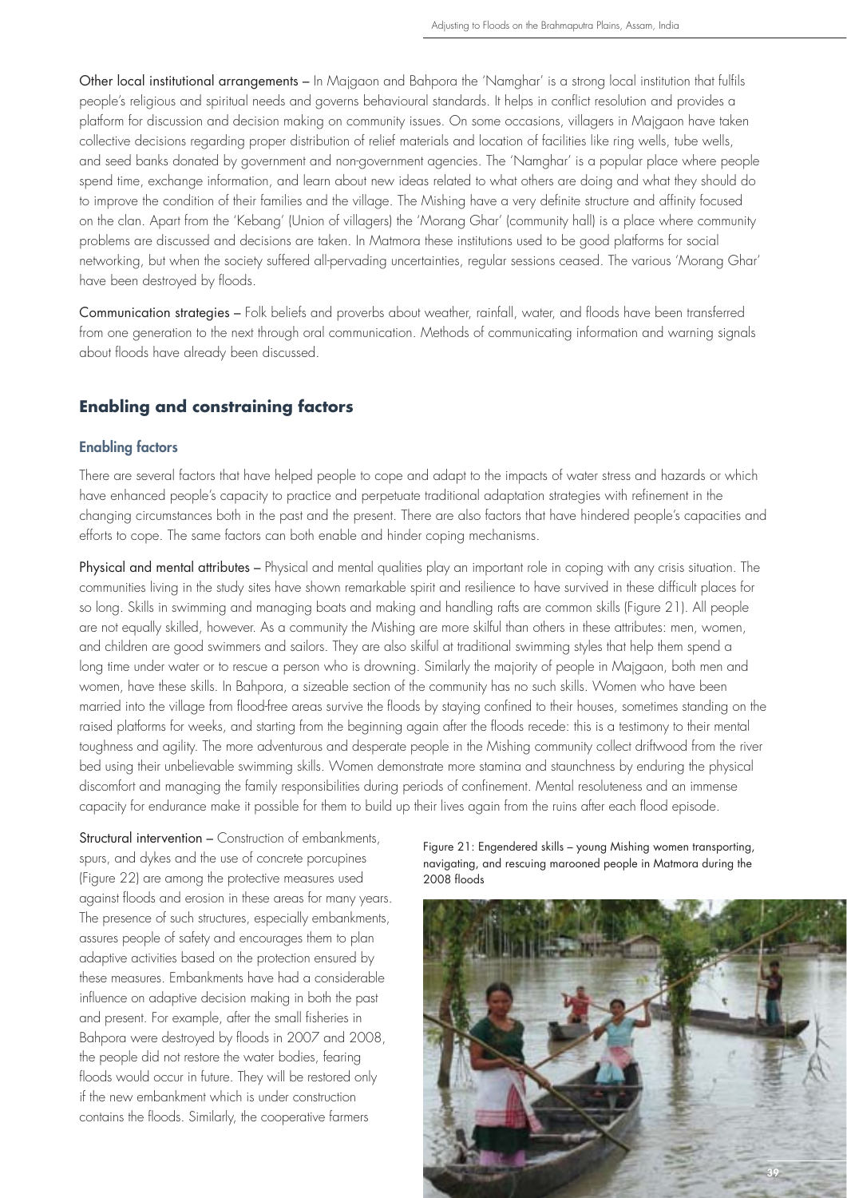Other local institutional arrangements – In Majgaon and Bahpora the 'Namghar' is a strong local institution that fulfils people's religious and spiritual needs and governs behavioural standards. It helps in conflict resolution and provides a platform for discussion and decision making on community issues. On some occasions, villagers in Majgaon have taken collective decisions regarding proper distribution of relief materials and location of facilities like ring wells, tube wells, and seed banks donated by government and non-government agencies. The 'Namghar' is a popular place where people spend time, exchange information, and learn about new ideas related to what others are doing and what they should do to improve the condition of their families and the village. The Mishing have a very definite structure and affinity focused on the clan. Apart from the 'Kebang' (Union of villagers) the 'Morang Ghar' (community hall) is a place where community problems are discussed and decisions are taken. In Matmora these institutions used to be good platforms for social networking, but when the society suffered all-pervading uncertainties, regular sessions ceased. The various 'Morang Ghar' have been destroyed by floods.

Communication strategies – Folk beliefs and proverbs about weather, rainfall, water, and floods have been transferred from one generation to the next through oral communication. Methods of communicating information and warning signals about floods have already been discussed.

## Enabling and constraining factors

### Enabling factors

There are several factors that have helped people to cope and adapt to the impacts of water stress and hazards or which have enhanced people's capacity to practice and perpetuate traditional adaptation strategies with refinement in the changing circumstances both in the past and the present. There are also factors that have hindered people's capacities and efforts to cope. The same factors can both enable and hinder coping mechanisms.

Physical and mental attributes – Physical and mental qualities play an important role in coping with any crisis situation. The communities living in the study sites have shown remarkable spirit and resilience to have survived in these difficult places for so long. Skills in swimming and managing boats and making and handling rafts are common skills (Figure 21). All people are not equally skilled, however. As a community the Mishing are more skilful than others in these attributes: men, women, and children are good swimmers and sailors. They are also skilful at traditional swimming styles that help them spend a long time under water or to rescue a person who is drowning. Similarly the majority of people in Majgaon, both men and women, have these skills. In Bahpora, a sizeable section of the community has no such skills. Women who have been married into the village from flood-free areas survive the floods by staying confined to their houses, sometimes standing on the raised platforms for weeks, and starting from the beginning again after the floods recede: this is a testimony to their mental toughness and agility. The more adventurous and desperate people in the Mishing community collect driftwood from the river bed using their unbelievable swimming skills. Women demonstrate more stamina and staunchness by enduring the physical discomfort and managing the family responsibilities during periods of confinement. Mental resoluteness and an immense capacity for endurance make it possible for them to build up their lives again from the ruins after each flood episode.

Structural intervention – Construction of embankments, spurs, and dykes and the use of concrete porcupines (Figure 22) are among the protective measures used against floods and erosion in these areas for many years. The presence of such structures, especially embankments, assures people of safety and encourages them to plan adaptive activities based on the protection ensured by these measures. Embankments have had a considerable influence on adaptive decision making in both the past and present. For example, after the small fisheries in Bahpora were destroyed by floods in 2007 and 2008, the people did not restore the water bodies, fearing floods would occur in future. They will be restored only if the new embankment which is under construction contains the floods. Similarly, the cooperative farmers

Figure 21: Engendered skills – young Mishing women transporting, navigating, and rescuing marooned people in Matmora during the 2008 floods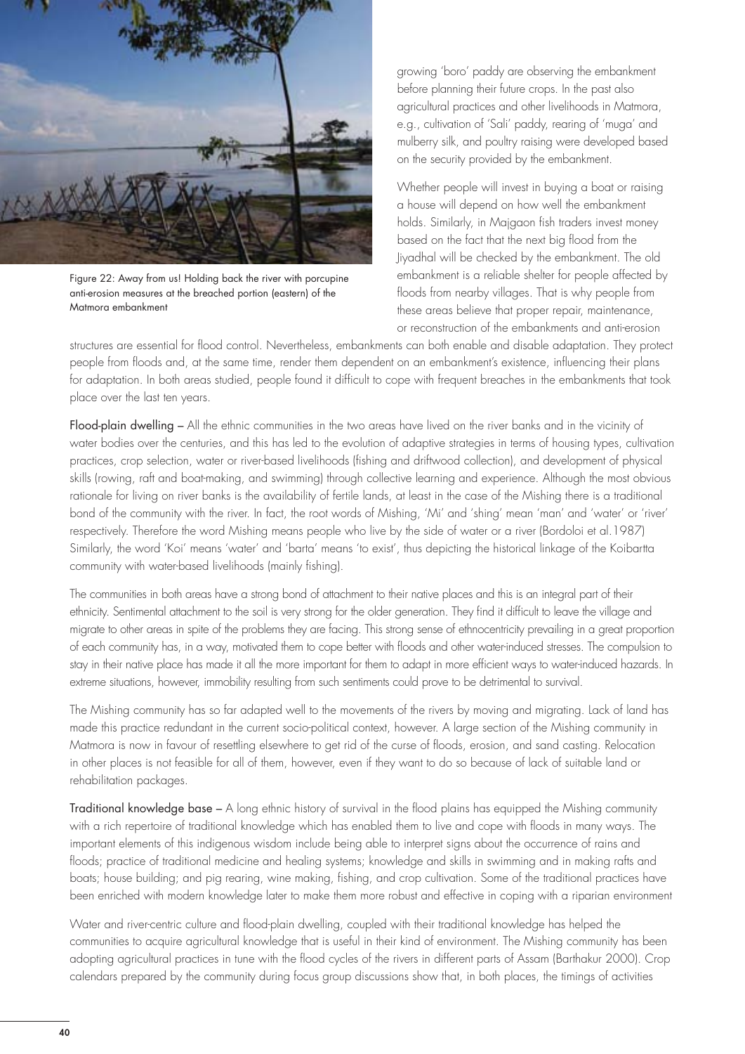Figure 22: Away from us! Holding back the river with porcupine anti-erosion measures at the breached portion (eastern) of the Matmora embankment

growing 'boro' paddy are observing the embankment before planning their future crops. In the past also agricultural practices and other livelihoods in Matmora, e.g., cultivation of 'Sali' paddy, rearing of 'muga' and mulberry silk, and poultry raising were developed based on the security provided by the embankment.

Whether people will invest in buying a boat or raising a house will depend on how well the embankment holds. Similarly, in Majgaon fish traders invest money based on the fact that the next big flood from the Jiyadhal will be checked by the embankment. The old embankment is a reliable shelter for people affected by floods from nearby villages. That is why people from these areas believe that proper repair, maintenance, or reconstruction of the embankments and anti-erosion structures are essential for flood control. Nevertheless, embankments can both enable and disable adaptation. They protect people from floods and, at the same time, render them dependent on an embankment's existence, influencing their plans for adaptation. In both areas studied, people found it difficult to cope with frequent breaches in the embankments that took place over the last ten years.

**Flood-plain dwelling** – All the ethnic communities in the two areas have lived on the river banks and in the vicinity of water bodies over the centuries, and this has led to the evolution of adaptive strategies in terms of housing types, cultivation practices, crop selection, water or river-based livelihoods (fishing and driftwood collection), and development of physical skills (rowing, raft and boat-making, and swimming) through collective learning and experience. Although the most obvious rationale for living on river banks is the availability of fertile lands, at least in the case of the Mishing there is a traditional bond of the community with the river. In fact, the root words of Mishing, 'Mi' and 'shing' mean 'man' and 'water' or 'river' respectively. Therefore the word Mishing means people who live by the side of water or a river (Bordoloi et al.1987) Similarly, the word 'Koi' means 'water' and 'barta' means 'to exist', thus depicting the historical linkage of the Koibartta community with water-based livelihoods (mainly fishing).

The communities in both areas have a strong bond of attachment to their native places and this is an integral part of their ethnicity. Sentimental attachment to the soil is very strong for the older generation. They find it difficult to leave the village and migrate to other areas in spite of the problems they are facing. This strong sense of ethnocentricity prevailing in a great proportion of each community has, in a way, motivated them to cope better with floods and other water-induced stresses. The compulsion to stay in their native place has made it all the more important for them to adapt in more efficient ways to water-induced hazards. In extreme situations, however, immobility resulting from such sentiments could prove to be detrimental to survival.

The Mishing community has so far adapted well to the movements of the rivers by moving and migrating. Lack of land has made this practice redundant in the current socio-political context, however. A large section of the Mishing community in Matmora is now in favour of resettling elsewhere to get rid of the curse of floods, erosion, and sand casting. Relocation in other places is not feasible for all of them, however, even if they want to do so because of lack of suitable land or rehabilitation packages.

**Traditional knowledge base** – A long ethnic history of survival in the flood plains has equipped the Mishing community with a rich repertoire of traditional knowledge which has enabled them to live and cope with floods in many ways. The important elements of this indigenous wisdom include being able to interpret signs about the occurrence of rains and floods; practice of traditional medicine and healing systems; knowledge and skills in swimming and in making rafts and boats; house building; and pig rearing, wine making, fishing, and crop cultivation. Some of the traditional practices have been enriched with modern knowledge later to make them more robust and effective in coping with a riparian environment

Water and river-centric culture and flood-plain dwelling, coupled with their traditional knowledge has helped the communities to acquire agricultural knowledge that is useful in their kind of environment. The Mishing community has been adopting agricultural practices in tune with the flood cycles of the rivers in different parts of Assam (Barthakur 2000). Crop calendars prepared by the community during focus group discussions show that, in both places, the timings of activities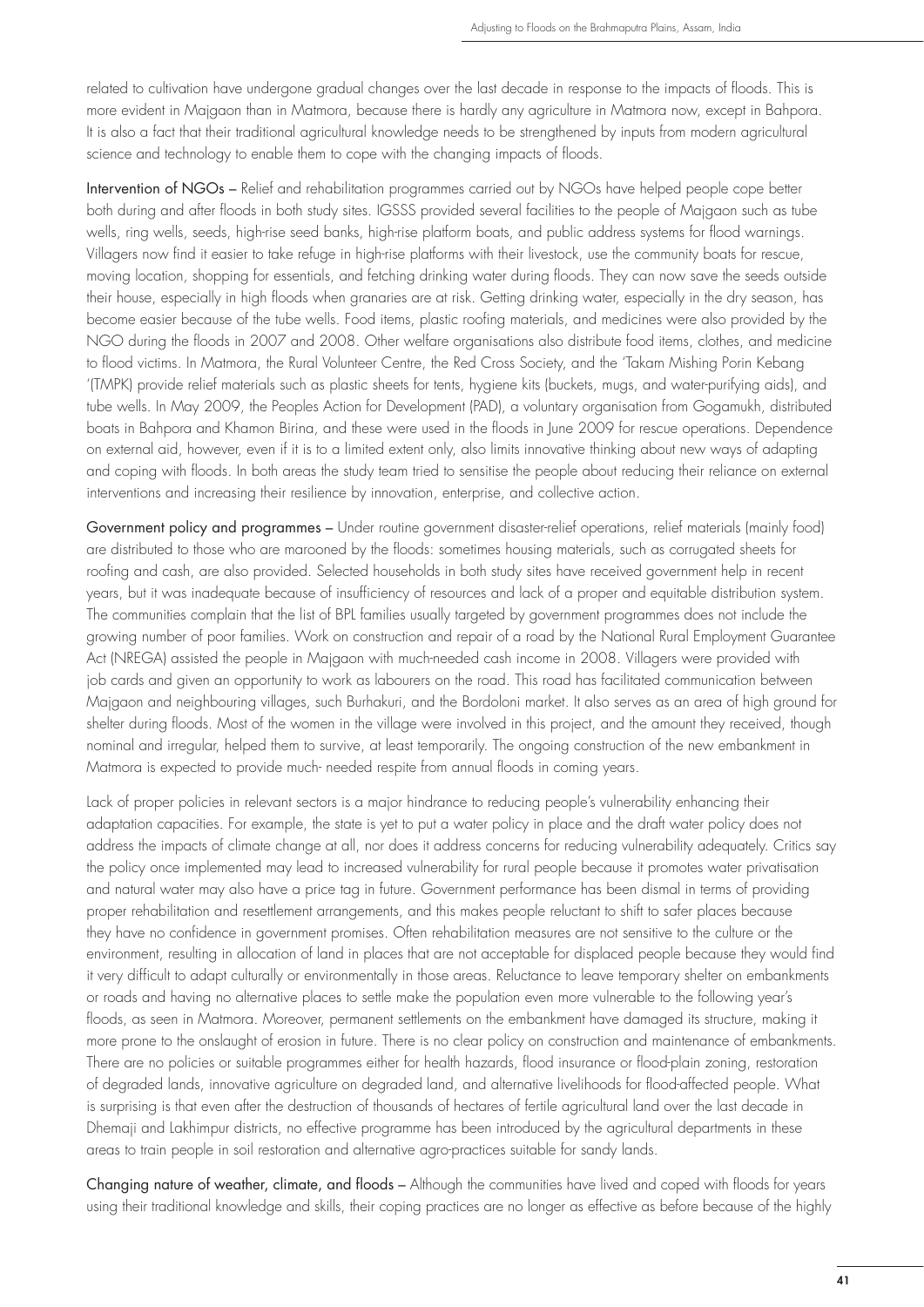related to cultivation have undergone gradual changes over the last decade in response to the impacts of floods. This is more evident in Majgaon than in Matmora, because there is hardly any agriculture in Matmora now, except in Bahpora. It is also a fact that their traditional agricultural knowledge needs to be strengthened by inputs from modern agricultural science and technology to enable them to cope with the changing impacts of floods.

Intervention of NGOs – Relief and rehabilitation programmes carried out by NGOs have helped people cope better both during and after floods in both study sites. IGSSS provided several facilities to the people of Majgaon such as tube wells, ring wells, seeds, high-rise seed banks, high-rise platform boats, and public address systems for flood warnings. Villagers now find it easier to take refuge in high-rise platforms with their livestock, use the community boats for rescue, moving location, shopping for essentials, and fetching drinking water during floods. They can now save the seeds outside their house, especially in high floods when granaries are at risk. Getting drinking water, especially in the dry season, has become easier because of the tube wells. Food items, plastic roofing materials, and medicines were also provided by the NGO during the floods in 2007 and 2008. Other welfare organisations also distribute food items, clothes, and medicine to flood victims. In Matmora, the Rural Volunteer Centre, the Red Cross Society, and the 'Takam Mishing Porin Kebang '(TMPK) provide relief materials such as plastic sheets for tents, hygiene kits (buckets, mugs, and water-purifying aids), and tube wells. In May 2009, the Peoples Action for Development (PAD), a voluntary organisation from Gogamukh, distributed boats in Bahpora and Khamon Birina, and these were used in the floods in June 2009 for rescue operations. Dependence on external aid, however, even if it is to a limited extent only, also limits innovative thinking about new ways of adapting and coping with floods. In both areas the study team tried to sensitise the people about reducing their reliance on external interventions and increasing their resilience by innovation, enterprise, and collective action.

Government policy and programmes – Under routine government disaster-relief operations, relief materials (mainly food) are distributed to those who are marooned by the floods: sometimes housing materials, such as corrugated sheets for roofing and cash, are also provided. Selected households in both study sites have received government help in recent years, but it was inadequate because of insufficiency of resources and lack of a proper and equitable distribution system. The communities complain that the list of BPL families usually targeted by government programmes does not include the growing number of poor families. Work on construction and repair of a road by the National Rural Employment Guarantee Act (NREGA) assisted the people in Majgaon with much-needed cash income in 2008. Villagers were provided with job cards and given an opportunity to work as labourers on the road. This road has facilitated communication between Majgaon and neighbouring villages, such Burhakuri, and the Bordoloni market. It also serves as an area of high ground for shelter during floods. Most of the women in the village were involved in this project, and the amount they received, though nominal and irregular, helped them to survive, at least temporarily. The ongoing construction of the new embankment in Matmora is expected to provide much- needed respite from annual floods in coming years.

Lack of proper policies in relevant sectors is a major hindrance to reducing people's vulnerability enhancing their adaptation capacities. For example, the state is yet to put a water policy in place and the draft water policy does not address the impacts of climate change at all, nor does it address concerns for reducing vulnerability adequately. Critics say the policy once implemented may lead to increased vulnerability for rural people because it promotes water privatisation and natural water may also have a price tag in future. Government performance has been dismal in terms of providing proper rehabilitation and resettlement arrangements, and this makes people reluctant to shift to safer places because they have no confidence in government promises. Often rehabilitation measures are not sensitive to the culture or the environment, resulting in allocation of land in places that are not acceptable for displaced people because they would find it very difficult to adapt culturally or environmentally in those areas. Reluctance to leave temporary shelter on embankments or roads and having no alternative places to settle make the population even more vulnerable to the following year's floods, as seen in Matmora. Moreover, permanent settlements on the embankment have damaged its structure, making it more prone to the onslaught of erosion in future. There is no clear policy on construction and maintenance of embankments. There are no policies or suitable programmes either for health hazards, flood insurance or flood-plain zoning, restoration of degraded lands, innovative agriculture on degraded land, and alternative livelihoods for flood-affected people. What is surprising is that even after the destruction of thousands of hectares of fertile agricultural land over the last decade in Dhemaji and Lakhimpur districts, no effective programme has been introduced by the agricultural departments in these areas to train people in soil restoration and alternative agro-practices suitable for sandy lands.

Changing nature of weather, climate, and floods – Although the communities have lived and coped with floods for years using their traditional knowledge and skills, their coping practices are no longer as effective as before because of the highly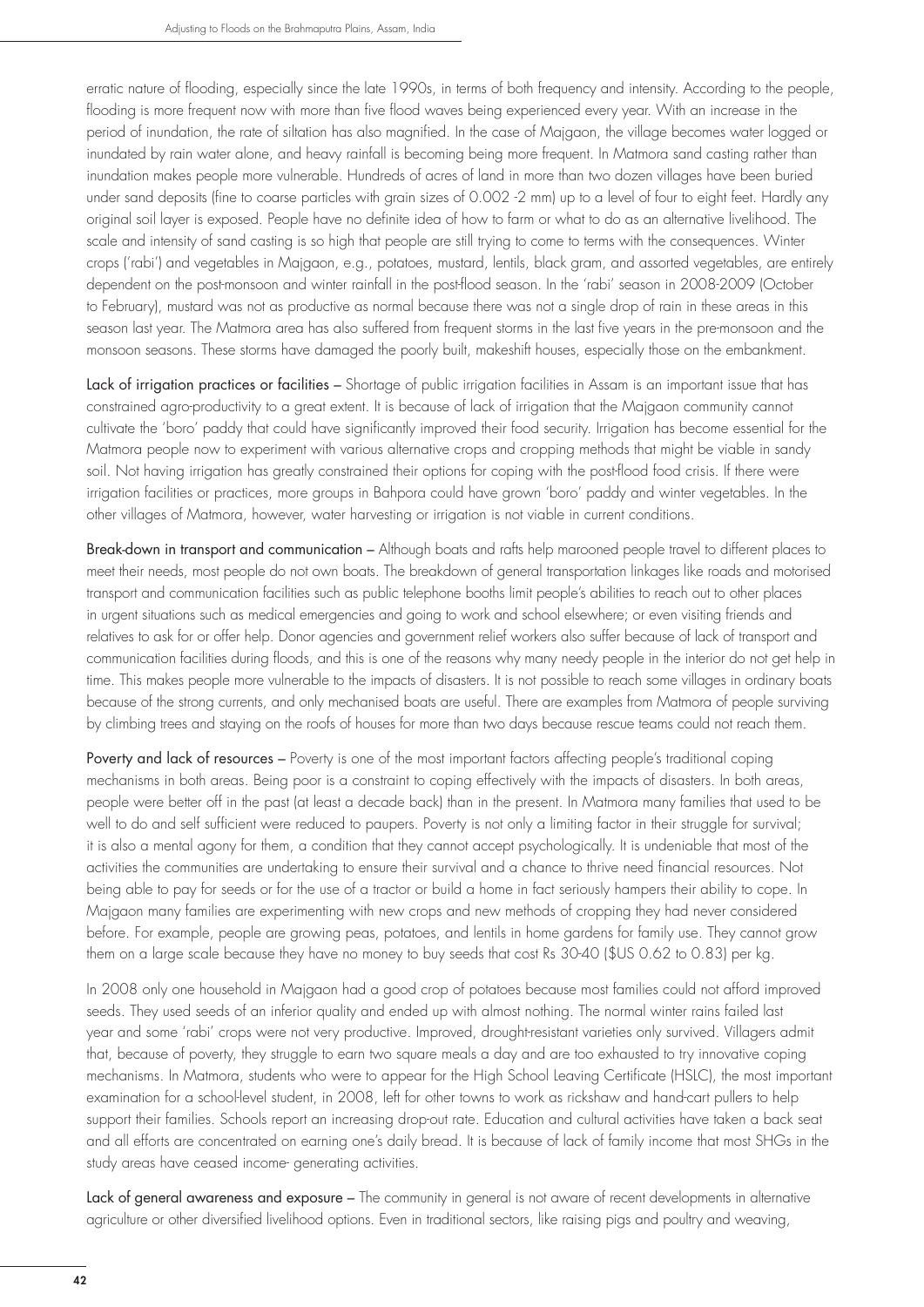erratic nature of flooding, especially since the late 1990s, in terms of both frequency and intensity. According to the people, flooding is more frequent now with more than five flood waves being experienced every year. With an increase in the period of inundation, the rate of siltation has also magnified. In the case of Majgaon, the village becomes water logged or inundated by rain water alone, and heavy rainfall is becoming being more frequent. In Matmora sand casting rather than inundation makes people more vulnerable. Hundreds of acres of land in more than two dozen villages have been buried under sand deposits (fine to coarse particles with grain sizes of 0.002 -2 mm) up to a level of four to eight feet. Hardly any original soil layer is exposed. People have no definite idea of how to farm or what to do as an alternative livelihood. The scale and intensity of sand casting is so high that people are still trying to come to terms with the consequences. Winter crops ('rabi') and vegetables in Majgaon, e.g., potatoes, mustard, lentils, black gram, and assorted vegetables, are entirely dependent on the post-monsoon and winter rainfall in the post-flood season. In the 'rabi' season in 2008-2009 (October to February), mustard was not as productive as normal because there was not a single drop of rain in these areas in this season last year. The Matmora area has also suffered from frequent storms in the last five years in the pre-monsoon and the monsoon seasons. These storms have damaged the poorly built, makeshift houses, especially those on the embankment.

Lack of irrigation practices or facilities – Shortage of public irrigation facilities in Assam is an important issue that has constrained agro-productivity to a great extent. It is because of lack of irrigation that the Majgaon community cannot cultivate the 'boro' paddy that could have significantly improved their food security. Irrigation has become essential for the Matmora people now to experiment with various alternative crops and cropping methods that might be viable in sandy soil. Not having irrigation has greatly constrained their options for coping with the post-flood food crisis. If there were irrigation facilities or practices, more groups in Bahpora could have grown 'boro' paddy and winter vegetables. In the other villages of Matmora, however, water harvesting or irrigation is not viable in current conditions.

Break-down in transport and communication – Although boats and rafts help marooned people travel to different places to meet their needs, most people do not own boats. The breakdown of general transportation linkages like roads and motorised transport and communication facilities such as public telephone booths limit people's abilities to reach out to other places in urgent situations such as medical emergencies and going to work and school elsewhere; or even visiting friends and relatives to ask for or offer help. Donor agencies and government relief workers also suffer because of lack of transport and communication facilities during floods, and this is one of the reasons why many needy people in the interior do not get help in time. This makes people more vulnerable to the impacts of disasters. It is not possible to reach some villages in ordinary boats because of the strong currents, and only mechanised boats are useful. There are examples from Matmora of people surviving by climbing trees and staying on the roofs of houses for more than two days because rescue teams could not reach them.

Poverty and lack of resources – Poverty is one of the most important factors affecting people's traditional coping mechanisms in both areas. Being poor is a constraint to coping effectively with the impacts of disasters. In both areas, people were better off in the past (at least a decade back) than in the present. In Matmora many families that used to be well to do and self sufficient were reduced to paupers. Poverty is not only a limiting factor in their struggle for survival; it is also a mental agony for them, a condition that they cannot accept psychologically. It is undeniable that most of the activities the communities are undertaking to ensure their survival and a chance to thrive need financial resources. Not being able to pay for seeds or for the use of a tractor or build a home in fact seriously hampers their ability to cope. In Majgaon many families are experimenting with new crops and new methods of cropping they had never considered before. For example, people are growing peas, potatoes, and lentils in home gardens for family use. They cannot grow them on a large scale because they have no money to buy seeds that cost Rs 30-40 ($US 0.62 to 0.83) per kg.

In 2008 only one household in Majgaon had a good crop of potatoes because most families could not afford improved seeds. They used seeds of an inferior quality and ended up with almost nothing. The normal winter rains failed last year and some 'rabi' crops were not very productive. Improved, drought-resistant varieties only survived. Villagers admit that, because of poverty, they struggle to earn two square meals a day and are too exhausted to try innovative coping mechanisms. In Matmora, students who were to appear for the High School Leaving Certificate (HSLC), the most important examination for a school-level student, in 2008, left for other towns to work as rickshaw and hand-cart pullers to help support their families. Schools report an increasing drop-out rate. Education and cultural activities have taken a back seat and all efforts are concentrated on earning one's daily bread. It is because of lack of family income that most SHGs in the study areas have ceased income- generating activities.

Lack of general awareness and exposure – The community in general is not aware of recent developments in alternative agriculture or other diversified livelihood options. Even in traditional sectors, like raising pigs and poultry and weaving,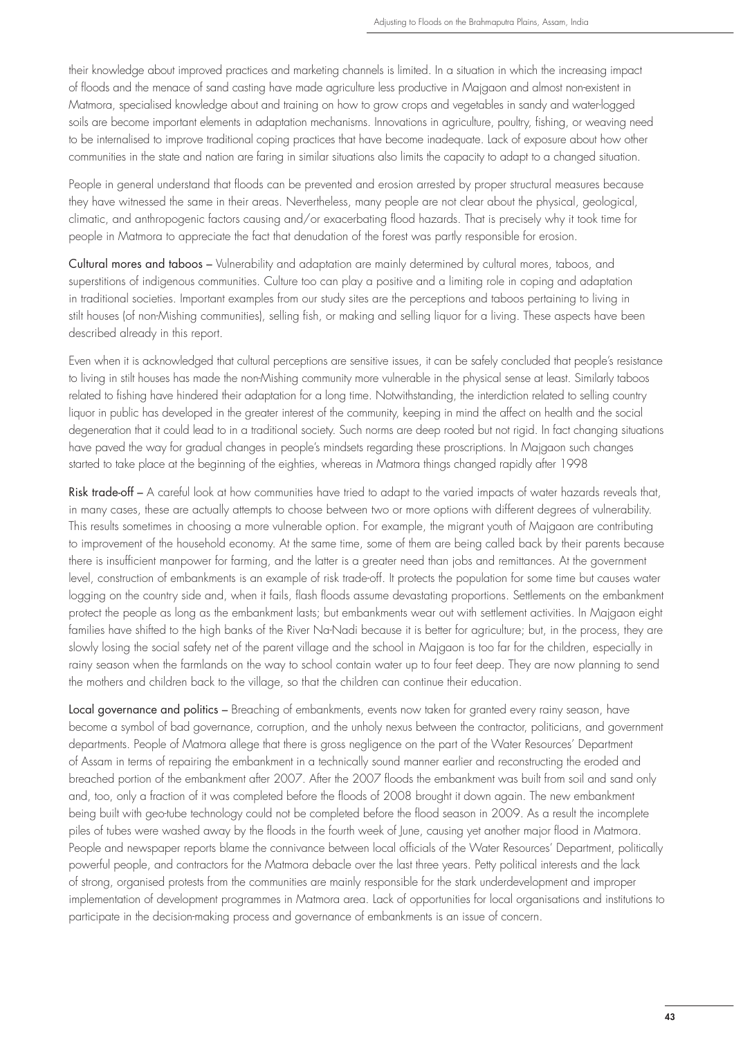their knowledge about improved practices and marketing channels is limited. In a situation in which the increasing impact of floods and the menace of sand casting have made agriculture less productive in Majgaon and almost non-existent in Matmora, specialised knowledge about and training on how to grow crops and vegetables in sandy and water-logged soils are become important elements in adaptation mechanisms. Innovations in agriculture, poultry, fishing, or weaving need to be internalised to improve traditional coping practices that have become inadequate. Lack of exposure about how other communities in the state and nation are faring in similar situations also limits the capacity to adapt to a changed situation.

People in general understand that floods can be prevented and erosion arrested by proper structural measures because they have witnessed the same in their areas. Nevertheless, many people are not clear about the physical, geological, climatic, and anthropogenic factors causing and/or exacerbating flood hazards. That is precisely why it took time for people in Matmora to appreciate the fact that denudation of the forest was partly responsible for erosion.

**Cultural mores and taboos** – Vulnerability and adaptation are mainly determined by cultural mores, taboos, and superstitions of indigenous communities. Culture too can play a positive and a limiting role in coping and adaptation in traditional societies. Important examples from our study sites are the perceptions and taboos pertaining to living in stilt houses (of non-Mishing communities), selling fish, or making and selling liquor for a living. These aspects have been described already in this report.

Even when it is acknowledged that cultural perceptions are sensitive issues, it can be safely concluded that people's resistance to living in stilt houses has made the non-Mishing community more vulnerable in the physical sense at least. Similarly taboos related to fishing have hindered their adaptation for a long time. Notwithstanding, the interdiction related to selling country liquor in public has developed in the greater interest of the community, keeping in mind the affect on health and the social degeneration that it could lead to in a traditional society. Such norms are deep rooted but not rigid. In fact changing situations have paved the way for gradual changes in people's mindsets regarding these proscriptions. In Majgaon such changes started to take place at the beginning of the eighties, whereas in Matmora things changed rapidly after 1998

**Risk trade-off** – A careful look at how communities have tried to adapt to the varied impacts of water hazards reveals that, in many cases, these are actually attempts to choose between two or more options with different degrees of vulnerability. This results sometimes in choosing a more vulnerable option. For example, the migrant youth of Majgaon are contributing to improvement of the household economy. At the same time, some of them are being called back by their parents because there is insufficient manpower for farming, and the latter is a greater need than jobs and remittances. At the government level, construction of embankments is an example of risk trade-off. It protects the population for some time but causes water logging on the country side and, when it fails, flash floods assume devastating proportions. Settlements on the embankment protect the people as long as the embankment lasts; but embankments wear out with settlement activities. In Majgaon eight families have shifted to the high banks of the River Na-Nadi because it is better for agriculture; but, in the process, they are slowly losing the social safety net of the parent village and the school in Majgaon is too far for the children, especially in rainy season when the farmlands on the way to school contain water up to four feet deep. They are now planning to send the mothers and children back to the village, so that the children can continue their education.

**Local governance and politics** – Breaching of embankments, events now taken for granted every rainy season, have become a symbol of bad governance, corruption, and the unholy nexus between the contractor, politicians, and government departments. People of Matmora allege that there is gross negligence on the part of the Water Resources' Department of Assam in terms of repairing the embankment in a technically sound manner earlier and reconstructing the eroded and breached portion of the embankment after 2007. After the 2007 floods the embankment was built from soil and sand only and, too, only a fraction of it was completed before the floods of 2008 brought it down again. The new embankment being built with geo-tube technology could not be completed before the flood season in 2009. As a result the incomplete piles of tubes were washed away by the floods in the fourth week of June, causing yet another major flood in Matmora. People and newspaper reports blame the connivance between local officials of the Water Resources' Department, politically powerful people, and contractors for the Matmora debacle over the last three years. Petty political interests and the lack of strong, organised protests from the communities are mainly responsible for the stark underdevelopment and improper implementation of development programmes in Matmora area. Lack of opportunities for local organisations and institutions to participate in the decision-making process and governance of embankments is an issue of concern.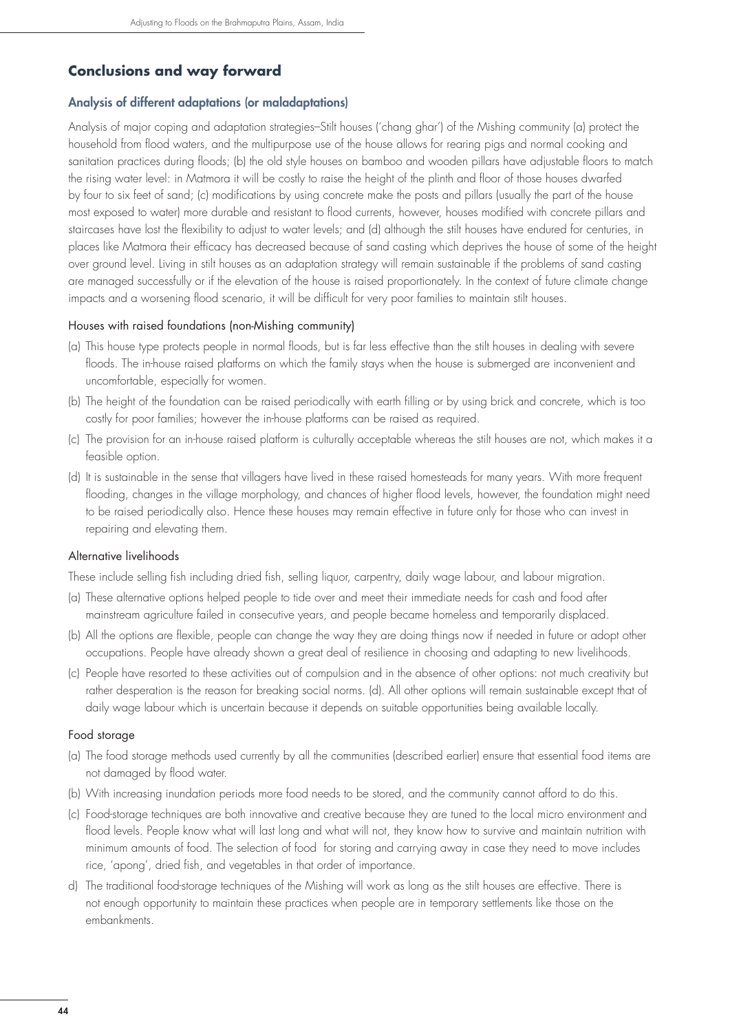## Conclusions and way forward

### Analysis of different adaptations (or maladaptations)

Analysis of major coping and adaptation strategies–Stilt houses ('chang ghar') of the Mishing community (a) protect the household from flood waters, and the multipurpose use of the house allows for rearing pigs and normal cooking and sanitation practices during floods; (b) the old style houses on bamboo and wooden pillars have adjustable floors to match the rising water level: in Matmora it will be costly to raise the height of the plinth and floor of those houses dwarfed by four to six feet of sand; (c) modifications by using concrete make the posts and pillars (usually the part of the house most exposed to water) more durable and resistant to flood currents, however, houses modified with concrete pillars and staircases have lost the flexibility to adjust to water levels; and (d) although the stilt houses have endured for centuries, in places like Matmora their efficacy has decreased because of sand casting which deprives the house of some of the height over ground level. Living in stilt houses as an adaptation strategy will remain sustainable if the problems of sand casting are managed successfully or if the elevation of the house is raised proportionately. In the context of future climate change impacts and a worsening flood scenario, it will be difficult for very poor families to maintain stilt houses.

#### Houses with raised foundations (non-Mishing community)

(a) This house type protects people in normal floods, but is far less effective than the stilt houses in dealing with severe floods. The in-house raised platforms on which the family stays when the house is submerged are inconvenient and uncomfortable, especially for women.

(b) The height of the foundation can be raised periodically with earth filling or by using brick and concrete, which is too costly for poor families; however the in-house platforms can be raised as required.

(c) The provision for an in-house raised platform is culturally acceptable whereas the stilt houses are not, which makes it a feasible option.

(d) It is sustainable in the sense that villagers have lived in these raised homesteads for many years. With more frequent flooding, changes in the village morphology, and chances of higher flood levels, however, the foundation might need to be raised periodically also. Hence these houses may remain effective in future only for those who can invest in repairing and elevating them.

#### Alternative livelihoods

These include selling fish including dried fish, selling liquor, carpentry, daily wage labour, and labour migration.

(a) These alternative options helped people to tide over and meet their immediate needs for cash and food after mainstream agriculture failed in consecutive years, and people became homeless and temporarily displaced.

(b) All the options are flexible, people can change the way they are doing things now if needed in future or adopt other occupations. People have already shown a great deal of resilience in choosing and adapting to new livelihoods.

(c) People have resorted to these activities out of compulsion and in the absence of other options: not much creativity but rather desperation is the reason for breaking social norms. (d). All other options will remain sustainable except that of daily wage labour which is uncertain because it depends on suitable opportunities being available locally.

#### Food storage

(a) The food storage methods used currently by all the communities (described earlier) ensure that essential food items are not damaged by flood water.

(b) With increasing inundation periods more food needs to be stored, and the community cannot afford to do this.

(c) Food-storage techniques are both innovative and creative because they are tuned to the local micro environment and flood levels. People know what will last long and what will not, they know how to survive and maintain nutrition with minimum amounts of food. The selection of food for storing and carrying away in case they need to move includes rice, 'apong', dried fish, and vegetables in that order of importance.

d) The traditional food-storage techniques of the Mishing will work as long as the stilt houses are effective. There is not enough opportunity to maintain these practices when people are in temporary settlements like those on the embankments.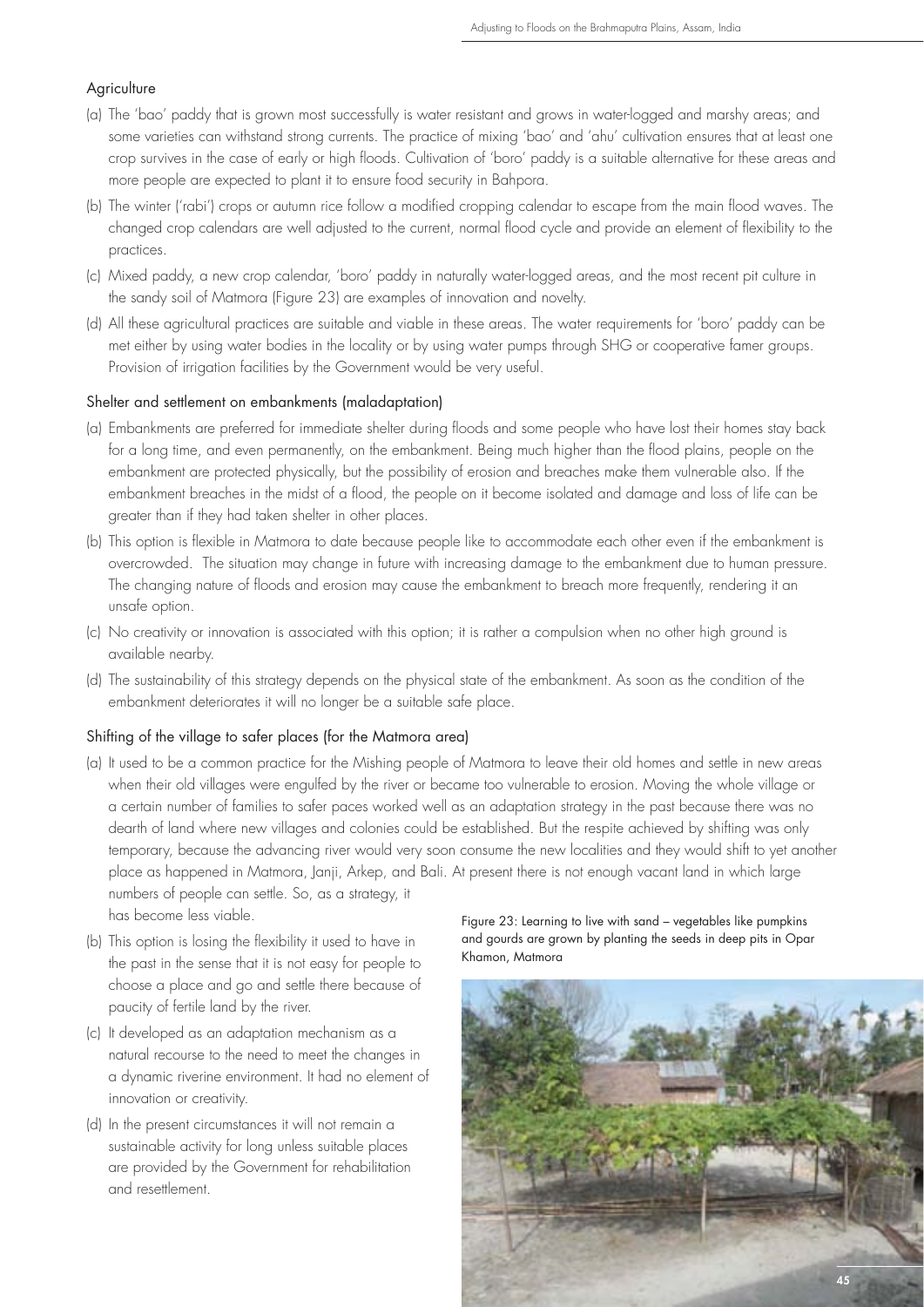### Agriculture

(a) The 'bao' paddy that is grown most successfully is water resistant and grows in water-logged and marshy areas; and some varieties can withstand strong currents. The practice of mixing 'bao' and 'ahu' cultivation ensures that at least one crop survives in the case of early or high floods. Cultivation of 'boro' paddy is a suitable alternative for these areas and more people are expected to plant it to ensure food security in Bahpora.

(b) The winter ('rabi') crops or autumn rice follow a modified cropping calendar to escape from the main flood waves. The changed crop calendars are well adjusted to the current, normal flood cycle and provide an element of flexibility to the practices.

(c) Mixed paddy, a new crop calendar, 'boro' paddy in naturally water-logged areas, and the most recent pit culture in the sandy soil of Matmora (Figure 23) are examples of innovation and novelty.

(d) All these agricultural practices are suitable and viable in these areas. The water requirements for 'boro' paddy can be met either by using water bodies in the locality or by using water pumps through SHG or cooperative famer groups. Provision of irrigation facilities by the Government would be very useful.

### Shelter and settlement on embankments (maladaptation)

(a) Embankments are preferred for immediate shelter during floods and some people who have lost their homes stay back for a long time, and even permanently, on the embankment. Being much higher than the flood plains, people on the embankment are protected physically, but the possibility of erosion and breaches make them vulnerable also. If the embankment breaches in the midst of a flood, the people on it become isolated and damage and loss of life can be greater than if they had taken shelter in other places.

(b) This option is flexible in Matmora to date because people like to accommodate each other even if the embankment is overcrowded. The situation may change in future with increasing damage to the embankment due to human pressure. The changing nature of floods and erosion may cause the embankment to breach more frequently, rendering it an unsafe option.

(c) No creativity or innovation is associated with this option; it is rather a compulsion when no other high ground is available nearby.

(d) The sustainability of this strategy depends on the physical state of the embankment. As soon as the condition of the embankment deteriorates it will no longer be a suitable safe place.

### Shifting of the village to safer places (for the Matmora area)

(a) It used to be a common practice for the Mishing people of Matmora to leave their old homes and settle in new areas when their old villages were engulfed by the river or became too vulnerable to erosion. Moving the whole village or a certain number of families to safer paces worked well as an adaptation strategy in the past because there was no dearth of land where new villages and colonies could be established. But the respite achieved by shifting was only temporary, because the advancing river would very soon consume the new localities and they would shift to yet another place as happened in Matmora, Janji, Arkep, and Bali. At present there is not enough vacant land in which large numbers of people can settle. So, as a strategy, it has become less viable.

(b) This option is losing the flexibility it used to have in the past in the sense that it is not easy for people to choose a place and go and settle there because of paucity of fertile land by the river.

(c) It developed as an adaptation mechanism as a natural recourse to the need to meet the changes in a dynamic riverine environment. It had no element of innovation or creativity.

(d) In the present circumstances it will not remain a sustainable activity for long unless suitable places are provided by the Government for rehabilitation and resettlement.

Figure 23: Learning to live with sand – vegetables like pumpkins and gourds are grown by planting the seeds in deep pits in Opar Khamon, Matmora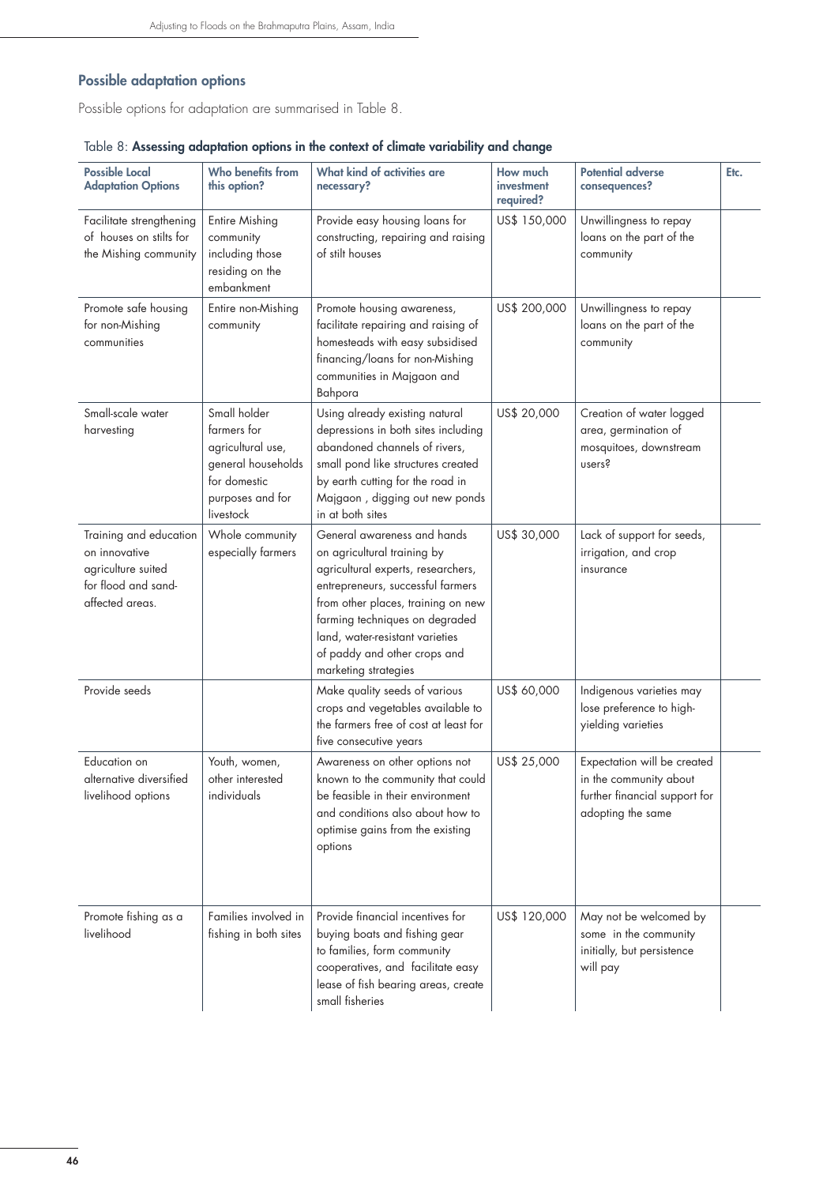### Possible adaptation options

Possible options for adaptation are summarised in Table 8.

Table 8: **Assessing adaptation options in the context of climate variability and change**

| Possible Local Adaptation Options | Who benefits from this option? | What kind of activities are necessary? | How much investment required? | Potential adverse consequences? | Etc. |
|---|---|---|---|---|---|
| Facilitate strengthening of houses on stilts for the Mishing community | Entire Mishing community including those residing on the embankment | Provide easy housing loans for constructing, repairing and raising of stilt houses | US$ 150,000 | Unwillingness to repay loans on the part of the community | |
| Promote safe housing for non-Mishing communities | Entire non-Mishing community | Promote housing awareness, facilitate repairing and raising of homesteads with easy subsidised financing/loans for non-Mishing communities in Majgaon and Bahpora | US$ 200,000 | Unwillingness to repay loans on the part of the community | |
| Small-scale water harvesting | Small holder farmers for agricultural use, general households for domestic purposes and for livestock | Using already existing natural depressions in both sites including abandoned channels of rivers, small pond like structures created by earth cutting for the road in Majgaon , digging out new ponds in at both sites | US$ 20,000 | Creation of water logged area, germination of mosquitoes, downstream users? | |
| Training and education on innovative agriculture suited for flood and sand-affected areas. | Whole community especially farmers | General awareness and hands on agricultural training by agricultural experts, researchers, entrepreneurs, successful farmers from other places, training on new farming techniques on degraded land, water-resistant varieties of paddy and other crops and marketing strategies | US$ 30,000 | Lack of support for seeds, irrigation, and crop insurance | |
| Provide seeds | | Make quality seeds of various crops and vegetables available to the farmers free of cost at least for five consecutive years | US$ 60,000 | Indigenous varieties may lose preference to high-yielding varieties | |
| Education on alternative diversified livelihood options | Youth, women, other interested individuals | Awareness on other options not known to the community that could be feasible in their environment and conditions also about how to optimise gains from the existing options | US$ 25,000 | Expectation will be created in the community about further financial support for adopting the same | |
| Promote fishing as a livelihood | Families involved in fishing in both sites | Provide financial incentives for buying boats and fishing gear to families, form community cooperatives, and facilitate easy lease of fish bearing areas, create small fisheries | US$ 120,000 | May not be welcomed by some in the community initially, but persistence will pay | |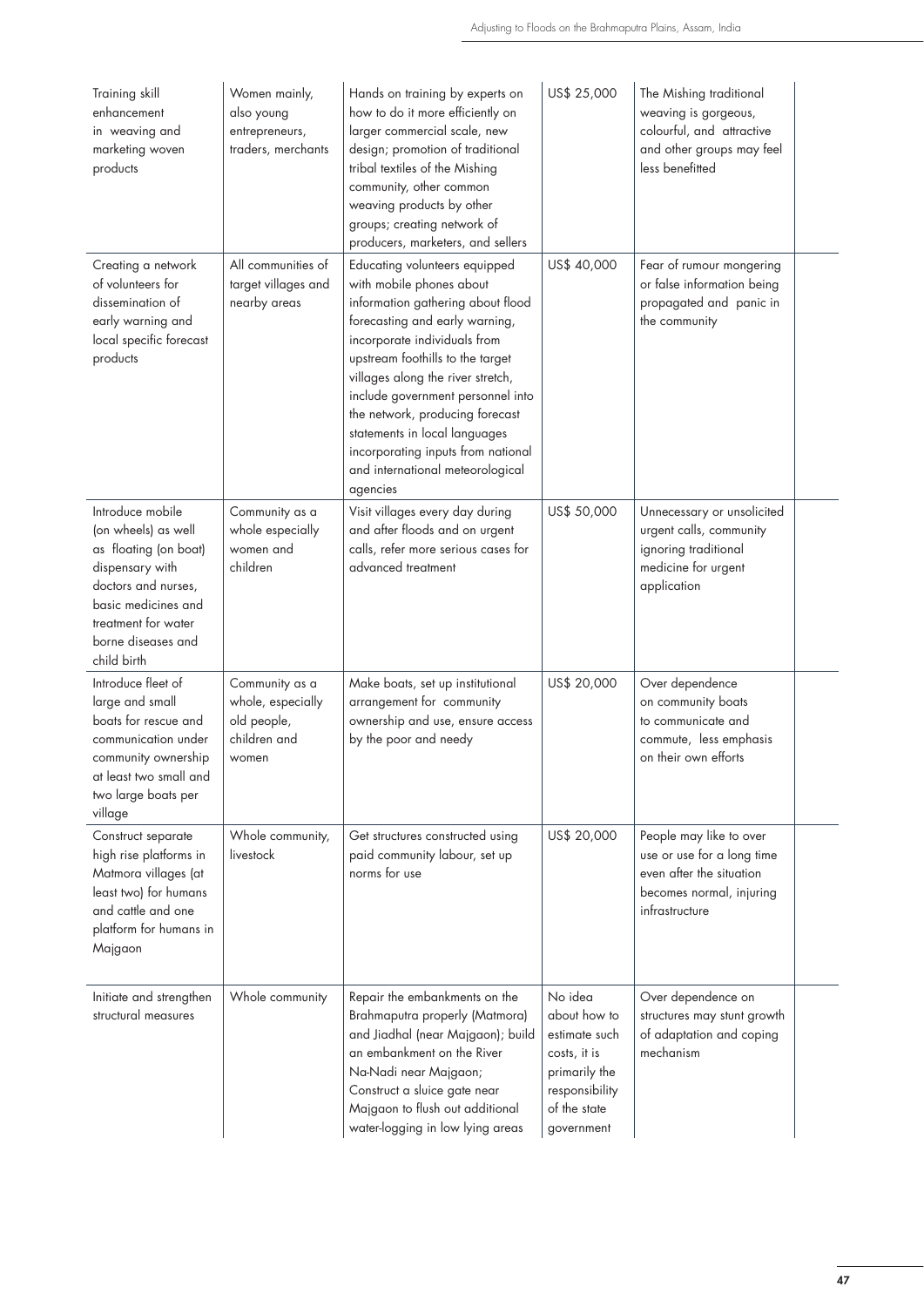| | | | | |
|---|---|---|---|---|
| Training skill enhancement in weaving and marketing woven products | Women mainly, also young entrepreneurs, traders, merchants | Hands on training by experts on how to do it more efficiently on larger commercial scale, new design; promotion of traditional tribal textiles of the Mishing community, other common weaving products by other groups; creating network of producers, marketers, and sellers | US$ 25,000 | The Mishing traditional weaving is gorgeous, colourful, and attractive and other groups may feel less benefitted |
| Creating a network of volunteers for dissemination of early warning and local specific forecast products | All communities of target villages and nearby areas | Educating volunteers equipped with mobile phones about information gathering about flood forecasting and early warning, incorporate individuals from upstream foothills to the target villages along the river stretch, include government personnel into the network, producing forecast statements in local languages incorporating inputs from national and international meteorological agencies | US$ 40,000 | Fear of rumour mongering or false information being propagated and panic in the community |
| Introduce mobile (on wheels) as well as floating (on boat) dispensary with doctors and nurses, basic medicines and treatment for water borne diseases and child birth | Community as a whole especially women and children | Visit villages every day during and after floods and on urgent calls, refer more serious cases for advanced treatment | US$ 50,000 | Unnecessary or unsolicited urgent calls, community ignoring traditional medicine for urgent application |
| Introduce fleet of large and small boats for rescue and communication under community ownership at least two small and two large boats per village | Community as a whole, especially old people, children and women | Make boats, set up institutional arrangement for community ownership and use, ensure access by the poor and needy | US$ 20,000 | Over dependence on community boats to communicate and commute, less emphasis on their own efforts |
| Construct separate high rise platforms in Matmora villages (at least two) for humans and cattle and one platform for humans in Majgaon | Whole community, livestock | Get structures constructed using paid community labour, set up norms for use | US$ 20,000 | People may like to over use or use for a long time even after the situation becomes normal, injuring infrastructure |
| Initiate and strengthen structural measures | Whole community | Repair the embankments on the Brahmaputra properly (Matmora) and Jiadhal (near Majgaon); build an embankment on the River Na-Nadi near Majgaon; Construct a sluice gate near Majgaon to flush out additional water-logging in low lying areas | No idea about how to estimate such costs, it is primarily the responsibility of the state government | Over dependence on structures may stunt growth of adaptation and coping mechanism |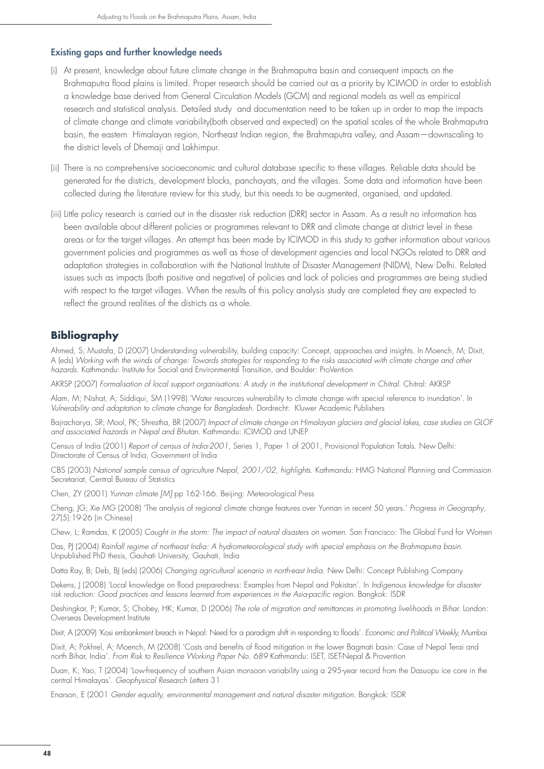### Existing gaps and further knowledge needs

(i) At present, knowledge about future climate change in the Brahmaputra basin and consequent impacts on the Brahmaputra flood plains is limited. Proper research should be carried out as a priority by ICIMOD in order to establish a knowledge base derived from General Circulation Models (GCM) and regional models as well as empirical research and statistical analysis. Detailed study and documentation need to be taken up in order to map the impacts of climate change and climate variability(both observed and expected) on the spatial scales of the whole Brahmaputra basin, the eastern Himalayan region, Northeast Indian region, the Brahmaputra valley, and Assam—downscaling to the district levels of Dhemaji and Lakhimpur.

(ii) There is no comprehensive socioeconomic and cultural database specific to these villages. Reliable data should be generated for the districts, development blocks, panchayats, and the villages. Some data and information have been collected during the literature review for this study, but this needs to be augmented, organised, and updated.

(iii) Little policy research is carried out in the disaster risk reduction (DRR) sector in Assam. As a result no information has been available about different policies or programmes relevant to DRR and climate change at district level in these areas or for the target villages. An attempt has been made by ICIMOD in this study to gather information about various government policies and programmes as well as those of development agencies and local NGOs related to DRR and adaptation strategies in collaboration with the National Institute of Disaster Management (NIDM), New Delhi. Related issues such as impacts (both positive and negative) of policies and lack of policies and programmes are being studied with respect to the target villages. When the results of this policy analysis study are completed they are expected to reflect the ground realities of the districts as a whole.

## Bibliography

Ahmed, S; Mustafa, D (2007) Understanding vulnerability, building capacity: Concept, approaches and insights. In Moench, M; Dixit, A (eds) *Working with the winds of change: Towards strategies for responding to the risks associated with climate change and other hazards.* Kathmandu: Institute for Social and Environmental Transition, and Boulder: ProVention

AKRSP (2007) *Formalisation of local support organisations: A study in the institutional development in Chitral.* Chitral: AKRSP

Alam, M; Nishat, A; Siddiqui, SM (1998) 'Water resources vulnerability to climate change with special reference to inundation'. In *Vulnerability and adaptation to climate change for Bangladesh.* Dordrecht: Kluwer Academic Publishers

Bajracharya, SR; Mool, PK; Shrestha, BR (2007) *Impact of climate change on Himalayan glaciers and glacial lakes, case studies on GLOF and associated hazards in Nepal and Bhutan.* Kathmandu: ICIMOD and UNEP

Census of India (2001) *Report of census of India-2001,* Series 1, Paper 1 of 2001, Provisional Population Totals. New Delhi: Directorate of Census of India, Government of India

CBS (2003) *National sample census of agriculture Nepal, 2001/02, highlights.* Kathmandu: HMG National Planning and Commission Secretariat, Central Bureau of Statistics

Chen, ZY (2001) *Yunnan climate [M]* pp 162-166. Beijing: Meteorological Press

Cheng, JG; Xie MG (2008) 'The analysis of regional climate change features over Yunnan in recent 50 years.' *Progress in Geography*, 27(5):19-26 (in Chinese)

Chew, L; Ramdas, K (2005) *Caught in the storm: The impact of natural disasters on women.* San Francisco: The Global Fund for Women

Das, PJ (2004) *Rainfall regime of northeast India: A hydrometeorological study with special emphasis on the Brahmaputra basin.* Unpublished PhD thesis, Gauhati University, Gauhati, India

Datta Ray, B; Deb, BJ (eds) (2006) *Changing agricultural scenario in north-east India.* New Delhi: Concept Publishing Company

Dekens, J (2008) 'Local knowledge on flood preparedness: Examples from Nepal and Pakistan'. In *Indigenous knowledge for disaster risk reduction: Good practices and lessons learned from experiences in the Asia-pacific region.* Bangkok: ISDR

Deshingkar, P; Kumar, S; Chobey, HK; Kumar, D (2006) *The role of migration and remittances in promoting livelihoods in Bihar.* London: Overseas Development Institute

Dixit, A (2009) 'Kosi embankment breach in Nepal: Need for a paradigm shift in responding to floods'. *Economic and Political Weekly*, Mumbai

Dixit, A; Pokhrel, A; Moench, M (2008) 'Costs and benefits of flood mitigation in the lower Bagmati basin: Case of Nepal Terai and north Bihar, India'. *From Risk to Resilience Working Paper No. 689* Kathmandu: ISET, ISET-Nepal & Provention

Duan, K; Yao, T (2004) 'Low-frequency of southern Asian monsoon variability using a 295-year record from the Dasuopu ice core in the central Himalayas'. *Geophysical Research Letters* 31

Enarson, E (2001 *Gender equality, environmental management and natural disaster mitigation.* Bangkok: ISDR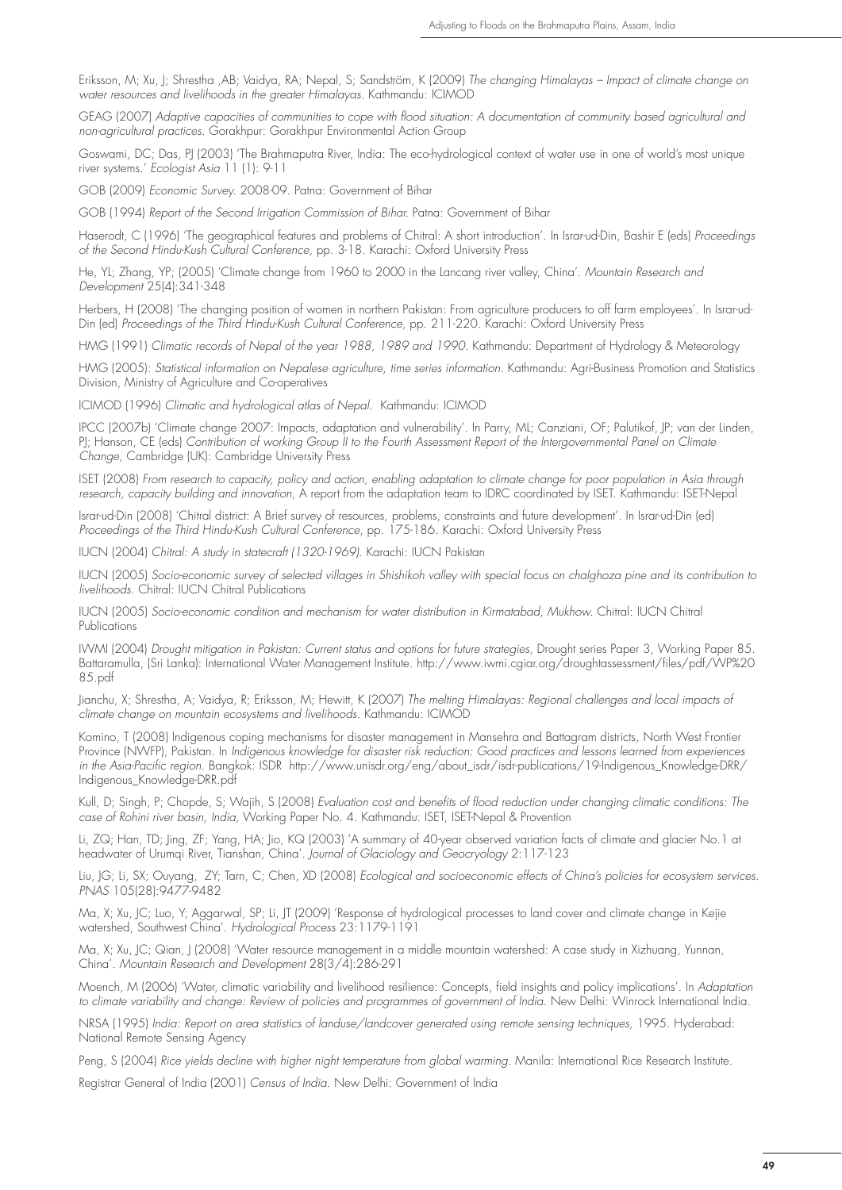Eriksson, M; Xu, J; Shrestha ,AB; Vaidya, RA; Nepal, S; Sandström, K (2009) *The changing Himalayas – Impact of climate change on water resources and livelihoods in the greater Himalayas*. Kathmandu: ICIMOD

GEAG (2007) *Adaptive capacities of communities to cope with flood situation: A documentation of community based agricultural and non-agricultural practices*. Gorakhpur: Gorakhpur Environmental Action Group

Goswami, DC; Das, PJ (2003) 'The Brahmaputra River, India: The eco-hydrological context of water use in one of world's most unique river systems.' *Ecologist Asia* 11 (1): 9-11

GOB (2009) *Economic Survey*. 2008-09. Patna: Government of Bihar

GOB (1994) *Report of the Second Irrigation Commission of Bihar*. Patna: Government of Bihar

Haserodt, C (1996) 'The geographical features and problems of Chitral: A short introduction'. In Israr-ud-Din, Bashir E (eds) *Proceedings of the Second Hindu-Kush Cultural Conference*, pp. 3-18. Karachi: Oxford University Press

He, YL; Zhang, YP; (2005) 'Climate change from 1960 to 2000 in the Lancang river valley, China'. *Mountain Research and Development* 25(4):341-348

Herbers, H (2008) 'The changing position of women in northern Pakistan: From agriculture producers to off farm employees'. In Israr-ud-Din (ed) *Proceedings of the Third Hindu-Kush Cultural Conference*, pp. 211-220. Karachi: Oxford University Press

HMG (1991) *Climatic records of Nepal of the year 1988, 1989 and 1990*. Kathmandu: Department of Hydrology & Meteorology

HMG (2005): *Statistical information on Nepalese agriculture, time series information*. Kathmandu: Agri-Business Promotion and Statistics Division, Ministry of Agriculture and Co-operatives

ICIMOD (1996) *Climatic and hydrological atlas of Nepal*. Kathmandu: ICIMOD

IPCC (2007b) 'Climate change 2007: Impacts, adaptation and vulnerability'. In Parry, ML; Canziani, OF; Palutikof, JP; van der Linden, PJ; Hanson, CE (eds) *Contribution of working Group II to the Fourth Assessment Report of the Intergovernmental Panel on Climate Change*, Cambridge (UK): Cambridge University Press

ISET (2008) *From research to capacity, policy and action, enabling adaptation to climate change for poor population in Asia through research, capacity building and innovation*, A report from the adaptation team to IDRC coordinated by ISET. Kathmandu: ISET-Nepal

Israr-ud-Din (2008) 'Chitral district: A Brief survey of resources, problems, constraints and future development'. In Israr-ud-Din (ed) *Proceedings of the Third Hindu-Kush Cultural Conference*, pp. 175-186. Karachi: Oxford University Press

IUCN (2004) *Chitral: A study in statecraft (1320-1969)*. Karachi: IUCN Pakistan

IUCN (2005) *Socio-economic survey of selected villages in Shishikoh valley with special focus on chalghoza pine and its contribution to livelihoods*. Chitral: IUCN Chitral Publications

IUCN (2005) *Socio-economic condition and mechanism for water distribution in Kirmatabad, Mukhow*. Chitral: IUCN Chitral Publications

IWMI (2004) *Drought mitigation in Pakistan: Current status and options for future strategies*, Drought series Paper 3, Working Paper 85. Battaramulla, (Sri Lanka): International Water Management Institute. http://www.iwmi.cgiar.org/droughtassessment/files/pdf/WP%2085.pdf

Jianchu, X; Shrestha, A; Vaidya, R; Eriksson, M; Hewitt, K (2007) *The melting Himalayas: Regional challenges and local impacts of climate change on mountain ecosystems and livelihoods*. Kathmandu: ICIMOD

Komino, T (2008) Indigenous coping mechanisms for disaster management in Mansehra and Battagram districts, North West Frontier Province (NWFP), Pakistan. In *Indigenous knowledge for disaster risk reduction: Good practices and lessons learned from experiences in the Asia-Pacific region*. Bangkok: ISDR http://www.unisdr.org/eng/about_isdr/isdr-publications/19-Indigenous_Knowledge-DRR/Indigenous_Knowledge-DRR.pdf

Kull, D; Singh, P; Chopde, S; Wajih, S (2008) *Evaluation cost and benefits of flood reduction under changing climatic conditions: The case of Rohini river basin, India*, Working Paper No. 4. Kathmandu: ISET, ISET-Nepal & Provention

Li, ZQ; Han, TD; Jing, ZF; Yang, HA; Jio, KQ (2003) 'A summary of 40-year observed variation facts of climate and glacier No.1 at headwater of Urumqi River, Tianshan, China'. *Journal of Glaciology and Geocryology* 2:117-123

Liu, JG; Li, SX; Ouyang, ZY; Tarn, C; Chen, XD (2008) *Ecological and socioeconomic effects of China's policies for ecosystem services*. *PNAS* 105(28):9477-9482

Ma, X; Xu, JC; Luo, Y; Aggarwal, SP; Li, JT (2009) 'Response of hydrological processes to land cover and climate change in Kejie watershed, Southwest China'. *Hydrological Process* 23:1179-1191

Ma, X; Xu, JC; Qian, J (2008) 'Water resource management in a middle mountain watershed: A case study in Xizhuang, Yunnan, China'. *Mountain Research and Development* 28(3/4):286-291

Moench, M (2006) 'Water, climatic variability and livelihood resilience: Concepts, field insights and policy implications'. In *Adaptation to climate variability and change: Review of policies and programmes of government of India*. New Delhi: Winrock International India.

NRSA (1995) *India: Report on area statistics of landuse/landcover generated using remote sensing techniques*, 1995. Hyderabad: National Remote Sensing Agency

Peng, S (2004) *Rice yields decline with higher night temperature from global warming*. Manila: International Rice Research Institute.

Registrar General of India (2001) *Census of India*. New Delhi: Government of India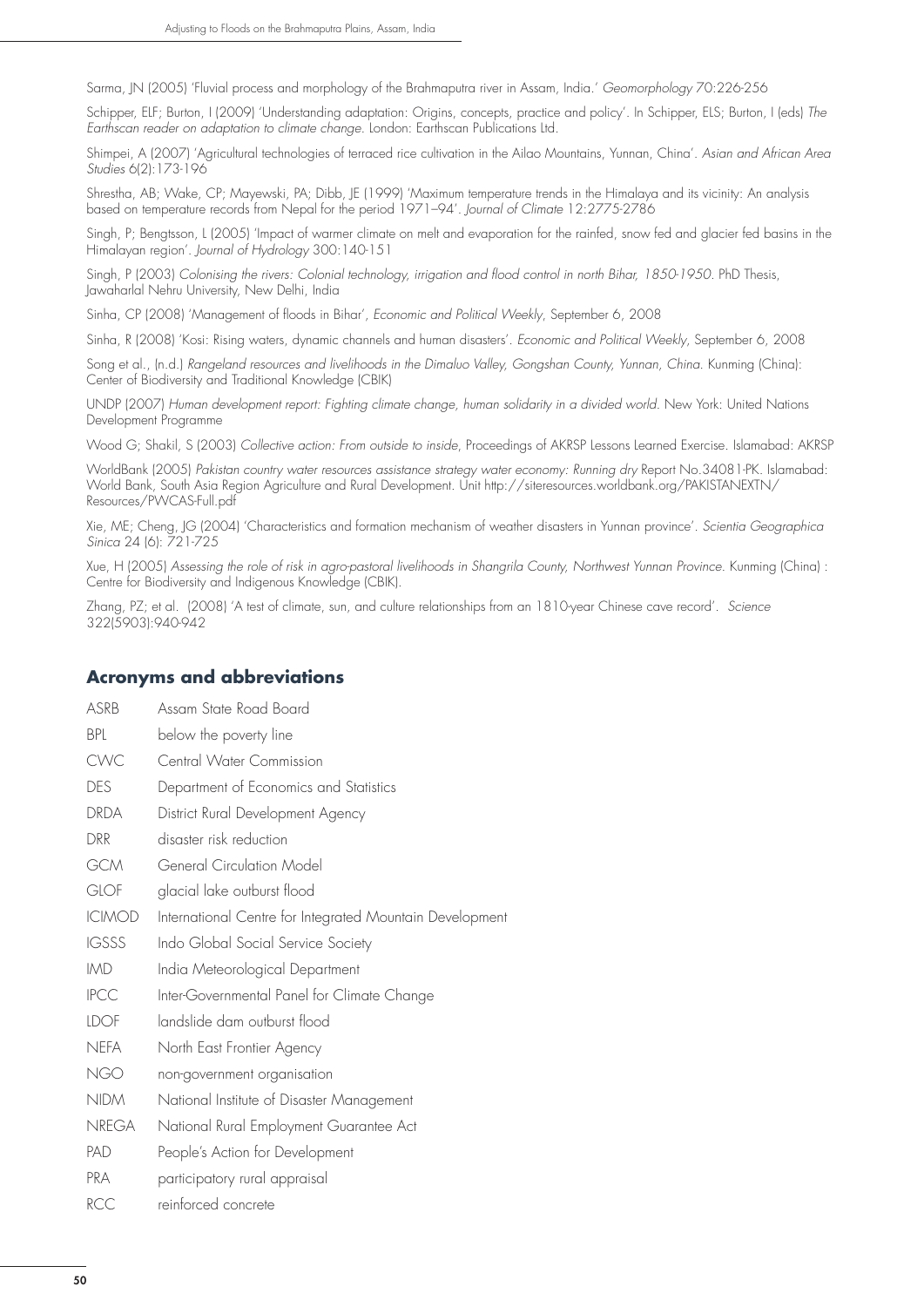Sarma, JN (2005) 'Fluvial process and morphology of the Brahmaputra river in Assam, India.' *Geomorphology* 70:226-256

Schipper, ELF; Burton, I (2009) 'Understanding adaptation: Origins, concepts, practice and policy'. In Schipper, ELS; Burton, I (eds) *The Earthscan reader on adaptation to climate change*. London: Earthscan Publications Ltd.

Shimpei, A (2007) 'Agricultural technologies of terraced rice cultivation in the Ailao Mountains, Yunnan, China'. *Asian and African Area Studies* 6(2):173-196

Shrestha, AB; Wake, CP; Mayewski, PA; Dibb, JE (1999) 'Maximum temperature trends in the Himalaya and its vicinity: An analysis based on temperature records from Nepal for the period 1971–94'. *Journal of Climate* 12:2775-2786

Singh, P; Bengtsson, L (2005) 'Impact of warmer climate on melt and evaporation for the rainfed, snow fed and glacier fed basins in the Himalayan region'. *Journal of Hydrology* 300:140-151

Singh, P (2003) *Colonising the rivers: Colonial technology, irrigation and flood control in north Bihar, 1850-1950*. PhD Thesis, Jawaharlal Nehru University, New Delhi, India

Sinha, CP (2008) 'Management of floods in Bihar', *Economic and Political Weekly*, September 6, 2008

Sinha, R (2008) 'Kosi: Rising waters, dynamic channels and human disasters'. *Economic and Political Weekly*, September 6, 2008

Song et al., (n.d.) *Rangeland resources and livelihoods in the Dimaluo Valley, Gongshan County, Yunnan, China*. Kunming (China): Center of Biodiversity and Traditional Knowledge (CBIK)

UNDP (2007) *Human development report: Fighting climate change, human solidarity in a divided world*. New York: United Nations Development Programme

Wood G; Shakil, S (2003) *Collective action: From outside to inside*, Proceedings of AKRSP Lessons Learned Exercise. Islamabad: AKRSP

WorldBank (2005) *Pakistan country water resources assistance strategy water economy: Running dry* Report No.34081-PK. Islamabad: World Bank, South Asia Region Agriculture and Rural Development. Unit http://siteresources.worldbank.org/PAKISTANEXTN/Resources/PWCAS-Full.pdf

Xie, ME; Cheng, JG (2004) 'Characteristics and formation mechanism of weather disasters in Yunnan province'. *Scientia Geographica Sinica* 24 (6): 721-725

Xue, H (2005) *Assessing the role of risk in agro-pastoral livelihoods in Shangrila County, Northwest Yunnan Province*. Kunming (China) : Centre for Biodiversity and Indigenous Knowledge (CBIK).

Zhang, PZ; et al. (2008) 'A test of climate, sun, and culture relationships from an 1810-year Chinese cave record'. *Science* 322(5903):940-942

## Acronyms and abbreviations

| | |
|---|---|
| ASRB | Assam State Road Board |
| BPL | below the poverty line |
| CWC | Central Water Commission |
| DES | Department of Economics and Statistics |
| DRDA | District Rural Development Agency |
| DRR | disaster risk reduction |
| GCM | General Circulation Model |
| GLOF | glacial lake outburst flood |
| ICIMOD | International Centre for Integrated Mountain Development |
| IGSSS | Indo Global Social Service Society |
| IMD | India Meteorological Department |
| IPCC | Inter-Governmental Panel for Climate Change |
| LDOF | landslide dam outburst flood |
| NEFA | North East Frontier Agency |
| NGO | non-government organisation |
| NIDM | National Institute of Disaster Management |
| NREGA | National Rural Employment Guarantee Act |
| PAD | People's Action for Development |
| PRA | participatory rural appraisal |
| RCC | reinforced concrete |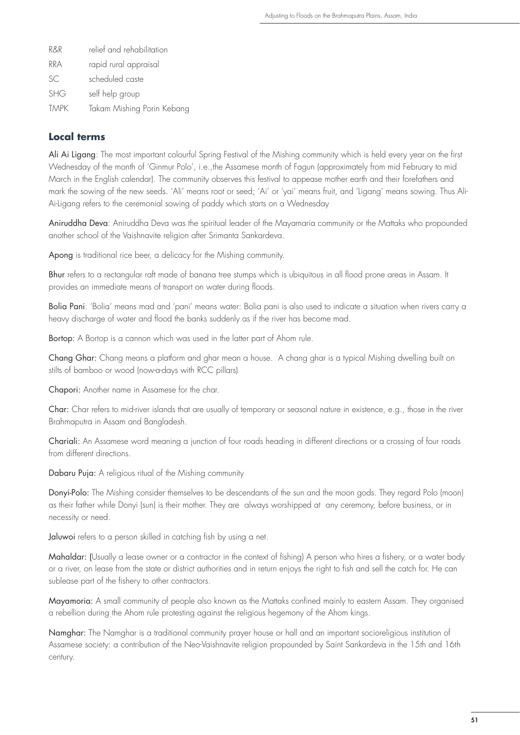| | |
|---|---|
| R&R | relief and rehabilitation |
| RRA | rapid rural appraisal |
| SC | scheduled caste |
| SHG | self help group |
| TMPK | Takam Mishing Porin Kebang |

## Local terms

**Ali Ai Ligang**: The most important colourful Spring Festival of the Mishing community which is held every year on the first Wednesday of the month of 'Ginmur Polo', i.e.,the Assamese month of Fagun (approximately from mid February to mid March in the English calendar). The community observes this festival to appease mother earth and their forefathers and mark the sowing of the new seeds. 'Ali' means root or seed; 'Ai' or 'yai' means fruit, and 'Ligang' means sowing. Thus Ali-Ai-Ligang refers to the ceremonial sowing of paddy which starts on a Wednesday

**Aniruddha Deva**: Aniruddha Deva was the spiritual leader of the Mayamaria community or the Mattaks who propounded another school of the Vaishnavite religion after Srimanta Sankardeva.

**Apong** is traditional rice beer, a delicacy for the Mishing community.

**Bhur** refers to a rectangular raft made of banana tree stumps which is ubiquitous in all flood prone areas in Assam. It provides an immediate means of transport on water during floods.

**Bolia Pani**: 'Bolia' means mad and 'pani' means water: Bolia pani is also used to indicate a situation when rivers carry a heavy discharge of water and flood the banks suddenly as if the river has become mad.

**Bortop:** A Bortop is a cannon which was used in the latter part of Ahom rule.

**Chang Ghar:** Chang means a platform and ghar mean a house. A chang ghar is a typical Mishing dwelling built on stilts of bamboo or wood (now-a-days with RCC pillars)

**Chapori:** Another name in Assamese for the char.

**Char:** Char refers to mid-river islands that are usually of temporary or seasonal nature in existence, e.g., those in the river Brahmaputra in Assam and Bangladesh.

**Chariali:** An Assamese word meaning a junction of four roads heading in different directions or a crossing of four roads from different directions.

**Dabaru Puja:** A religious ritual of the Mishing community

**Donyi-Polo:** The Mishing consider themselves to be descendants of the sun and the moon gods. They regard Polo (moon) as their father while Donyi (sun) is their mother. They are always worshipped at any ceremony, before business, or in necessity or need.

**Jaluwoi** refers to a person skilled in catching fish by using a net.

**Mahaldar:** (Usually a lease owner or a contractor in the context of fishing) A person who hires a fishery, or a water body or a river, on lease from the state or district authorities and in return enjoys the right to fish and sell the catch for. He can sublease part of the fishery to other contractors.

**Mayamoria:** A small community of people also known as the Mattaks confined mainly to eastern Assam. They organised a rebellion during the Ahom rule protesting against the religious hegemony of the Ahom kings.

**Namghar:** The Namghar is a traditional community prayer house or hall and an important socioreligious institution of Assamese society: a contribution of the Neo-Vaishnavite religion propounded by Saint Sankardeva in the 15th and 16th century.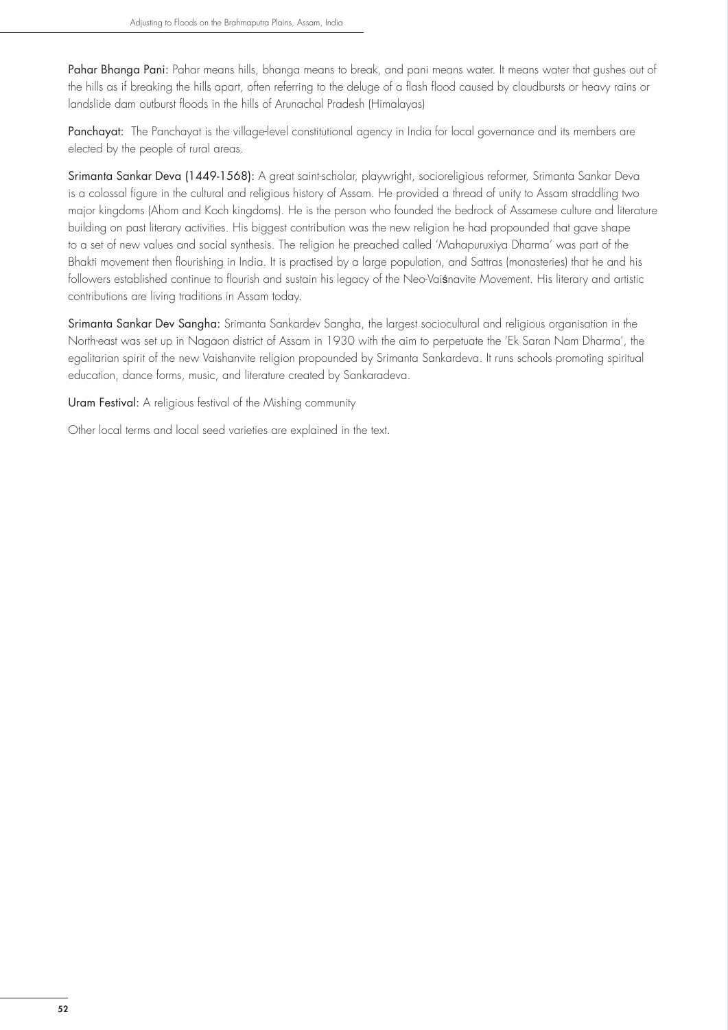**Pahar Bhanga Pani:** Pahar means hills, bhanga means to break, and pani means water. It means water that gushes out of the hills as if breaking the hills apart, often referring to the deluge of a flash flood caused by cloudbursts or heavy rains or landslide dam outburst floods in the hills of Arunachal Pradesh (Himalayas)

**Panchayat:** The Panchayat is the village-level constitutional agency in India for local governance and its members are elected by the people of rural areas.

**Srimanta Sankar Deva (1449-1568):** A great saint-scholar, playwright, socioreligious reformer, Srimanta Sankar Deva is a colossal figure in the cultural and religious history of Assam. He provided a thread of unity to Assam straddling two major kingdoms (Ahom and Koch kingdoms). He is the person who founded the bedrock of Assamese culture and literature building on past literary activities. His biggest contribution was the new religion he had propounded that gave shape to a set of new values and social synthesis. The religion he preached called 'Mahapuruxiya Dharma' was part of the Bhakti movement then flourishing in India. It is practised by a large population, and Sattras (monasteries) that he and his followers established continue to flourish and sustain his legacy of the Neo-Vaiśnavite Movement. His literary and artistic contributions are living traditions in Assam today.

**Srimanta Sankar Dev Sangha:** Srimanta Sankardev Sangha, the largest sociocultural and religious organisation in the North-east was set up in Nagaon district of Assam in 1930 with the aim to perpetuate the 'Ek Saran Nam Dharma', the egalitarian spirit of the new Vaishanvite religion propounded by Srimanta Sankardeva. It runs schools promoting spiritual education, dance forms, music, and literature created by Sankaradeva.

**Uram Festival:** A religious festival of the Mishing community

Other local terms and local seed varieties are explained in the text.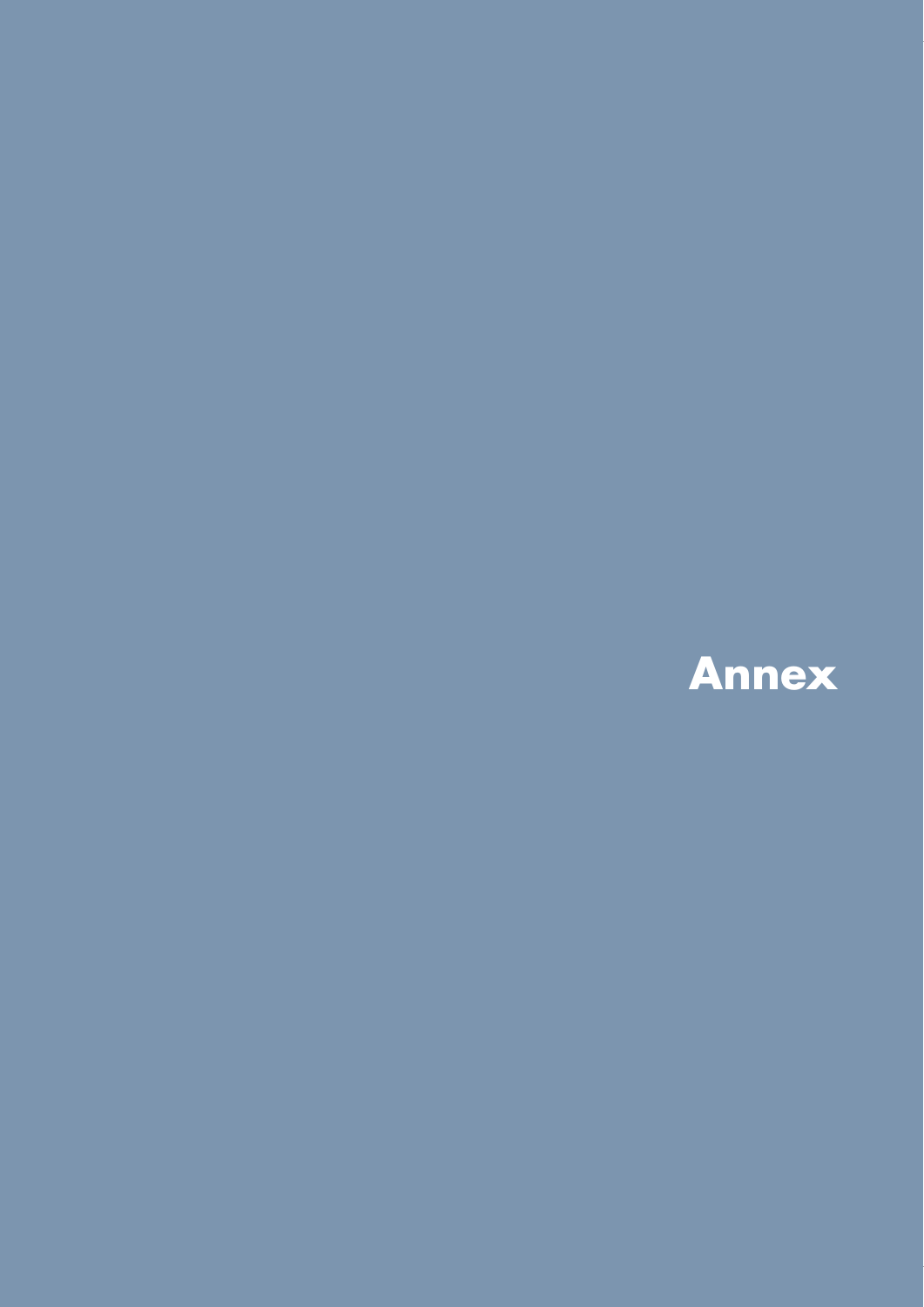# Annex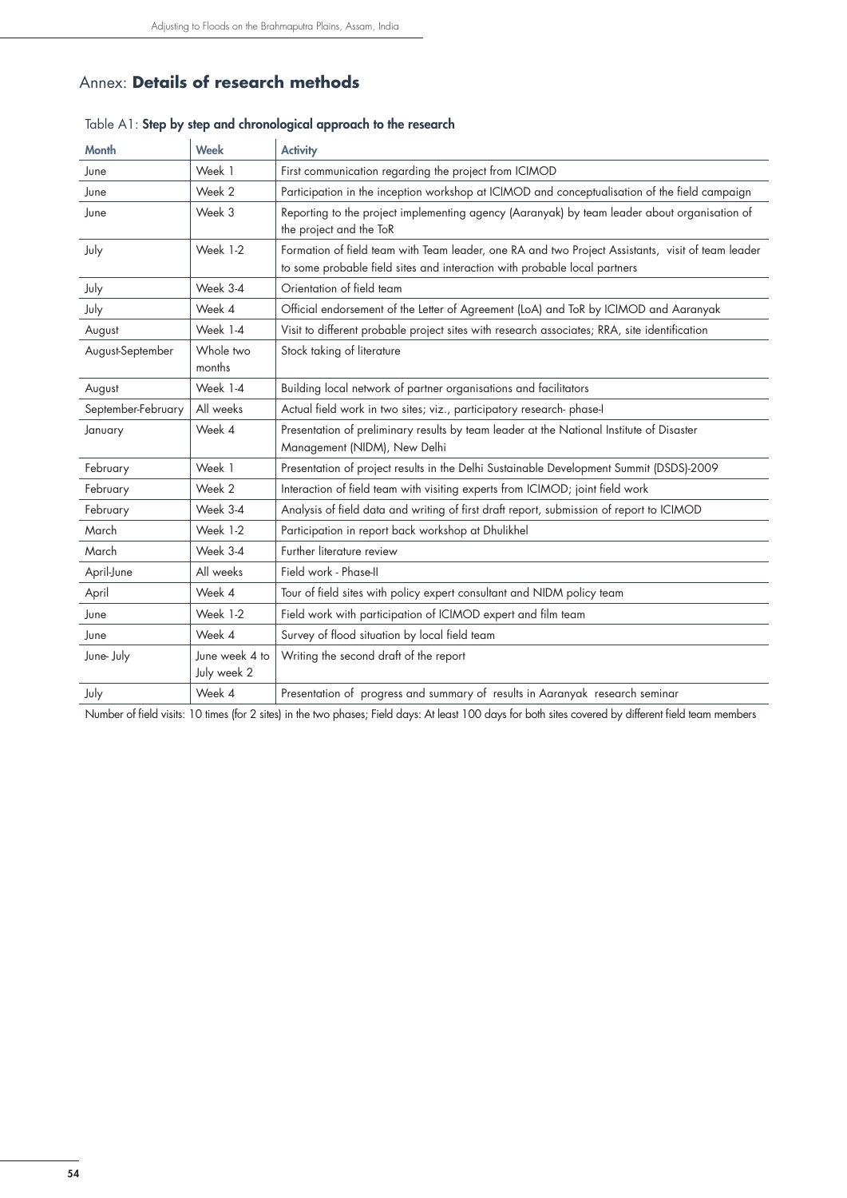# Annex: **Details of research methods**

Table A1: **Step by step and chronological approach to the research**

| Month | Week | Activity |
|---|---|---|
| June | Week 1 | First communication regarding the project from ICIMOD |
| June | Week 2 | Participation in the inception workshop at ICIMOD and conceptualisation of the field campaign |
| June | Week 3 | Reporting to the project implementing agency (Aaranyak) by team leader about organisation of the project and the ToR |
| July | Week 1-2 | Formation of field team with Team leader, one RA and two Project Assistants, visit of team leader to some probable field sites and interaction with probable local partners |
| July | Week 3-4 | Orientation of field team |
| July | Week 4 | Official endorsement of the Letter of Agreement (LoA) and ToR by ICIMOD and Aaranyak |
| August | Week 1-4 | Visit to different probable project sites with research associates; RRA, site identification |
| August-September | Whole two months | Stock taking of literature |
| August | Week 1-4 | Building local network of partner organisations and facilitators |
| September-February | All weeks | Actual field work in two sites; viz., participatory research- phase-I |
| January | Week 4 | Presentation of preliminary results by team leader at the National Institute of Disaster Management (NIDM), New Delhi |
| February | Week 1 | Presentation of project results in the Delhi Sustainable Development Summit (DSDS)-2009 |
| February | Week 2 | Interaction of field team with visiting experts from ICIMOD; joint field work |
| February | Week 3-4 | Analysis of field data and writing of first draft report, submission of report to ICIMOD |
| March | Week 1-2 | Participation in report back workshop at Dhulikhel |
| March | Week 3-4 | Further literature review |
| April-June | All weeks | Field work - Phase-II |
| April | Week 4 | Tour of field sites with policy expert consultant and NIDM policy team |
| June | Week 1-2 | Field work with participation of ICIMOD expert and film team |
| June | Week 4 | Survey of flood situation by local field team |
| June- July | June week 4 to July week 2 | Writing the second draft of the report |
| July | Week 4 | Presentation of progress and summary of results in Aaranyak research seminar |

Number of field visits: 10 times (for 2 sites) in the two phases; Field days: At least 100 days for both sites covered by different field team members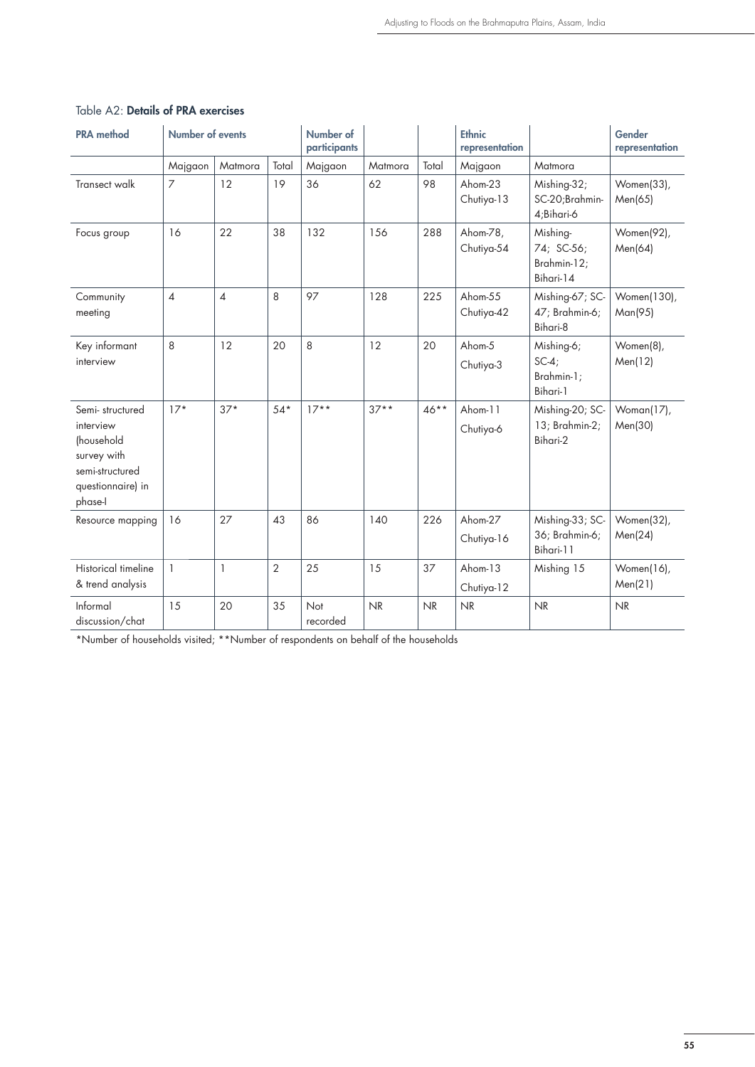Table A2: **Details of PRA exercises**

| PRA method | Number of events | | | Number of participants | | | Ethnic representation | | Gender representation |
|---|---|---|---|---|---|---|---|---|---|
| | Majgaon | Matmora | Total | Majgaon | Matmora | Total | Majgaon | Matmora | |
| Transect walk | 7 | 12 | 19 | 36 | 62 | 98 | Ahom-23 Chutiya-13 | Mishing-32; SC-20;Brahmin-4;Bihari-6 | Women(33), Men(65) |
| Focus group | 16 | 22 | 38 | 132 | 156 | 288 | Ahom-78, Chutiya-54 | Mishing-74; SC-56; Brahmin-12; Bihari-14 | Women(92), Men(64) |
| Community meeting | 4 | 4 | 8 | 97 | 128 | 225 | Ahom-55 Chutiya-42 | Mishing-67; SC-47; Brahmin-6; Bihari-8 | Women(130), Man(95) |
| Key informant interview | 8 | 12 | 20 | 8 | 12 | 20 | Ahom-5 Chutiya-3 | Mishing-6; SC-4; Brahmin-1; Bihari-1 | Women(8), Men(12) |
| Semi- structured interview (household survey with semi-structured questionnaire) in phase-I | 17* | 37* | 54* | 17** | 37** | 46** | Ahom-11 Chutiya-6 | Mishing-20; SC-13; Brahmin-2; Bihari-2 | Woman(17), Men(30) |
| Resource mapping | 16 | 27 | 43 | 86 | 140 | 226 | Ahom-27 Chutiya-16 | Mishing-33; SC-36; Brahmin-6; Bihari-11 | Women(32), Men(24) |
| Historical timeline & trend analysis | 1 | 1 | 2 | 25 | 15 | 37 | Ahom-13 Chutiya-12 | Mishing 15 | Women(16), Men(21) |
| Informal discussion/chat | 15 | 20 | 35 | Not recorded | NR | NR | NR | NR | NR |

*Number of households visited; **Number of respondents on behalf of the households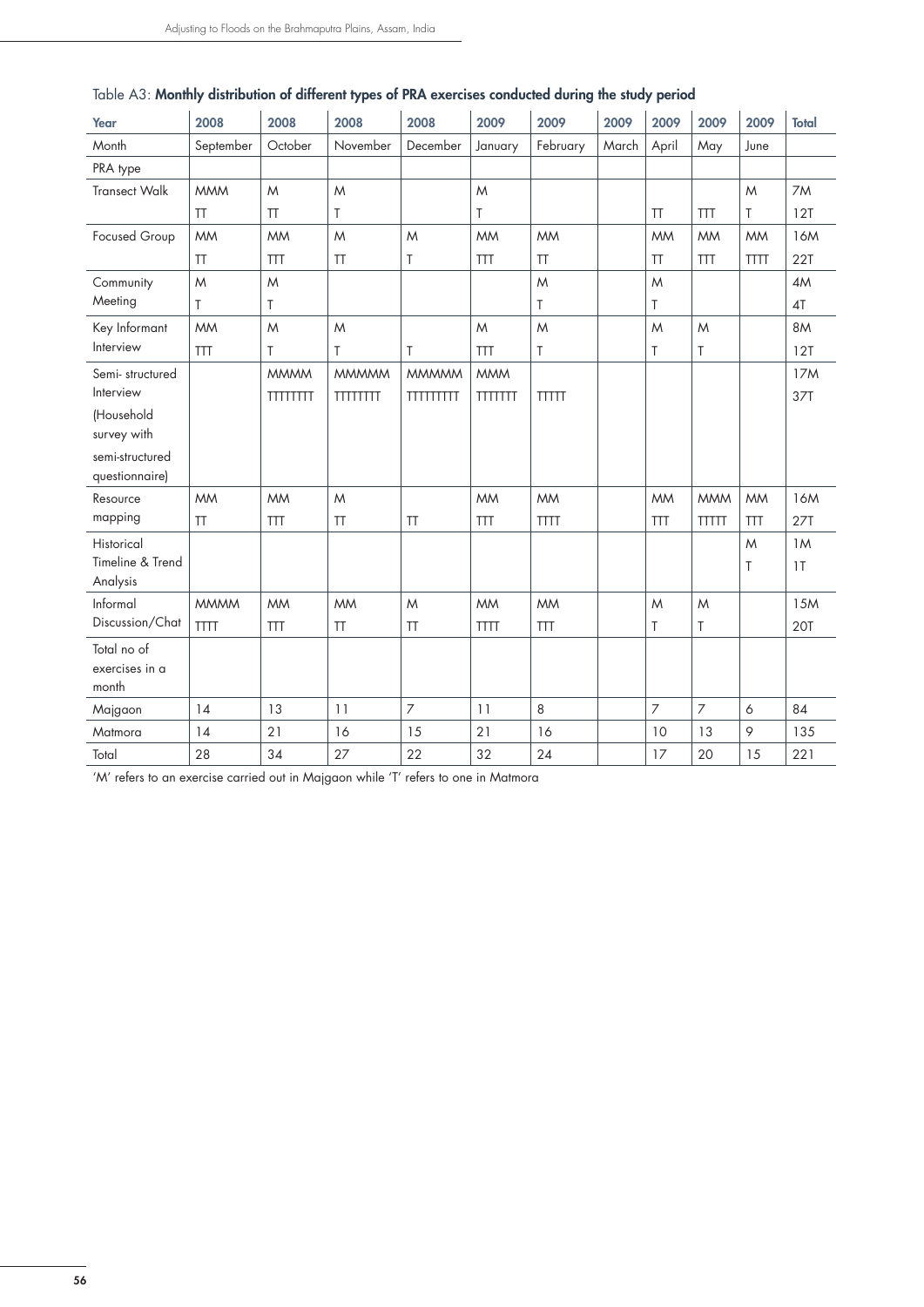Table A3: **Monthly distribution of different types of PRA exercises conducted during the study period**

| Year | 2008 | 2008 | 2008 | 2008 | 2009 | 2009 | 2009 | 2009 | 2009 | 2009 | Total |
|---|---|---|---|---|---|---|---|---|---|---|---|
| Month | September | October | November | December | January | February | March | April | May | June | |
| PRA type | | | | | | | | | | | |
| Transect Walk | MMM | M | M | | M | | | | | M | 7M |
| | TT | TT | T | | T | | | TT | TTT | T | 12T |
| Focused Group | MM | MM | M | M | MM | MM | | MM | MM | MM | 16M |
| | TT | TTT | TT | T | TTT | TT | | TT | TTT | TTTT | 22T |
| Community Meeting | M | M | | | | M | | M | | | 4M |
| | T | T | | | | T | | T | | | 4T |
| Key Informant Interview | MM | M | M | | M | M | | M | M | | 8M |
| | TTT | T | T | T | TTT | T | | T | T | | 12T |
| Semi- structured Interview (Household survey with semi-structured questionnaire) | | MMMM | MMMMM | MMMMM | MMM | | | | | | 17M |
| | | TTTTTTTT | TTTTTTTT | TTTTTTTTT | TTTTTTT | TTTTT | | | | | 37T |
| Resource mapping | MM | MM | M | | MM | MM | | MM | MMM | MM | 16M |
| | TT | TTT | TT | TT | TTT | TTTT | | TTT | TTTTT | TTT | 27T |
| Historical Timeline & Trend Analysis | | | | | | | | | | M | 1M |
| | | | | | | | | | | T | 1T |
| Informal Discussion/Chat | MMMM | MM | MM | M | MM | MM | | M | M | | 15M |
| | TTTT | TTT | TT | TT | TTTT | TTT | | T | T | | 20T |
| Total no of exercises in a month | | | | | | | | | | | |
| Majgaon | 14 | 13 | 11 | 7 | 11 | 8 | | 7 | 7 | 6 | 84 |
| Matmora | 14 | 21 | 16 | 15 | 21 | 16 | | 10 | 13 | 9 | 135 |
| Total | 28 | 34 | 27 | 22 | 32 | 24 | | 17 | 20 | 15 | 221 |

'M' refers to an exercise carried out in Majgaon while 'T' refers to one in Matmora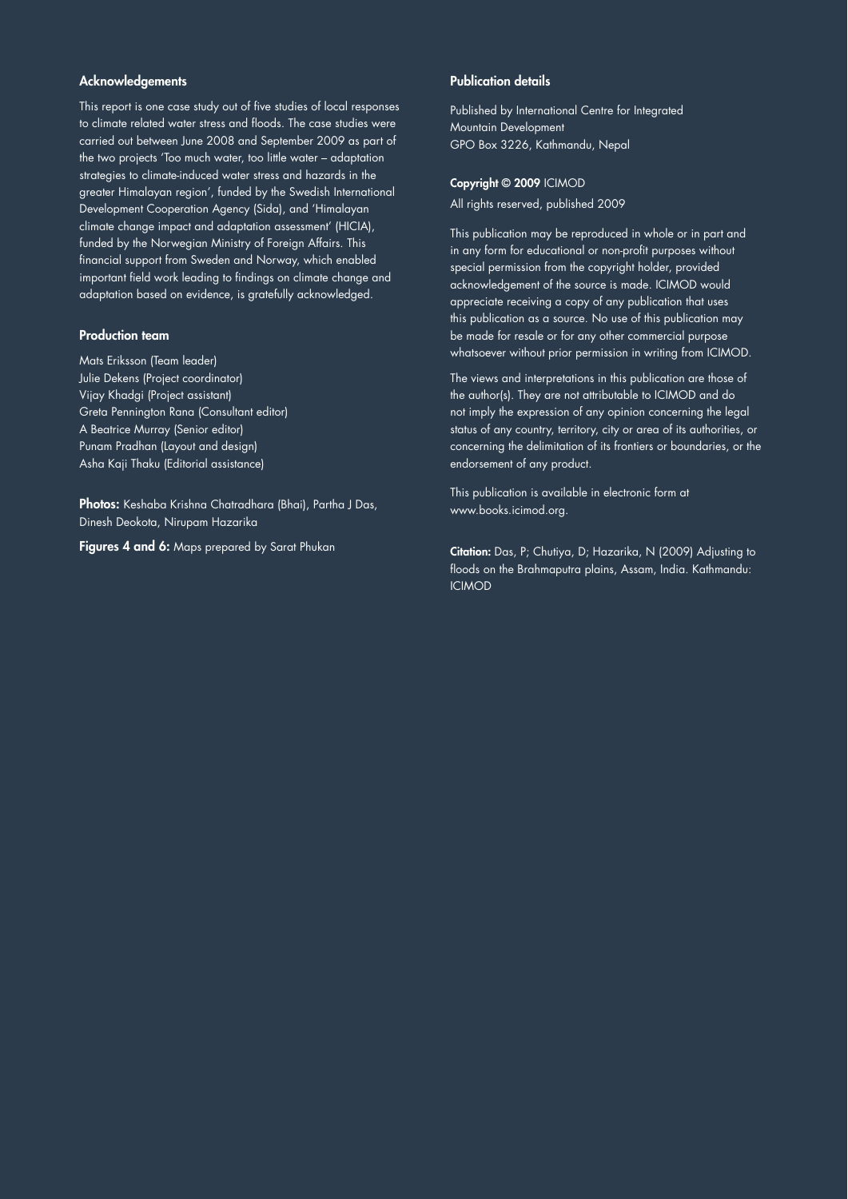## Acknowledgements

This report is one case study out of five studies of local responses to climate related water stress and floods. The case studies were carried out between June 2008 and September 2009 as part of the two projects 'Too much water, too little water – adaptation strategies to climate-induced water stress and hazards in the greater Himalayan region', funded by the Swedish International Development Cooperation Agency (Sida), and 'Himalayan climate change impact and adaptation assessment' (HICIA), funded by the Norwegian Ministry of Foreign Affairs. This financial support from Sweden and Norway, which enabled important field work leading to findings on climate change and adaptation based on evidence, is gratefully acknowledged.

## Production team

Mats Eriksson (Team leader)
Julie Dekens (Project coordinator)
Vijay Khadgi (Project assistant)
Greta Pennington Rana (Consultant editor)
A Beatrice Murray (Senior editor)
Punam Pradhan (Layout and design)
Asha Kaji Thaku (Editorial assistance)

**Photos:** Keshaba Krishna Chatradhara (Bhai), Partha J Das, Dinesh Deokota, Nirupam Hazarika

**Figures 4 and 6:** Maps prepared by Sarat Phukan

## Publication details

Published by International Centre for Integrated Mountain Development
GPO Box 3226, Kathmandu, Nepal

**Copyright © 2009** ICIMOD
All rights reserved, published 2009

This publication may be reproduced in whole or in part and in any form for educational or non-profit purposes without special permission from the copyright holder, provided acknowledgement of the source is made. ICIMOD would appreciate receiving a copy of any publication that uses this publication as a source. No use of this publication may be made for resale or for any other commercial purpose whatsoever without prior permission in writing from ICIMOD.

The views and interpretations in this publication are those of the author(s). They are not attributable to ICIMOD and do not imply the expression of any opinion concerning the legal status of any country, territory, city or area of its authorities, or concerning the delimitation of its frontiers or boundaries, or the endorsement of any product.

This publication is available in electronic form at www.books.icimod.org.

**Citation:** Das, P; Chutiya, D; Hazarika, N (2009) Adjusting to floods on the Brahmaputra plains, Assam, India. Kathmandu: ICIMOD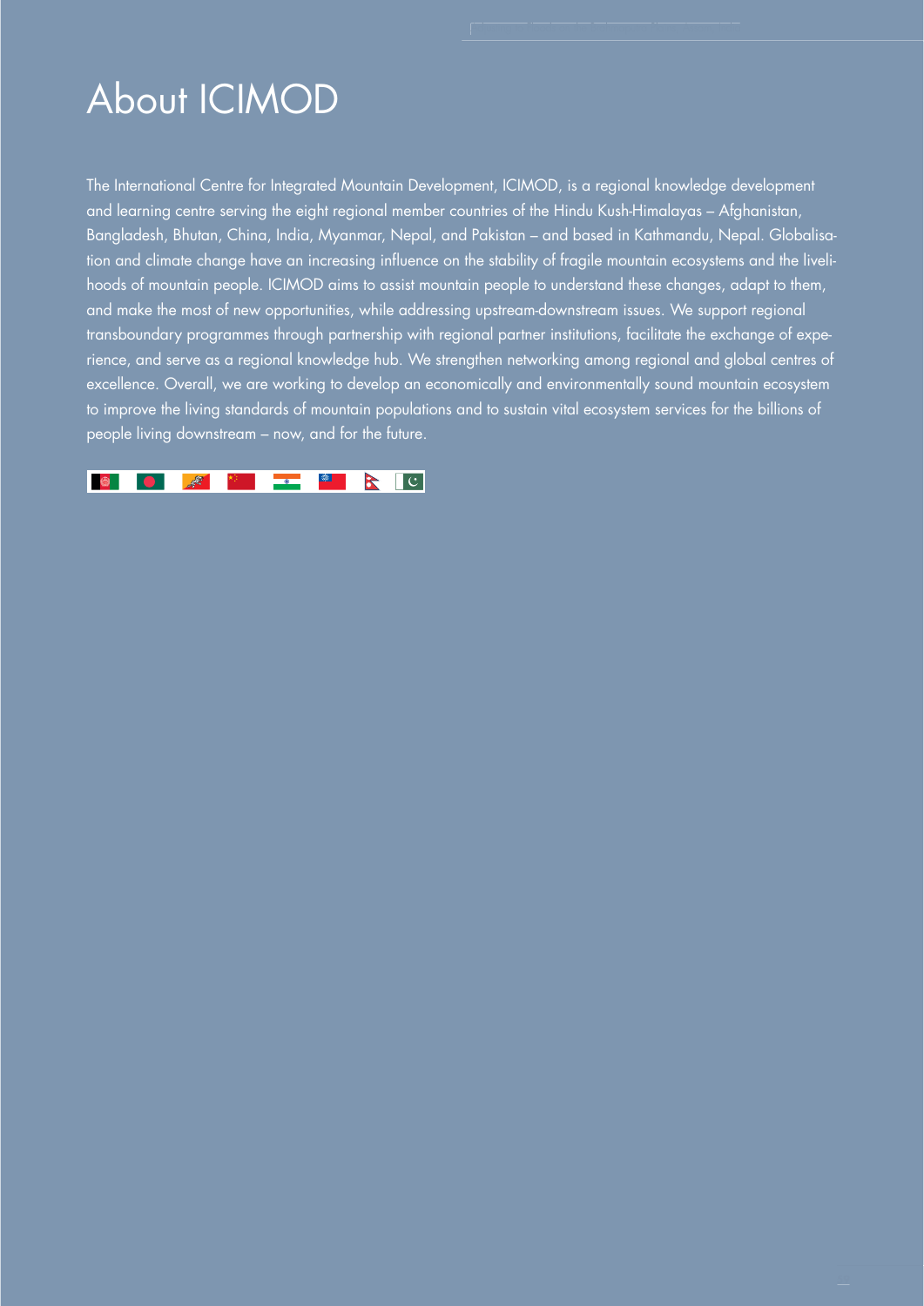# About ICIMOD

The International Centre for Integrated Mountain Development, ICIMOD, is a regional knowledge development and learning centre serving the eight regional member countries of the Hindu Kush-Himalayas – Afghanistan, Bangladesh, Bhutan, China, India, Myanmar, Nepal, and Pakistan – and based in Kathmandu, Nepal. Globalisation and climate change have an increasing influence on the stability of fragile mountain ecosystems and the livelihoods of mountain people. ICIMOD aims to assist mountain people to understand these changes, adapt to them, and make the most of new opportunities, while addressing upstream-downstream issues. We support regional transboundary programmes through partnership with regional partner institutions, facilitate the exchange of experience, and serve as a regional knowledge hub. We strengthen networking among regional and global centres of excellence. Overall, we are working to develop an economically and environmentally sound mountain ecosystem to improve the living standards of mountain populations and to sustain vital ecosystem services for the billions of people living downstream – now, and for the future.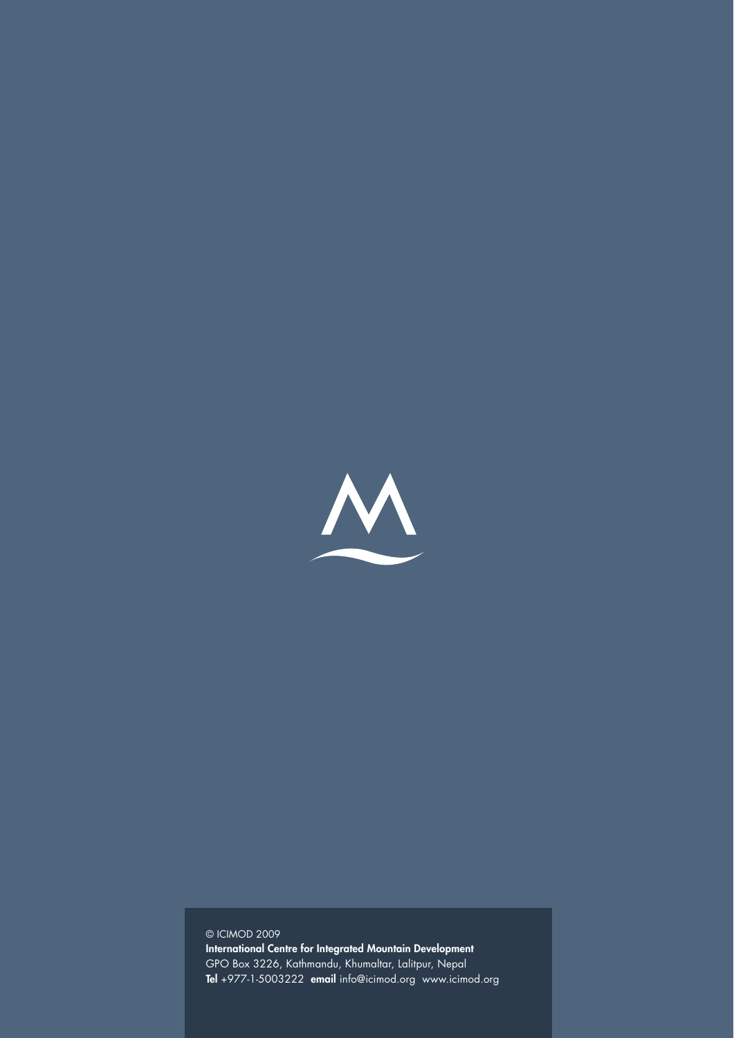© ICIMOD 2009

**International Centre for Integrated Mountain Development**

GPO Box 3226, Kathmandu, Khumaltar, Lalitpur, Nepal

**Tel** +977-1-5003222 **email** info@icimod.org www.icimod.org